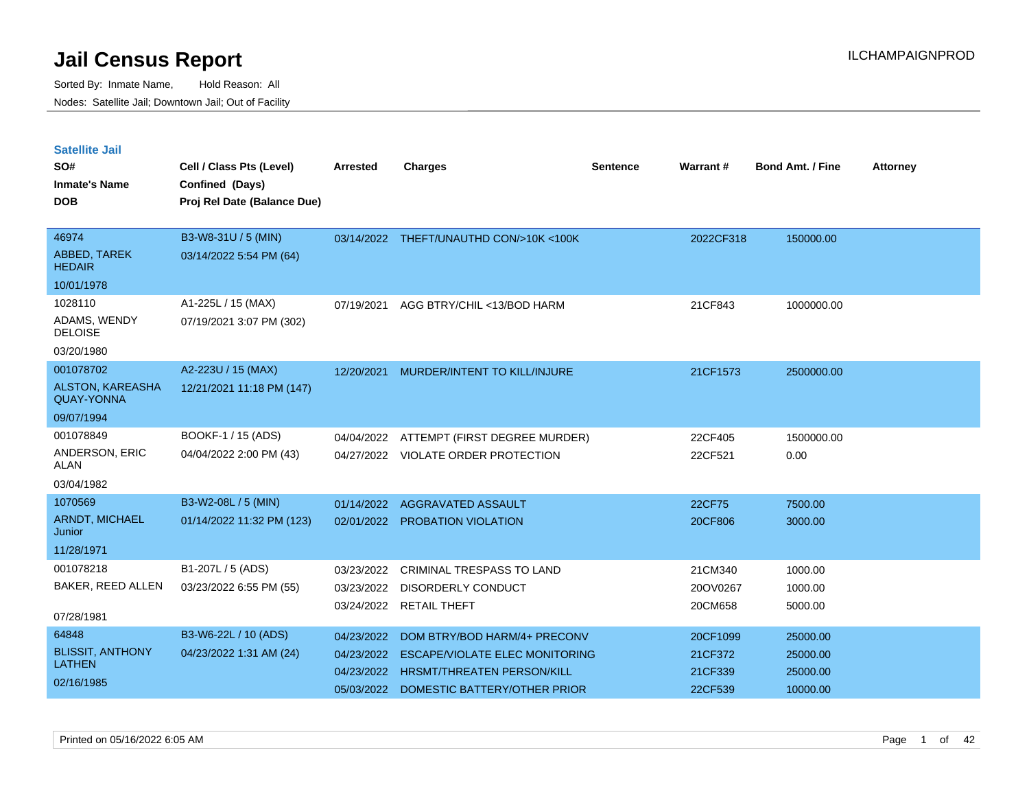# Jail Census Report

ILCHAMPAIGNPROD

Sorted By: Inmate Name, Hold Reason: All

Nodes: Satellite Jail; Downtown Jail; Out of Facility

## Satellite Jail

| SO# / Inmate's Name / DOB | Cell / Class Pts (Level) / Confined (Days) / Proj Rel Date (Balance Due) | Arrested | Charges | Sentence | Warrant # | Bond Amt. / Fine | Attorney |
|---|---|---|---|---|---|---|---|
| 46974<br>ABBED, TAREK HEDAIR<br>10/01/1978 | B3-W8-31U / 5 (MIN)<br>03/14/2022 5:54 PM (64) | 03/14/2022 | THEFT/UNAUTHD CON/>10K <100K | | 2022CF318 | 150000.00 | |
| 1028110<br>ADAMS, WENDY DELOISE<br>03/20/1980 | A1-225L / 15 (MAX)<br>07/19/2021 3:07 PM (302) | 07/19/2021 | AGG BTRY/CHIL <13/BOD HARM | | 21CF843 | 1000000.00 | |
| 001078702<br>ALSTON, KAREASHA QUAY-YONNA<br>09/07/1994 | A2-223U / 15 (MAX)<br>12/21/2021 11:18 PM (147) | 12/20/2021 | MURDER/INTENT TO KILL/INJURE | | 21CF1573 | 2500000.00 | |
| 001078849<br>ANDERSON, ERIC ALAN<br>03/04/1982 | BOOKF-1 / 15 (ADS)<br>04/04/2022 2:00 PM (43) | 04/04/2022 | ATTEMPT (FIRST DEGREE MURDER) | | 22CF405 | 1500000.00 | |
| | | 04/27/2022 | VIOLATE ORDER PROTECTION | | 22CF521 | 0.00 | |
| 1070569<br>ARNDT, MICHAEL Junior<br>11/28/1971 | B3-W2-08L / 5 (MIN)<br>01/14/2022 11:32 PM (123) | 01/14/2022 | AGGRAVATED ASSAULT | | 22CF75 | 7500.00 | |
| | | 02/01/2022 | PROBATION VIOLATION | | 20CF806 | 3000.00 | |
| 001078218<br>BAKER, REED ALLEN<br>07/28/1981 | B1-207L / 5 (ADS)<br>03/23/2022 6:55 PM (55) | 03/23/2022 | CRIMINAL TRESPASS TO LAND | | 21CM340 | 1000.00 | |
| | | 03/23/2022 | DISORDERLY CONDUCT | | 20OV0267 | 1000.00 | |
| | | 03/24/2022 | RETAIL THEFT | | 20CM658 | 5000.00 | |
| 64848<br>BLISSIT, ANTHONY LATHEN<br>02/16/1985 | B3-W6-22L / 10 (ADS)<br>04/23/2022 1:31 AM (24) | 04/23/2022 | DOM BTRY/BOD HARM/4+ PRECONV | | 20CF1099 | 25000.00 | |
| | | 04/23/2022 | ESCAPE/VIOLATE ELEC MONITORING | | 21CF372 | 25000.00 | |
| | | 04/23/2022 | HRSMT/THREATEN PERSON/KILL | | 21CF339 | 25000.00 | |
| | | 05/03/2022 | DOMESTIC BATTERY/OTHER PRIOR | | 22CF539 | 10000.00 | |

Printed on 05/16/2022 6:05 AM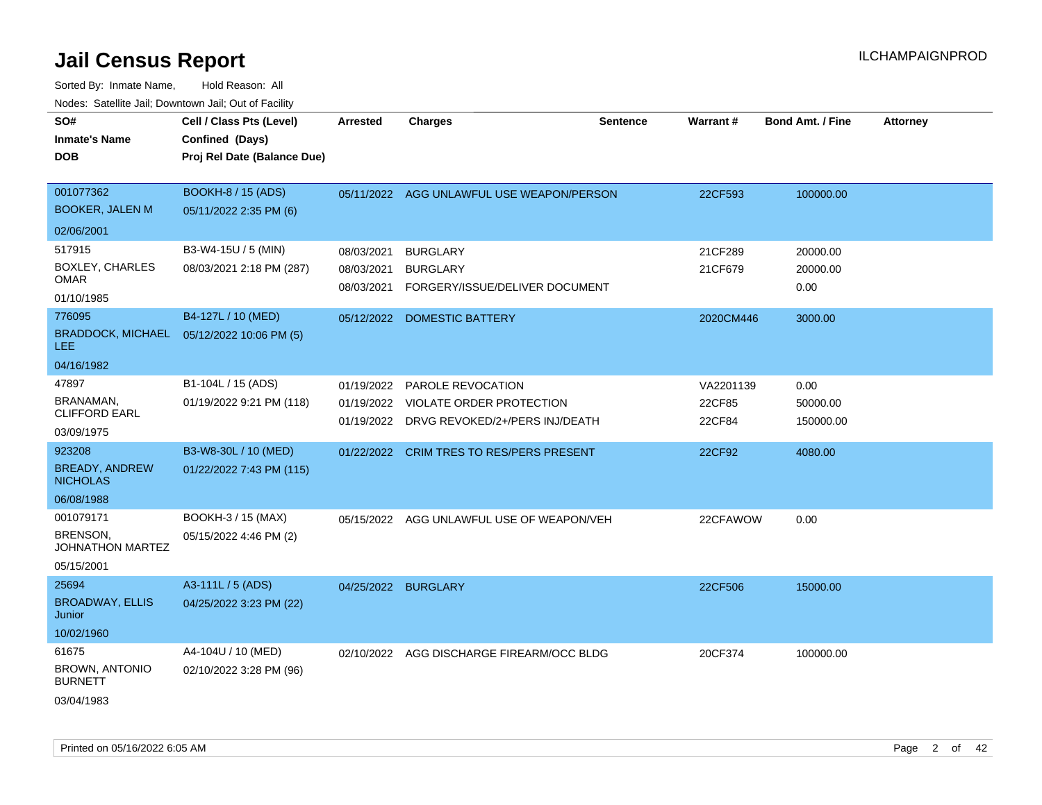# Jail Census Report

Sorted By: Inmate Name, Hold Reason: All

Nodes: Satellite Jail; Downtown Jail; Out of Facility

| SO# / Inmate's Name / DOB | Cell / Class Pts (Level) / Confined (Days) / Proj Rel Date (Balance Due) | Arrested | Charges | Sentence | Warrant # | Bond Amt. / Fine | Attorney |
|---|---|---|---|---|---|---|---|
| 001077362 BOOKER, JALEN M 02/06/2001 | BOOKH-8 / 15 (ADS) 05/11/2022 2:35 PM (6) | 05/11/2022 | AGG UNLAWFUL USE WEAPON/PERSON | | 22CF593 | 100000.00 | |
| 517915 BOXLEY, CHARLES OMAR 01/10/1985 | B3-W4-15U / 5 (MIN) 08/03/2021 2:18 PM (287) | 08/03/2021 | BURGLARY | | 21CF289 | 20000.00 | |
| | | 08/03/2021 | BURGLARY | | 21CF679 | 20000.00 | |
| | | 08/03/2021 | FORGERY/ISSUE/DELIVER DOCUMENT | | | 0.00 | |
| 776095 BRADDOCK, MICHAEL LEE 04/16/1982 | B4-127L / 10 (MED) 05/12/2022 10:06 PM (5) | 05/12/2022 | DOMESTIC BATTERY | | 2020CM446 | 3000.00 | |
| 47897 BRANAMAN, CLIFFORD EARL 03/09/1975 | B1-104L / 15 (ADS) 01/19/2022 9:21 PM (118) | 01/19/2022 | PAROLE REVOCATION | | VA2201139 | 0.00 | |
| | | 01/19/2022 | VIOLATE ORDER PROTECTION | | 22CF85 | 50000.00 | |
| | | 01/19/2022 | DRVG REVOKED/2+/PERS INJ/DEATH | | 22CF84 | 150000.00 | |
| 923208 BREADY, ANDREW NICHOLAS 06/08/1988 | B3-W8-30L / 10 (MED) 01/22/2022 7:43 PM (115) | 01/22/2022 | CRIM TRES TO RES/PERS PRESENT | | 22CF92 | 4080.00 | |
| 001079171 BRENSON, JOHNATHON MARTEZ 05/15/2001 | BOOKH-3 / 15 (MAX) 05/15/2022 4:46 PM (2) | 05/15/2022 | AGG UNLAWFUL USE OF WEAPON/VEH | | 22CFAWOW | 0.00 | |
| 25694 BROADWAY, ELLIS Junior 10/02/1960 | A3-111L / 5 (ADS) 04/25/2022 3:23 PM (22) | 04/25/2022 | BURGLARY | | 22CF506 | 15000.00 | |
| 61675 BROWN, ANTONIO BURNETT 03/04/1983 | A4-104U / 10 (MED) 02/10/2022 3:28 PM (96) | 02/10/2022 | AGG DISCHARGE FIREARM/OCC BLDG | | 20CF374 | 100000.00 | |

Printed on 05/16/2022 6:05 AM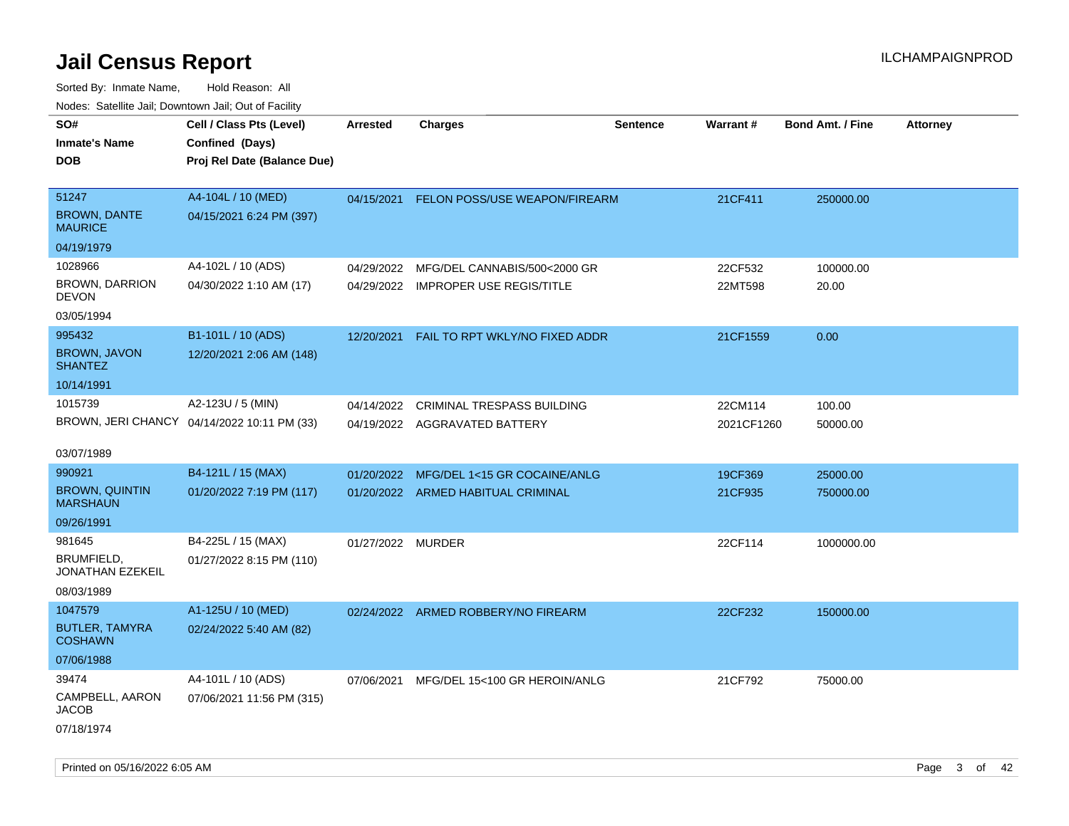# Jail Census Report

ILCHAMPAIGNPROD

Sorted By: Inmate Name, Hold Reason: All

Nodes: Satellite Jail; Downtown Jail; Out of Facility

| SO# / Inmate's Name / DOB | Cell / Class Pts (Level) / Confined (Days) / Proj Rel Date (Balance Due) | Arrested | Charges | Sentence | Warrant # | Bond Amt. / Fine | Attorney |
|---|---|---|---|---|---|---|---|
| 51247<br>BROWN, DANTE MAURICE<br>04/19/1979 | A4-104L / 10 (MED)<br>04/15/2021 6:24 PM (397) | 04/15/2021 | FELON POSS/USE WEAPON/FIREARM | | 21CF411 | 250000.00 | |
| 1028966<br>BROWN, DARRION DEVON<br>03/05/1994 | A4-102L / 10 (ADS)<br>04/30/2022 1:10 AM (17) | 04/29/2022<br>04/29/2022 | MFG/DEL CANNABIS/500<2000 GR<br>IMPROPER USE REGIS/TITLE | | 22CF532<br>22MT598 | 100000.00<br>20.00 | |
| 995432<br>BROWN, JAVON SHANTEZ<br>10/14/1991 | B1-101L / 10 (ADS)<br>12/20/2021 2:06 AM (148) | 12/20/2021 | FAIL TO RPT WKLY/NO FIXED ADDR | | 21CF1559 | 0.00 | |
| 1015739<br>BROWN, JERI CHANCY<br>03/07/1989 | A2-123U / 5 (MIN)<br>04/14/2022 10:11 PM (33) | 04/14/2022<br>04/19/2022 | CRIMINAL TRESPASS BUILDING<br>AGGRAVATED BATTERY | | 22CM114<br>2021CF1260 | 100.00<br>50000.00 | |
| 990921<br>BROWN, QUINTIN MARSHAUN<br>09/26/1991 | B4-121L / 15 (MAX)<br>01/20/2022 7:19 PM (117) | 01/20/2022<br>01/20/2022 | MFG/DEL 1<15 GR COCAINE/ANLG<br>ARMED HABITUAL CRIMINAL | | 19CF369<br>21CF935 | 25000.00<br>750000.00 | |
| 981645<br>BRUMFIELD, JONATHAN EZEKEIL<br>08/03/1989 | B4-225L / 15 (MAX)<br>01/27/2022 8:15 PM (110) | 01/27/2022 | MURDER | | 22CF114 | 1000000.00 | |
| 1047579<br>BUTLER, TAMYRA COSHAWN<br>07/06/1988 | A1-125U / 10 (MED)<br>02/24/2022 5:40 AM (82) | 02/24/2022 | ARMED ROBBERY/NO FIREARM | | 22CF232 | 150000.00 | |
| 39474<br>CAMPBELL, AARON JACOB<br>07/18/1974 | A4-101L / 10 (ADS)<br>07/06/2021 11:56 PM (315) | 07/06/2021 | MFG/DEL 15<100 GR HEROIN/ANLG | | 21CF792 | 75000.00 | |

Printed on 05/16/2022 6:05 AM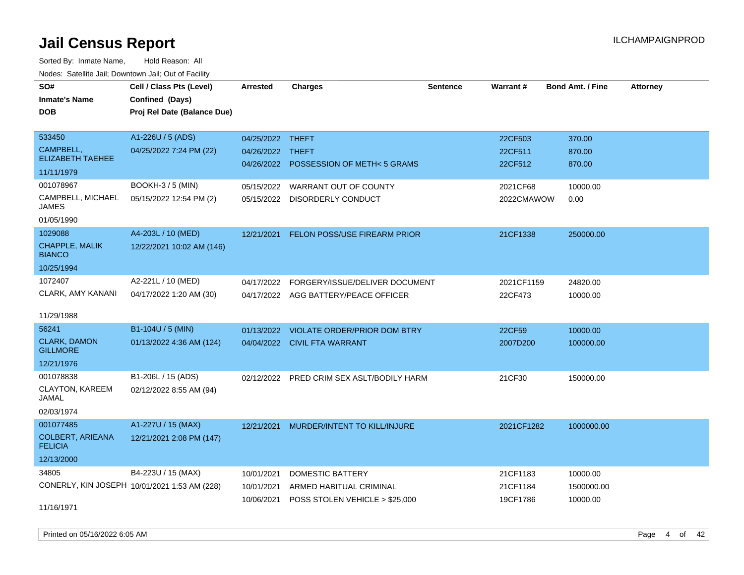# Jail Census Report

ILCHAMPAIGNPROD

Sorted By: Inmate Name, Hold Reason: All

Nodes: Satellite Jail; Downtown Jail; Out of Facility

| SO# / Inmate's Name / DOB | Cell / Class Pts (Level) / Confined (Days) / Proj Rel Date (Balance Due) | Arrested | Charges | Sentence | Warrant # | Bond Amt. / Fine | Attorney |
|---|---|---|---|---|---|---|---|
| 533450<br>CAMPBELL, ELIZABETH TAEHEE<br>11/11/1979 | A1-226U / 5 (ADS)<br>04/25/2022 7:24 PM (22) | 04/25/2022<br>04/26/2022<br>04/26/2022 | THEFT<br>THEFT<br>POSSESSION OF METH< 5 GRAMS | | 22CF503<br>22CF511<br>22CF512 | 370.00<br>870.00<br>870.00 | |
| 001078967<br>CAMPBELL, MICHAEL JAMES<br>01/05/1990 | BOOKH-3 / 5 (MIN)<br>05/15/2022 12:54 PM (2) | 05/15/2022<br>05/15/2022 | WARRANT OUT OF COUNTY<br>DISORDERLY CONDUCT | | 2021CF68<br>2022CMAWOW | 10000.00<br>0.00 | |
| 1029088<br>CHAPPLE, MALIK BIANCO<br>10/25/1994 | A4-203L / 10 (MED)<br>12/22/2021 10:02 AM (146) | 12/21/2021 | FELON POSS/USE FIREARM PRIOR | | 21CF1338 | 250000.00 | |
| 1072407<br>CLARK, AMY KANANI<br>11/29/1988 | A2-221L / 10 (MED)<br>04/17/2022 1:20 AM (30) | 04/17/2022<br>04/17/2022 | FORGERY/ISSUE/DELIVER DOCUMENT<br>AGG BATTERY/PEACE OFFICER | | 2021CF1159<br>22CF473 | 24820.00<br>10000.00 | |
| 56241<br>CLARK, DAMON GILLMORE<br>12/21/1976 | B1-104U / 5 (MIN)<br>01/13/2022 4:36 AM (124) | 01/13/2022<br>04/04/2022 | VIOLATE ORDER/PRIOR DOM BTRY<br>CIVIL FTA WARRANT | | 22CF59<br>2007D200 | 10000.00<br>100000.00 | |
| 001078838<br>CLAYTON, KAREEM JAMAL<br>02/03/1974 | B1-206L / 15 (ADS)<br>02/12/2022 8:55 AM (94) | 02/12/2022 | PRED CRIM SEX ASLT/BODILY HARM | | 21CF30 | 150000.00 | |
| 001077485<br>COLBERT, ARIEANA FELICIA<br>12/13/2000 | A1-227U / 15 (MAX)<br>12/21/2021 2:08 PM (147) | 12/21/2021 | MURDER/INTENT TO KILL/INJURE | | 2021CF1282 | 1000000.00 | |
| 34805<br>CONERLY, KIN JOSEPH<br>11/16/1971 | B4-223U / 15 (MAX)<br>10/01/2021 1:53 AM (228) | 10/01/2021<br>10/01/2021<br>10/06/2021 | DOMESTIC BATTERY<br>ARMED HABITUAL CRIMINAL<br>POSS STOLEN VEHICLE > $25,000 | | 21CF1183<br>21CF1184<br>19CF1786 | 10000.00<br>1500000.00<br>10000.00 | |

Printed on 05/16/2022 6:05 AM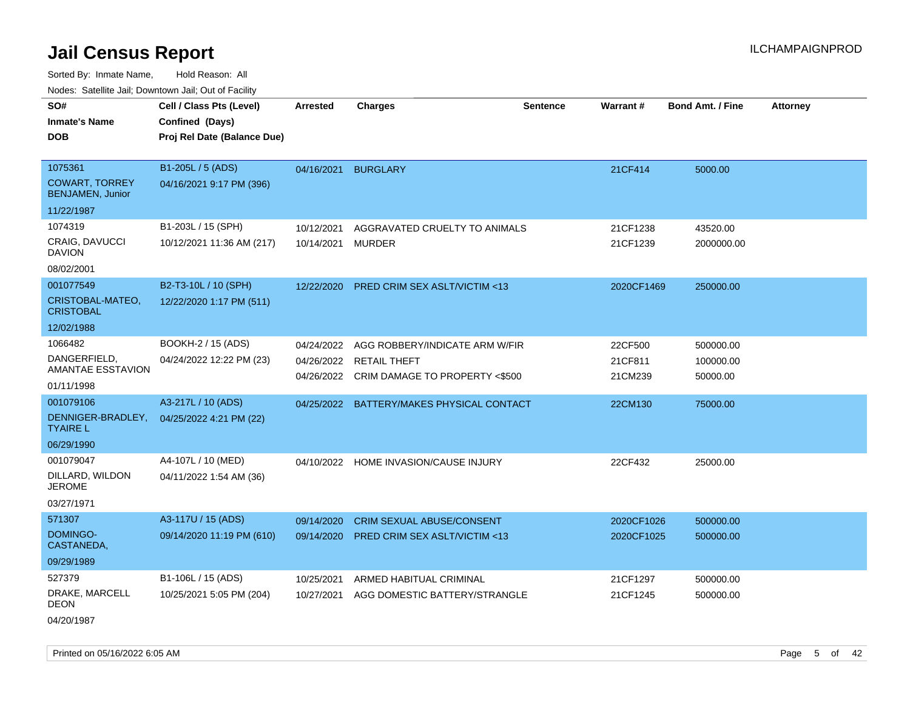# Jail Census Report

Sorted By: Inmate Name, Hold Reason: All

Nodes: Satellite Jail; Downtown Jail; Out of Facility

| SO# / Inmate's Name / DOB | Cell / Class Pts (Level) / Confined (Days) / Proj Rel Date (Balance Due) | Arrested | Charges | Sentence | Warrant # | Bond Amt. / Fine | Attorney |
|---|---|---|---|---|---|---|---|
| 1075361<br>COWART, TORREY BENJAMEN, Junior<br>11/22/1987 | B1-205L / 5 (ADS)<br>04/16/2021 9:17 PM (396) | 04/16/2021 | BURGLARY | | 21CF414 | 5000.00 | |
| 1074319<br>CRAIG, DAVUCCI DAVION<br>08/02/2001 | B1-203L / 15 (SPH)<br>10/12/2021 11:36 AM (217) | 10/12/2021<br>10/14/2021 | AGGRAVATED CRUELTY TO ANIMALS<br>MURDER | | 21CF1238<br>21CF1239 | 43520.00<br>2000000.00 | |
| 001077549<br>CRISTOBAL-MATEO, CRISTOBAL<br>12/02/1988 | B2-T3-10L / 10 (SPH)<br>12/22/2020 1:17 PM (511) | 12/22/2020 | PRED CRIM SEX ASLT/VICTIM <13 | | 2020CF1469 | 250000.00 | |
| 1066482<br>DANGERFIELD, AMANTAE ESSTAVION<br>01/11/1998 | BOOKH-2 / 15 (ADS)<br>04/24/2022 12:22 PM (23) | 04/24/2022<br>04/26/2022<br>04/26/2022 | AGG ROBBERY/INDICATE ARM W/FIR<br>RETAIL THEFT<br>CRIM DAMAGE TO PROPERTY <$500 | | 22CF500<br>21CF811<br>21CM239 | 500000.00<br>100000.00<br>50000.00 | |
| 001079106<br>DENNIGER-BRADLEY, TYAIRE L<br>06/29/1990 | A3-217L / 10 (ADS)<br>04/25/2022 4:21 PM (22) | 04/25/2022 | BATTERY/MAKES PHYSICAL CONTACT | | 22CM130 | 75000.00 | |
| 001079047<br>DILLARD, WILDON JEROME<br>03/27/1971 | A4-107L / 10 (MED)<br>04/11/2022 1:54 AM (36) | 04/10/2022 | HOME INVASION/CAUSE INJURY | | 22CF432 | 25000.00 | |
| 571307<br>DOMINGO-CASTANEDA,<br>09/29/1989 | A3-117U / 15 (ADS)<br>09/14/2020 11:19 PM (610) | 09/14/2020<br>09/14/2020 | CRIM SEXUAL ABUSE/CONSENT<br>PRED CRIM SEX ASLT/VICTIM <13 | | 2020CF1026<br>2020CF1025 | 500000.00<br>500000.00 | |
| 527379<br>DRAKE, MARCELL DEON<br>04/20/1987 | B1-106L / 15 (ADS)<br>10/25/2021 5:05 PM (204) | 10/25/2021<br>10/27/2021 | ARMED HABITUAL CRIMINAL<br>AGG DOMESTIC BATTERY/STRANGLE | | 21CF1297<br>21CF1245 | 500000.00<br>500000.00 | |

Printed on 05/16/2022 6:05 AM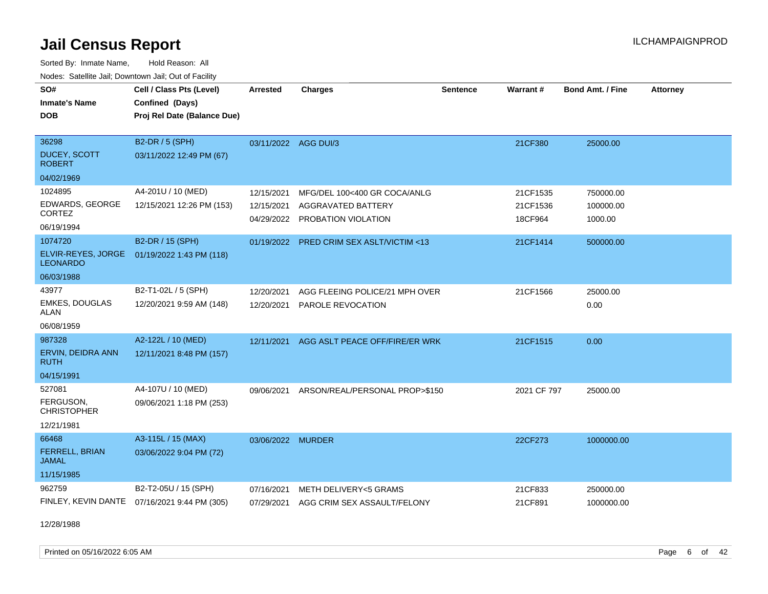# Jail Census Report

ILCHAMPAIGNPROD

Sorted By: Inmate Name, Hold Reason: All

Nodes: Satellite Jail; Downtown Jail; Out of Facility

| SO# / Inmate's Name / DOB | Cell / Class Pts (Level) / Confined (Days) / Proj Rel Date (Balance Due) | Arrested | Charges | Sentence | Warrant # | Bond Amt. / Fine | Attorney |
|---|---|---|---|---|---|---|---|
| 36298<br>DUCEY, SCOTT ROBERT<br>04/02/1969 | B2-DR / 5 (SPH)<br>03/11/2022 12:49 PM (67) | 03/11/2022 | AGG DUI/3 | | 21CF380 | 25000.00 | |
| 1024895<br>EDWARDS, GEORGE CORTEZ<br>06/19/1994 | A4-201U / 10 (MED)<br>12/15/2021 12:26 PM (153) | 12/15/2021<br>12/15/2021<br>04/29/2022 | MFG/DEL 100<400 GR COCA/ANLG<br>AGGRAVATED BATTERY<br>PROBATION VIOLATION | | 21CF1535<br>21CF1536<br>18CF964 | 750000.00<br>100000.00<br>1000.00 | |
| 1074720<br>ELVIR-REYES, JORGE LEONARDO<br>06/03/1988 | B2-DR / 15 (SPH)<br>01/19/2022 1:43 PM (118) | 01/19/2022 | PRED CRIM SEX ASLT/VICTIM <13 | | 21CF1414 | 500000.00 | |
| 43977<br>EMKES, DOUGLAS ALAN<br>06/08/1959 | B2-T1-02L / 5 (SPH)<br>12/20/2021 9:59 AM (148) | 12/20/2021<br>12/20/2021 | AGG FLEEING POLICE/21 MPH OVER<br>PAROLE REVOCATION | | 21CF1566 | 25000.00<br>0.00 | |
| 987328<br>ERVIN, DEIDRA ANN RUTH<br>04/15/1991 | A2-122L / 10 (MED)<br>12/11/2021 8:48 PM (157) | 12/11/2021 | AGG ASLT PEACE OFF/FIRE/ER WRK | | 21CF1515 | 0.00 | |
| 527081<br>FERGUSON, CHRISTOPHER<br>12/21/1981 | A4-107U / 10 (MED)<br>09/06/2021 1:18 PM (253) | 09/06/2021 | ARSON/REAL/PERSONAL PROP>$150 | | 2021 CF 797 | 25000.00 | |
| 66468<br>FERRELL, BRIAN JAMAL<br>11/15/1985 | A3-115L / 15 (MAX)<br>03/06/2022 9:04 PM (72) | 03/06/2022 | MURDER | | 22CF273 | 1000000.00 | |
| 962759<br>FINLEY, KEVIN DANTE<br>12/28/1988 | B2-T2-05U / 15 (SPH)<br>07/16/2021 9:44 PM (305) | 07/16/2021<br>07/29/2021 | METH DELIVERY<5 GRAMS<br>AGG CRIM SEX ASSAULT/FELONY | | 21CF833<br>21CF891 | 250000.00<br>1000000.00 | |

Printed on 05/16/2022 6:05 AM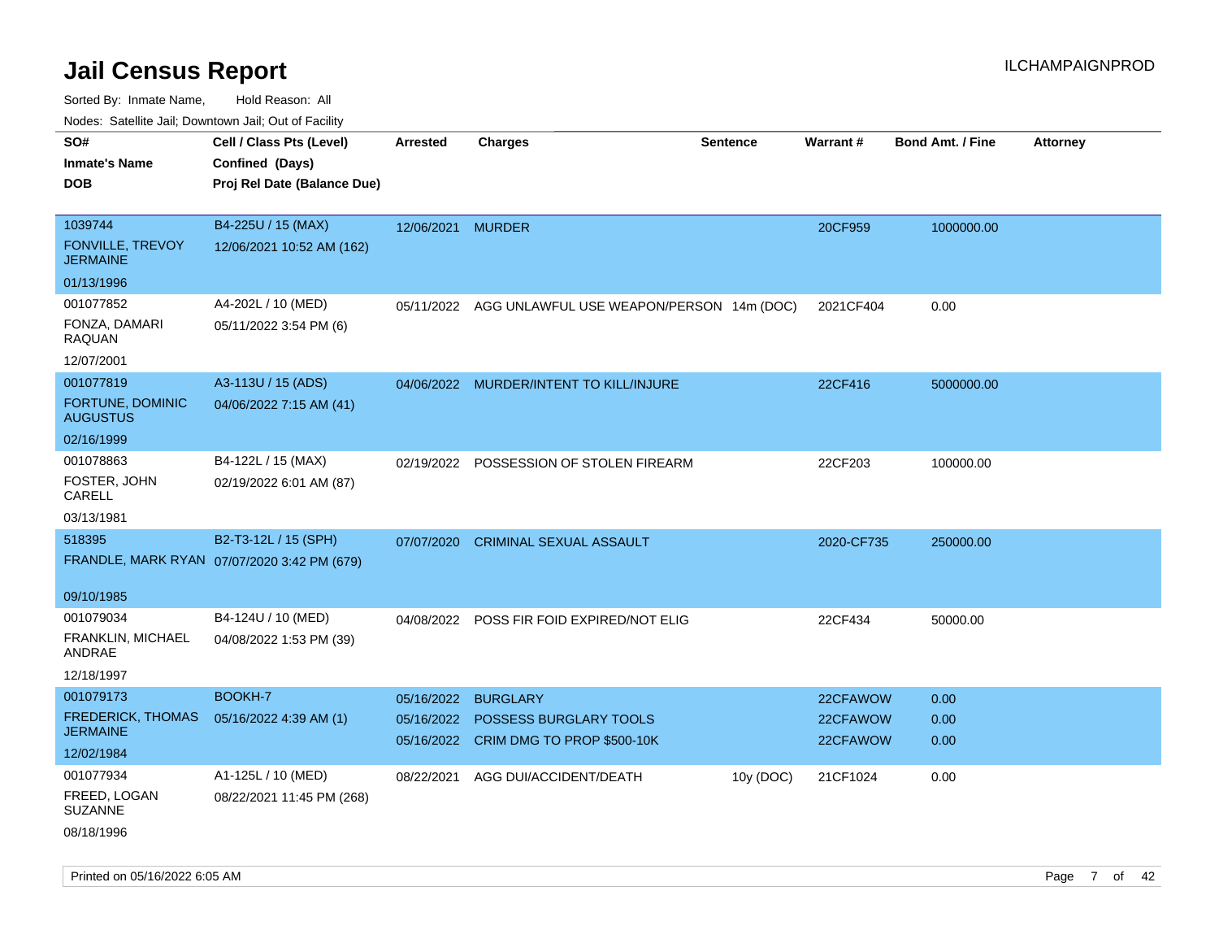# Jail Census Report

Sorted By: Inmate Name, Hold Reason: All

Nodes: Satellite Jail; Downtown Jail; Out of Facility

| SO# / Inmate's Name / DOB | Cell / Class Pts (Level) / Confined (Days) / Proj Rel Date (Balance Due) | Arrested | Charges | Sentence | Warrant # | Bond Amt. / Fine | Attorney |
|---|---|---|---|---|---|---|---|
| 1039744<br>FONVILLE, TREVOY JERMAINE<br>01/13/1996 | B4-225U / 15 (MAX)<br>12/06/2021 10:52 AM (162) | 12/06/2021 | MURDER | | 20CF959 | 1000000.00 | |
| 001077852<br>FONZA, DAMARI RAQUAN<br>12/07/2001 | A4-202L / 10 (MED)<br>05/11/2022 3:54 PM (6) | 05/11/2022 | AGG UNLAWFUL USE WEAPON/PERSON | 14m (DOC) | 2021CF404 | 0.00 | |
| 001077819<br>FORTUNE, DOMINIC AUGUSTUS<br>02/16/1999 | A3-113U / 15 (ADS)<br>04/06/2022 7:15 AM (41) | 04/06/2022 | MURDER/INTENT TO KILL/INJURE | | 22CF416 | 5000000.00 | |
| 001078863<br>FOSTER, JOHN CARELL<br>03/13/1981 | B4-122L / 15 (MAX)<br>02/19/2022 6:01 AM (87) | 02/19/2022 | POSSESSION OF STOLEN FIREARM | | 22CF203 | 100000.00 | |
| 518395<br>FRANDLE, MARK RYAN<br>09/10/1985 | B2-T3-12L / 15 (SPH)<br>07/07/2020 3:42 PM (679) | 07/07/2020 | CRIMINAL SEXUAL ASSAULT | | 2020-CF735 | 250000.00 | |
| 001079034<br>FRANKLIN, MICHAEL ANDRAE<br>12/18/1997 | B4-124U / 10 (MED)<br>04/08/2022 1:53 PM (39) | 04/08/2022 | POSS FIR FOID EXPIRED/NOT ELIG | | 22CF434 | 50000.00 | |
| 001079173<br>FREDERICK, THOMAS JERMAINE<br>12/02/1984 | BOOKH-7<br>05/16/2022 4:39 AM (1) | 05/16/2022<br>05/16/2022<br>05/16/2022 | BURGLARY<br>POSSESS BURGLARY TOOLS<br>CRIM DMG TO PROP $500-10K | | 22CFAWOW<br>22CFAWOW<br>22CFAWOW | 0.00<br>0.00<br>0.00 | |
| 001077934<br>FREED, LOGAN SUZANNE<br>08/18/1996 | A1-125L / 10 (MED)<br>08/22/2021 11:45 PM (268) | 08/22/2021 | AGG DUI/ACCIDENT/DEATH | 10y (DOC) | 21CF1024 | 0.00 | |

Printed on 05/16/2022 6:05 AM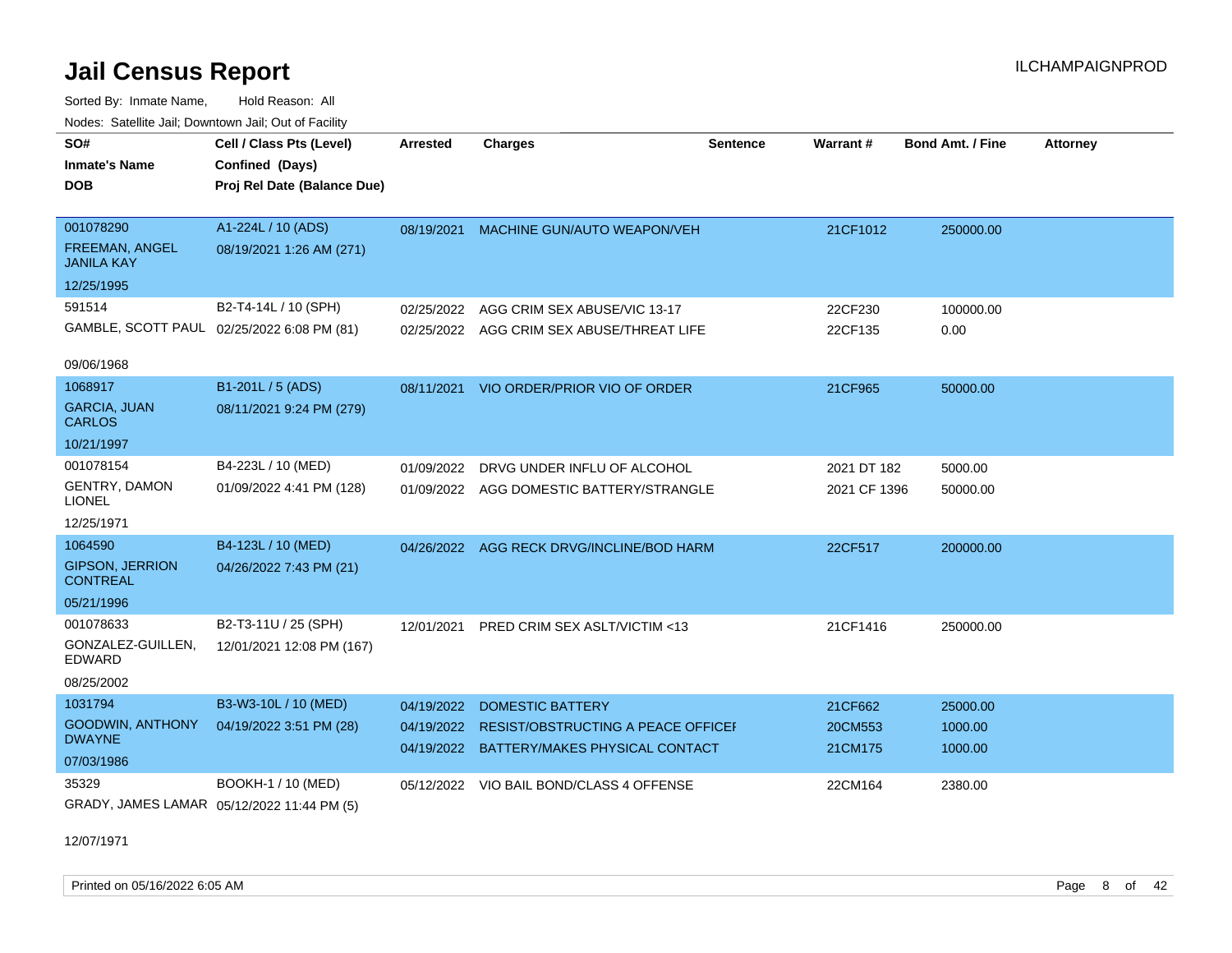# Jail Census Report

Sorted By: Inmate Name, Hold Reason: All

Nodes: Satellite Jail; Downtown Jail; Out of Facility

| SO# / Inmate's Name / DOB | Cell / Class Pts (Level) / Confined (Days) / Proj Rel Date (Balance Due) | Arrested | Charges | Sentence | Warrant # | Bond Amt. / Fine | Attorney |
|---|---|---|---|---|---|---|---|
| 001078290<br>FREEMAN, ANGEL JANILA KAY<br>12/25/1995 | A1-224L / 10 (ADS)<br>08/19/2021 1:26 AM (271) | 08/19/2021 | MACHINE GUN/AUTO WEAPON/VEH | | 21CF1012 | 250000.00 | |
| 591514<br>GAMBLE, SCOTT PAUL<br>09/06/1968 | B2-T4-14L / 10 (SPH)<br>02/25/2022 6:08 PM (81) | 02/25/2022<br>02/25/2022 | AGG CRIM SEX ABUSE/VIC 13-17<br>AGG CRIM SEX ABUSE/THREAT LIFE | | 22CF230<br>22CF135 | 100000.00<br>0.00 | |
| 1068917<br>GARCIA, JUAN CARLOS<br>10/21/1997 | B1-201L / 5 (ADS)<br>08/11/2021 9:24 PM (279) | 08/11/2021 | VIO ORDER/PRIOR VIO OF ORDER | | 21CF965 | 50000.00 | |
| 001078154<br>GENTRY, DAMON LIONEL<br>12/25/1971 | B4-223L / 10 (MED)<br>01/09/2022 4:41 PM (128) | 01/09/2022<br>01/09/2022 | DRVG UNDER INFLU OF ALCOHOL<br>AGG DOMESTIC BATTERY/STRANGLE | | 2021 DT 182<br>2021 CF 1396 | 5000.00<br>50000.00 | |
| 1064590<br>GIPSON, JERRION CONTREAL<br>05/21/1996 | B4-123L / 10 (MED)<br>04/26/2022 7:43 PM (21) | 04/26/2022 | AGG RECK DRVG/INCLINE/BOD HARM | | 22CF517 | 200000.00 | |
| 001078633<br>GONZALEZ-GUILLEN, EDWARD<br>08/25/2002 | B2-T3-11U / 25 (SPH)<br>12/01/2021 12:08 PM (167) | 12/01/2021 | PRED CRIM SEX ASLT/VICTIM <13 | | 21CF1416 | 250000.00 | |
| 1031794<br>GOODWIN, ANTHONY DWAYNE<br>07/03/1986 | B3-W3-10L / 10 (MED)<br>04/19/2022 3:51 PM (28) | 04/19/2022<br>04/19/2022<br>04/19/2022 | DOMESTIC BATTERY<br>RESIST/OBSTRUCTING A PEACE OFFICEI<br>BATTERY/MAKES PHYSICAL CONTACT | | 21CF662<br>20CM553<br>21CM175 | 25000.00<br>1000.00<br>1000.00 | |
| 35329<br>GRADY, JAMES LAMAR<br>12/07/1971 | BOOKH-1 / 10 (MED)<br>05/12/2022 11:44 PM (5) | 05/12/2022 | VIO BAIL BOND/CLASS 4 OFFENSE | | 22CM164 | 2380.00 | |

Printed on 05/16/2022 6:05 AM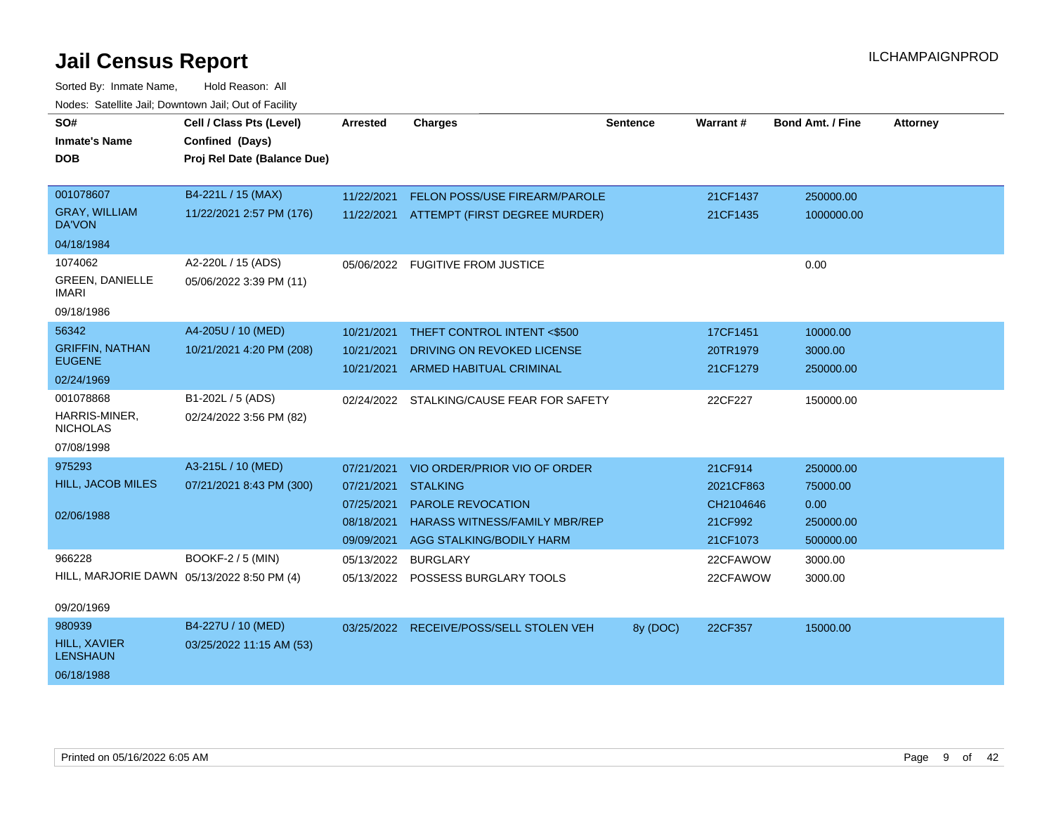# Jail Census Report

ILCHAMPAIGNPROD

Sorted By: Inmate Name, Hold Reason: All

Nodes: Satellite Jail; Downtown Jail; Out of Facility

| SO# / Inmate's Name / DOB | Cell / Class Pts (Level) / Confined (Days) / Proj Rel Date (Balance Due) | Arrested | Charges | Sentence | Warrant # | Bond Amt. / Fine | Attorney |
|---|---|---|---|---|---|---|---|
| 001078607<br>GRAY, WILLIAM DA'VON<br>04/18/1984 | B4-221L / 15 (MAX)<br>11/22/2021 2:57 PM (176) | 11/22/2021 | FELON POSS/USE FIREARM/PAROLE | | 21CF1437 | 250000.00 | |
| | | 11/22/2021 | ATTEMPT (FIRST DEGREE MURDER) | | 21CF1435 | 1000000.00 | |
| 1074062<br>GREEN, DANIELLE IMARI<br>09/18/1986 | A2-220L / 15 (ADS)<br>05/06/2022 3:39 PM (11) | 05/06/2022 | FUGITIVE FROM JUSTICE | | | 0.00 | |
| 56342<br>GRIFFIN, NATHAN EUGENE<br>02/24/1969 | A4-205U / 10 (MED)<br>10/21/2021 4:20 PM (208) | 10/21/2021 | THEFT CONTROL INTENT <$500 | | 17CF1451 | 10000.00 | |
| | | 10/21/2021 | DRIVING ON REVOKED LICENSE | | 20TR1979 | 3000.00 | |
| | | 10/21/2021 | ARMED HABITUAL CRIMINAL | | 21CF1279 | 250000.00 | |
| 001078868<br>HARRIS-MINER, NICHOLAS<br>07/08/1998 | B1-202L / 5 (ADS)<br>02/24/2022 3:56 PM (82) | 02/24/2022 | STALKING/CAUSE FEAR FOR SAFETY | | 22CF227 | 150000.00 | |
| 975293<br>HILL, JACOB MILES<br>02/06/1988 | A3-215L / 10 (MED)<br>07/21/2021 8:43 PM (300) | 07/21/2021 | VIO ORDER/PRIOR VIO OF ORDER | | 21CF914 | 250000.00 | |
| | | 07/21/2021 | STALKING | | 2021CF863 | 75000.00 | |
| | | 07/25/2021 | PAROLE REVOCATION | | CH2104646 | 0.00 | |
| | | 08/18/2021 | HARASS WITNESS/FAMILY MBR/REP | | 21CF992 | 250000.00 | |
| | | 09/09/2021 | AGG STALKING/BODILY HARM | | 21CF1073 | 500000.00 | |
| 966228<br>HILL, MARJORIE DAWN<br>09/20/1969 | BOOKF-2 / 5 (MIN)<br>05/13/2022 8:50 PM (4) | 05/13/2022 | BURGLARY | | 22CFAWOW | 3000.00 | |
| | | 05/13/2022 | POSSESS BURGLARY TOOLS | | 22CFAWOW | 3000.00 | |
| 980939<br>HILL, XAVIER LENSHAUN<br>06/18/1988 | B4-227U / 10 (MED)<br>03/25/2022 11:15 AM (53) | 03/25/2022 | RECEIVE/POSS/SELL STOLEN VEH | 8y (DOC) | 22CF357 | 15000.00 | |

Printed on 05/16/2022 6:05 AM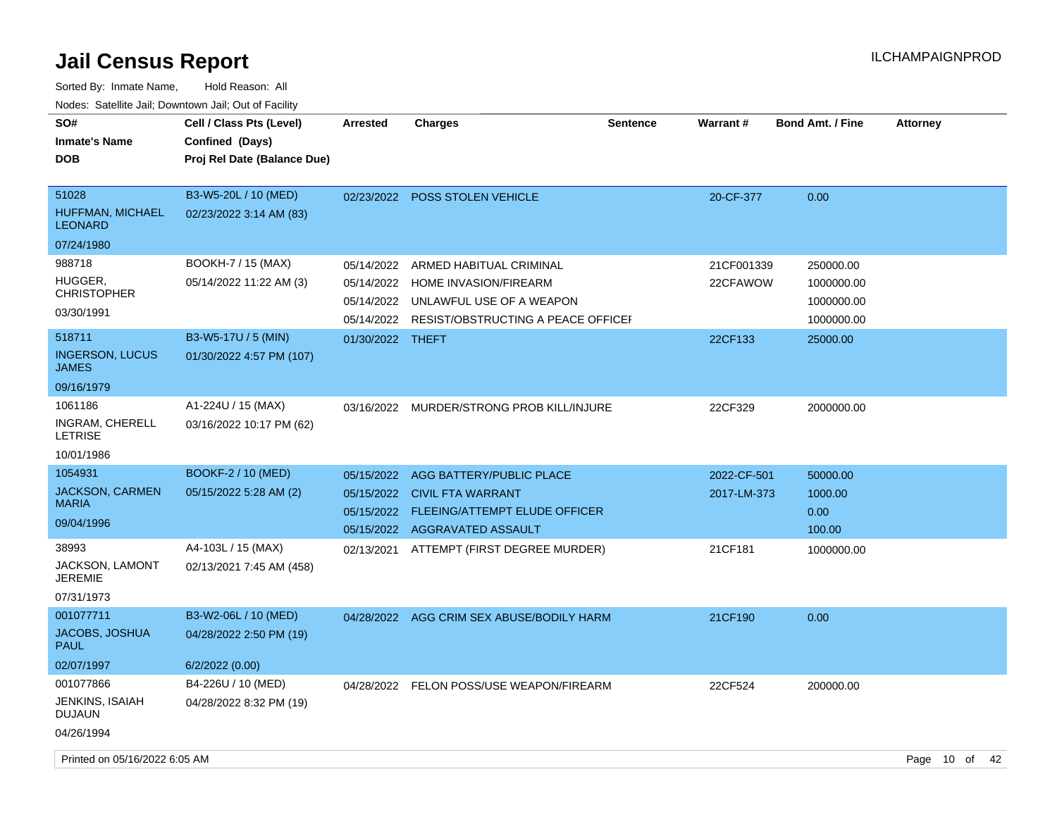# Jail Census Report

ILCHAMPAIGNPROD

Sorted By: Inmate Name, Hold Reason: All

Nodes: Satellite Jail; Downtown Jail; Out of Facility

| SO# / Inmate's Name / DOB | Cell / Class Pts (Level) / Confined (Days) / Proj Rel Date (Balance Due) | Arrested | Charges | Sentence | Warrant # | Bond Amt. / Fine | Attorney |
|---|---|---|---|---|---|---|---|
| 51028 HUFFMAN, MICHAEL LEONARD 07/24/1980 | B3-W5-20L / 10 (MED) 02/23/2022 3:14 AM (83) | 02/23/2022 | POSS STOLEN VEHICLE | | 20-CF-377 | 0.00 | |
| 988718 HUGGER, CHRISTOPHER 03/30/1991 | BOOKH-7 / 15 (MAX) 05/14/2022 11:22 AM (3) | 05/14/2022 | ARMED HABITUAL CRIMINAL | | 21CF001339 | 250000.00 | |
| | | 05/14/2022 | HOME INVASION/FIREARM | | 22CFAWOW | 1000000.00 | |
| | | 05/14/2022 | UNLAWFUL USE OF A WEAPON | | | 1000000.00 | |
| | | 05/14/2022 | RESIST/OBSTRUCTING A PEACE OFFICEI | | | 1000000.00 | |
| 518711 INGERSON, LUCUS JAMES 09/16/1979 | B3-W5-17U / 5 (MIN) 01/30/2022 4:57 PM (107) | 01/30/2022 | THEFT | | 22CF133 | 25000.00 | |
| 1061186 INGRAM, CHERELL LETRISE 10/01/1986 | A1-224U / 15 (MAX) 03/16/2022 10:17 PM (62) | 03/16/2022 | MURDER/STRONG PROB KILL/INJURE | | 22CF329 | 2000000.00 | |
| 1054931 JACKSON, CARMEN MARIA 09/04/1996 | BOOKF-2 / 10 (MED) 05/15/2022 5:28 AM (2) | 05/15/2022 | AGG BATTERY/PUBLIC PLACE | | 2022-CF-501 | 50000.00 | |
| | | 05/15/2022 | CIVIL FTA WARRANT | | 2017-LM-373 | 1000.00 | |
| | | 05/15/2022 | FLEEING/ATTEMPT ELUDE OFFICER | | | 0.00 | |
| | | 05/15/2022 | AGGRAVATED ASSAULT | | | 100.00 | |
| 38993 JACKSON, LAMONT JEREMIE 07/31/1973 | A4-103L / 15 (MAX) 02/13/2021 7:45 AM (458) | 02/13/2021 | ATTEMPT (FIRST DEGREE MURDER) | | 21CF181 | 1000000.00 | |
| 001077711 JACOBS, JOSHUA PAUL 02/07/1997 | B3-W2-06L / 10 (MED) 04/28/2022 2:50 PM (19) 6/2/2022 (0.00) | 04/28/2022 | AGG CRIM SEX ABUSE/BODILY HARM | | 21CF190 | 0.00 | |
| 001077866 JENKINS, ISAIAH DUJAUN 04/26/1994 | B4-226U / 10 (MED) 04/28/2022 8:32 PM (19) | 04/28/2022 | FELON POSS/USE WEAPON/FIREARM | | 22CF524 | 200000.00 | |

Printed on 05/16/2022 6:05 AM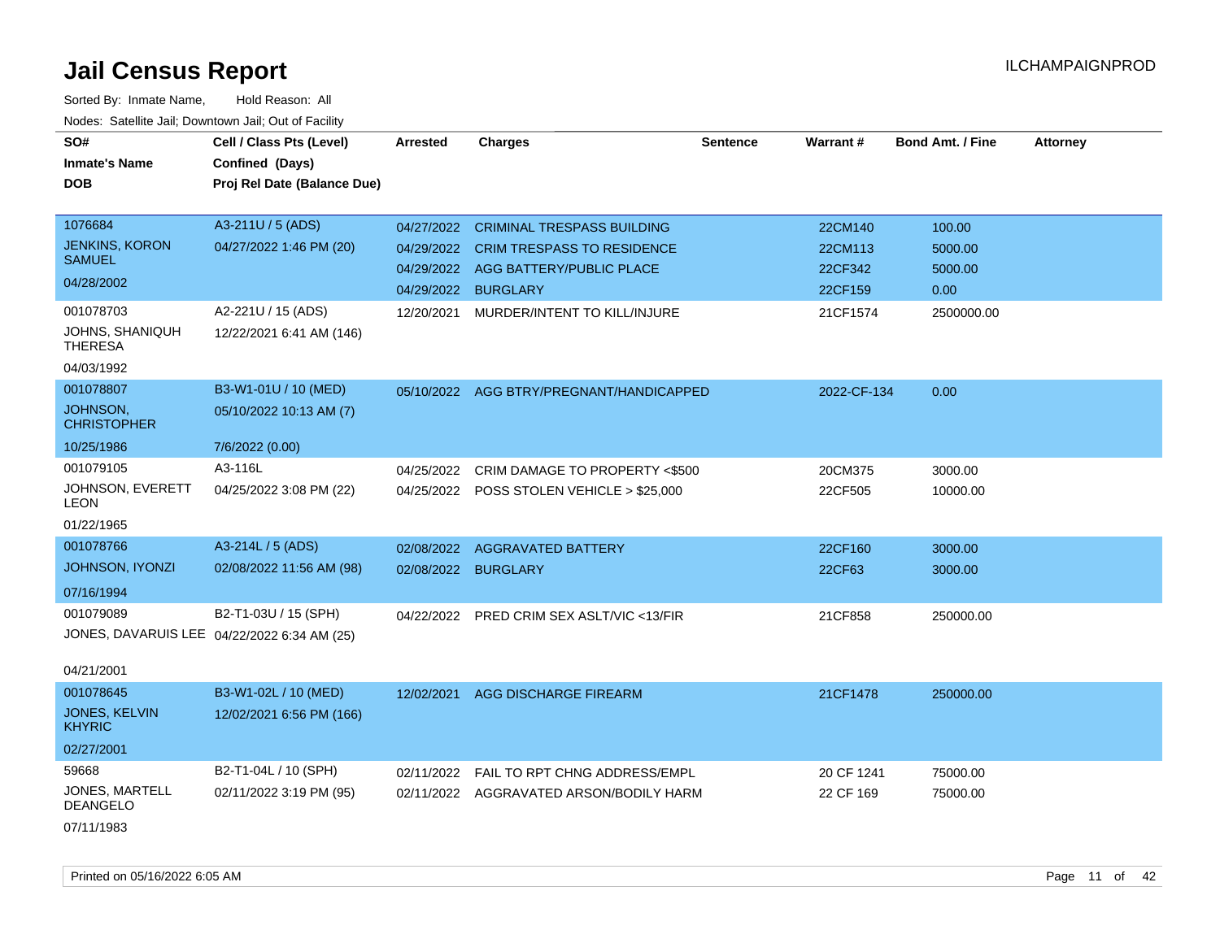# Jail Census Report

ILCHAMPAIGNPROD

Sorted By: Inmate Name, Hold Reason: All

Nodes: Satellite Jail; Downtown Jail; Out of Facility

| SO#<br>Inmate's Name<br>DOB | Cell / Class Pts (Level)<br>Confined (Days)<br>Proj Rel Date (Balance Due) | Arrested | Charges | Sentence | Warrant # | Bond Amt. / Fine | Attorney |
|---|---|---|---|---|---|---|---|
| 1076684<br>JENKINS, KORON SAMUEL<br>04/28/2002 | A3-211U / 5 (ADS)<br>04/27/2022 1:46 PM (20) | 04/27/2022<br>04/29/2022<br>04/29/2022<br>04/29/2022 | CRIMINAL TRESPASS BUILDING<br>CRIM TRESPASS TO RESIDENCE<br>AGG BATTERY/PUBLIC PLACE<br>BURGLARY | | 22CM140<br>22CM113<br>22CF342<br>22CF159 | 100.00<br>5000.00<br>5000.00<br>0.00 | |
| 001078703<br>JOHNS, SHANIQUH THERESA<br>04/03/1992 | A2-221U / 15 (ADS)<br>12/22/2021 6:41 AM (146) | 12/20/2021 | MURDER/INTENT TO KILL/INJURE | | 21CF1574 | 2500000.00 | |
| 001078807<br>JOHNSON, CHRISTOPHER<br>10/25/1986 | B3-W1-01U / 10 (MED)<br>05/10/2022 10:13 AM (7)<br>7/6/2022 (0.00) | 05/10/2022 | AGG BTRY/PREGNANT/HANDICAPPED | | 2022-CF-134 | 0.00 | |
| 001079105<br>JOHNSON, EVERETT LEON<br>01/22/1965 | A3-116L<br>04/25/2022 3:08 PM (22) | 04/25/2022<br>04/25/2022 | CRIM DAMAGE TO PROPERTY <$500<br>POSS STOLEN VEHICLE > $25,000 | | 20CM375<br>22CF505 | 3000.00<br>10000.00 | |
| 001078766<br>JOHNSON, IYONZI<br>07/16/1994 | A3-214L / 5 (ADS)<br>02/08/2022 11:56 AM (98) | 02/08/2022<br>02/08/2022 | AGGRAVATED BATTERY<br>BURGLARY | | 22CF160<br>22CF63 | 3000.00<br>3000.00 | |
| 001079089<br>JONES, DAVARUIS LEE<br>04/21/2001 | B2-T1-03U / 15 (SPH)<br>04/22/2022 6:34 AM (25) | 04/22/2022 | PRED CRIM SEX ASLT/VIC <13/FIR | | 21CF858 | 250000.00 | |
| 001078645<br>JONES, KELVIN KHYRIC<br>02/27/2001 | B3-W1-02L / 10 (MED)<br>12/02/2021 6:56 PM (166) | 12/02/2021 | AGG DISCHARGE FIREARM | | 21CF1478 | 250000.00 | |
| 59668<br>JONES, MARTELL DEANGELO<br>07/11/1983 | B2-T1-04L / 10 (SPH)<br>02/11/2022 3:19 PM (95) | 02/11/2022<br>02/11/2022 | FAIL TO RPT CHNG ADDRESS/EMPL<br>AGGRAVATED ARSON/BODILY HARM | | 20 CF 1241<br>22 CF 169 | 75000.00<br>75000.00 | |

Printed on 05/16/2022 6:05 AM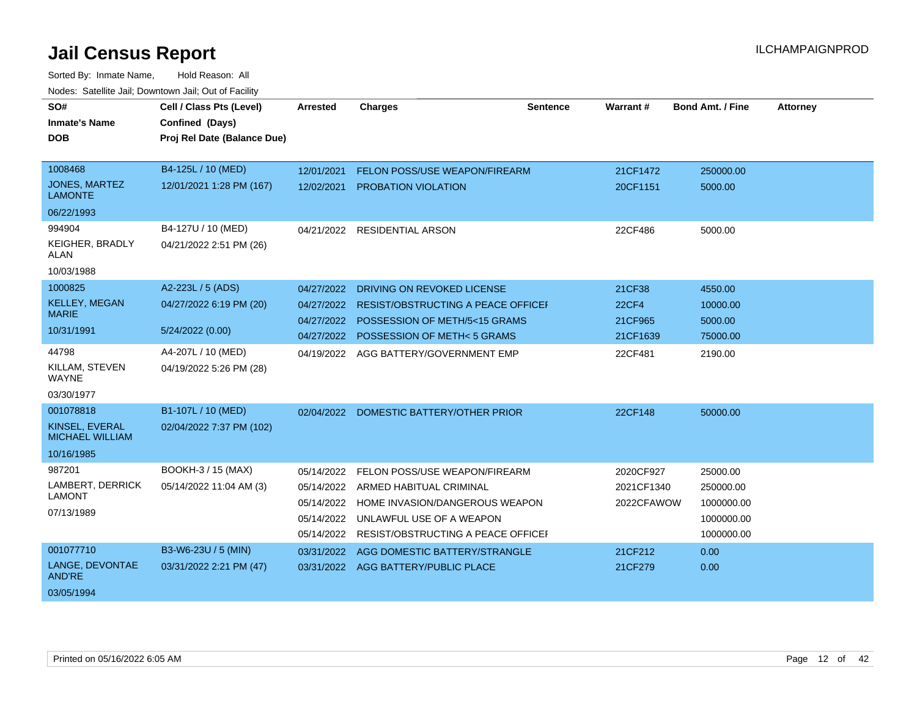# Jail Census Report

ILCHAMPAIGNPROD

Sorted By: Inmate Name, Hold Reason: All

Nodes: Satellite Jail; Downtown Jail; Out of Facility

| SO# / Inmate's Name / DOB | Cell / Class Pts (Level) / Confined (Days) / Proj Rel Date (Balance Due) | Arrested | Charges | Sentence | Warrant # | Bond Amt. / Fine | Attorney |
|---|---|---|---|---|---|---|---|
| 1008468 | B4-125L / 10 (MED) | 12/01/2021 | FELON POSS/USE WEAPON/FIREARM | | 21CF1472 | 250000.00 | |
| JONES, MARTEZ LAMONTE | 12/01/2021 1:28 PM (167) | 12/02/2021 | PROBATION VIOLATION | | 20CF1151 | 5000.00 | |
| 06/22/1993 | | | | | | | |
| 994904 | B4-127U / 10 (MED) | 04/21/2022 | RESIDENTIAL ARSON | | 22CF486 | 5000.00 | |
| KEIGHER, BRADLY ALAN | 04/21/2022 2:51 PM (26) | | | | | | |
| 10/03/1988 | | | | | | | |
| 1000825 | A2-223L / 5 (ADS) | 04/27/2022 | DRIVING ON REVOKED LICENSE | | 21CF38 | 4550.00 | |
| KELLEY, MEGAN MARIE | 04/27/2022 6:19 PM (20) | 04/27/2022 | RESIST/OBSTRUCTING A PEACE OFFICEI | | 22CF4 | 10000.00 | |
| 10/31/1991 | 5/24/2022 (0.00) | 04/27/2022 | POSSESSION OF METH/5<15 GRAMS | | 21CF965 | 5000.00 | |
| | | 04/27/2022 | POSSESSION OF METH< 5 GRAMS | | 21CF1639 | 75000.00 | |
| 44798 | A4-207L / 10 (MED) | 04/19/2022 | AGG BATTERY/GOVERNMENT EMP | | 22CF481 | 2190.00 | |
| KILLAM, STEVEN WAYNE | 04/19/2022 5:26 PM (28) | | | | | | |
| 03/30/1977 | | | | | | | |
| 001078818 | B1-107L / 10 (MED) | 02/04/2022 | DOMESTIC BATTERY/OTHER PRIOR | | 22CF148 | 50000.00 | |
| KINSEL, EVERAL MICHAEL WILLIAM | 02/04/2022 7:37 PM (102) | | | | | | |
| 10/16/1985 | | | | | | | |
| 987201 | BOOKH-3 / 15 (MAX) | 05/14/2022 | FELON POSS/USE WEAPON/FIREARM | | 2020CF927 | 25000.00 | |
| LAMBERT, DERRICK LAMONT | 05/14/2022 11:04 AM (3) | 05/14/2022 | ARMED HABITUAL CRIMINAL | | 2021CF1340 | 250000.00 | |
| 07/13/1989 | | 05/14/2022 | HOME INVASION/DANGEROUS WEAPON | | 2022CFAWOW | 1000000.00 | |
| | | 05/14/2022 | UNLAWFUL USE OF A WEAPON | | | 1000000.00 | |
| | | 05/14/2022 | RESIST/OBSTRUCTING A PEACE OFFICEI | | | 1000000.00 | |
| 001077710 | B3-W6-23U / 5 (MIN) | 03/31/2022 | AGG DOMESTIC BATTERY/STRANGLE | | 21CF212 | 0.00 | |
| LANGE, DEVONTAE AND'RE | 03/31/2022 2:21 PM (47) | 03/31/2022 | AGG BATTERY/PUBLIC PLACE | | 21CF279 | 0.00 | |
| 03/05/1994 | | | | | | | |

Printed on 05/16/2022 6:05 AM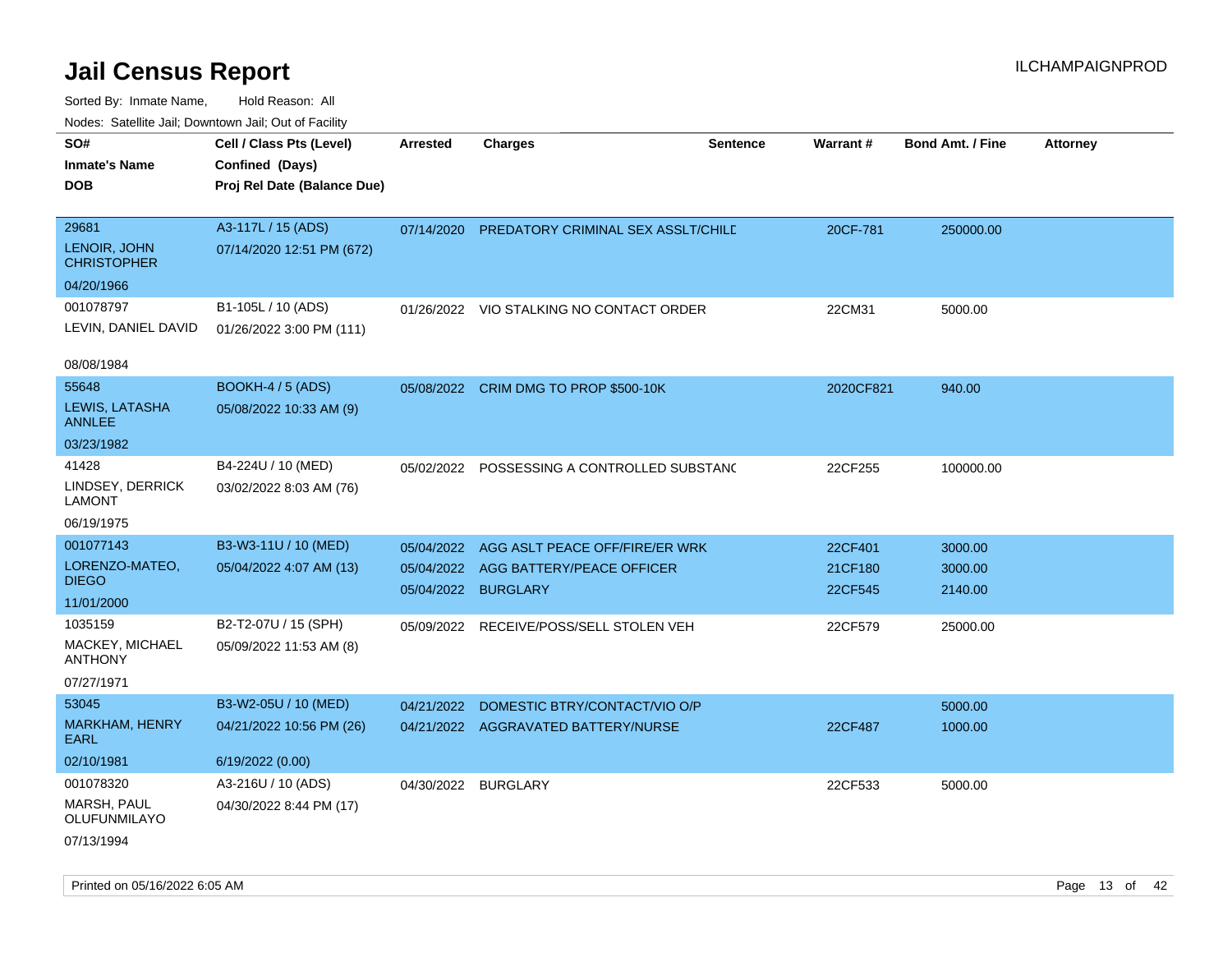# Jail Census Report

ILCHAMPAIGNPROD

Sorted By: Inmate Name, Hold Reason: All

Nodes: Satellite Jail; Downtown Jail; Out of Facility

| SO# / Inmate's Name / DOB | Cell / Class Pts (Level) / Confined (Days) / Proj Rel Date (Balance Due) | Arrested | Charges | Sentence | Warrant # | Bond Amt. / Fine | Attorney |
|---|---|---|---|---|---|---|---|
| 29681<br>LENOIR, JOHN CHRISTOPHER<br>04/20/1966 | A3-117L / 15 (ADS)<br>07/14/2020 12:51 PM (672) | 07/14/2020 | PREDATORY CRIMINAL SEX ASSLT/CHILD | | 20CF-781 | 250000.00 | |
| 001078797<br>LEVIN, DANIEL DAVID<br>08/08/1984 | B1-105L / 10 (ADS)<br>01/26/2022 3:00 PM (111) | 01/26/2022 | VIO STALKING NO CONTACT ORDER | | 22CM31 | 5000.00 | |
| 55648<br>LEWIS, LATASHA ANNLEE<br>03/23/1982 | BOOKH-4 / 5 (ADS)<br>05/08/2022 10:33 AM (9) | 05/08/2022 | CRIM DMG TO PROP $500-10K | | 2020CF821 | 940.00 | |
| 41428<br>LINDSEY, DERRICK LAMONT<br>06/19/1975 | B4-224U / 10 (MED)<br>03/02/2022 8:03 AM (76) | 05/02/2022 | POSSESSING A CONTROLLED SUBSTANC | | 22CF255 | 100000.00 | |
| 001077143<br>LORENZO-MATEO, DIEGO<br>11/01/2000 | B3-W3-11U / 10 (MED)<br>05/04/2022 4:07 AM (13) | 05/04/2022<br>05/04/2022<br>05/04/2022 | AGG ASLT PEACE OFF/FIRE/ER WRK<br>AGG BATTERY/PEACE OFFICER<br>BURGLARY | | 22CF401<br>21CF180<br>22CF545 | 3000.00<br>3000.00<br>2140.00 | |
| 1035159<br>MACKEY, MICHAEL ANTHONY<br>07/27/1971 | B2-T2-07U / 15 (SPH)<br>05/09/2022 11:53 AM (8) | 05/09/2022 | RECEIVE/POSS/SELL STOLEN VEH | | 22CF579 | 25000.00 | |
| 53045<br>MARKHAM, HENRY EARL<br>02/10/1981 | B3-W2-05U / 10 (MED)<br>04/21/2022 10:56 PM (26)<br>6/19/2022 (0.00) | 04/21/2022<br>04/21/2022 | DOMESTIC BTRY/CONTACT/VIO O/P<br>AGGRAVATED BATTERY/NURSE | | <br>22CF487 | 5000.00<br>1000.00 | |
| 001078320<br>MARSH, PAUL OLUFUNMILAYO<br>07/13/1994 | A3-216U / 10 (ADS)<br>04/30/2022 8:44 PM (17) | 04/30/2022 | BURGLARY | | 22CF533 | 5000.00 | |

Printed on 05/16/2022 6:05 AM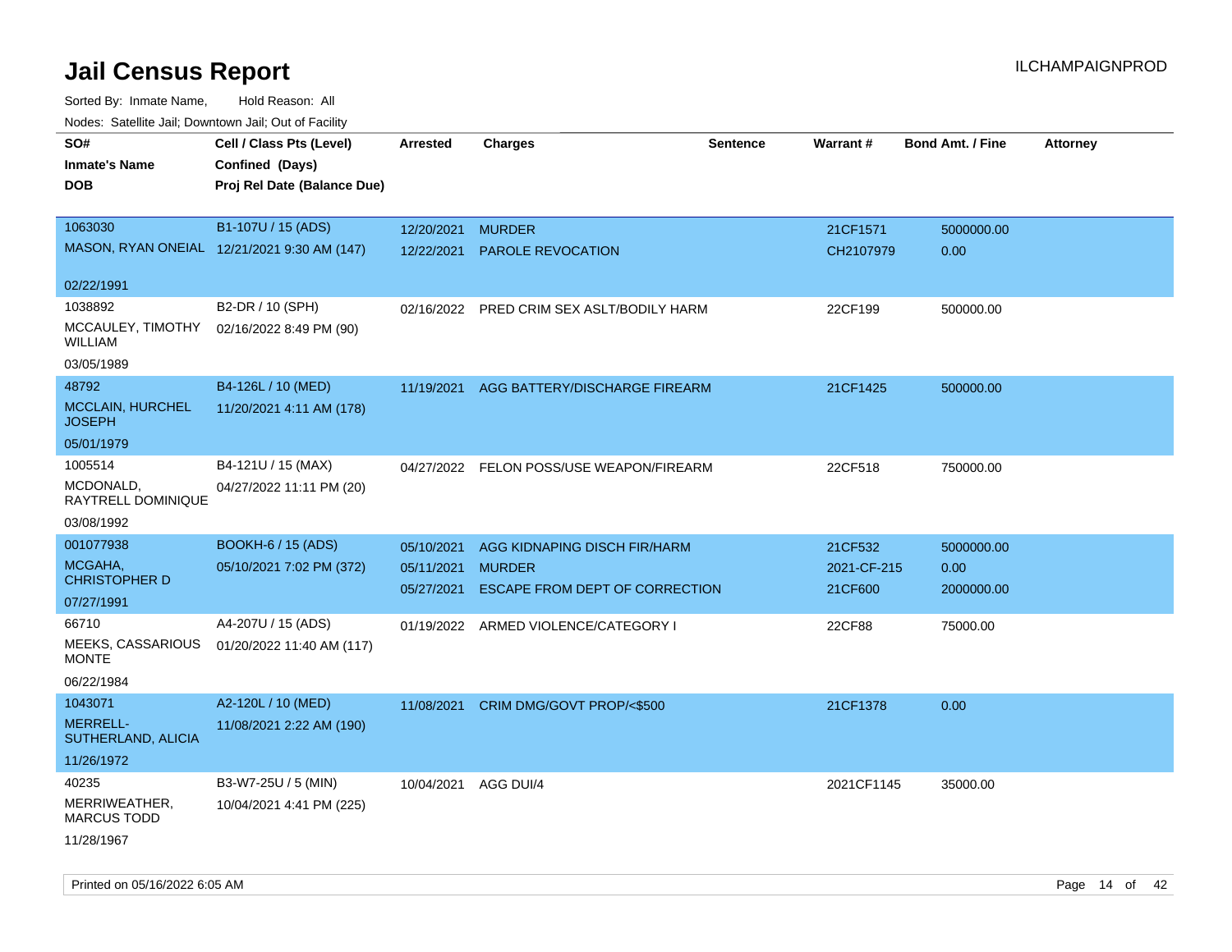# Jail Census Report

ILCHAMPAIGNPROD

Sorted By: Inmate Name, Hold Reason: All

Nodes: Satellite Jail; Downtown Jail; Out of Facility

| SO# / Inmate's Name / DOB | Cell / Class Pts (Level) / Confined (Days) / Proj Rel Date (Balance Due) | Arrested | Charges | Sentence | Warrant # | Bond Amt. / Fine | Attorney |
|---|---|---|---|---|---|---|---|
| 1063030<br>MASON, RYAN ONEIAL<br>02/22/1991 | B1-107U / 15 (ADS)<br>12/21/2021 9:30 AM (147) | 12/20/2021<br>12/22/2021 | MURDER<br>PAROLE REVOCATION | | 21CF1571<br>CH2107979 | 5000000.00<br>0.00 | |
| 1038892<br>MCCAULEY, TIMOTHY WILLIAM<br>03/05/1989 | B2-DR / 10 (SPH)<br>02/16/2022 8:49 PM (90) | 02/16/2022 | PRED CRIM SEX ASLT/BODILY HARM | | 22CF199 | 500000.00 | |
| 48792<br>MCCLAIN, HURCHEL JOSEPH<br>05/01/1979 | B4-126L / 10 (MED)<br>11/20/2021 4:11 AM (178) | 11/19/2021 | AGG BATTERY/DISCHARGE FIREARM | | 21CF1425 | 500000.00 | |
| 1005514<br>MCDONALD, RAYTRELL DOMINIQUE<br>03/08/1992 | B4-121U / 15 (MAX)<br>04/27/2022 11:11 PM (20) | 04/27/2022 | FELON POSS/USE WEAPON/FIREARM | | 22CF518 | 750000.00 | |
| 001077938<br>MCGAHA, CHRISTOPHER D<br>07/27/1991 | BOOKH-6 / 15 (ADS)<br>05/10/2021 7:02 PM (372) | 05/10/2021<br>05/11/2021<br>05/27/2021 | AGG KIDNAPING DISCH FIR/HARM<br>MURDER<br>ESCAPE FROM DEPT OF CORRECTION | | 21CF532<br>2021-CF-215<br>21CF600 | 5000000.00<br>0.00<br>2000000.00 | |
| 66710<br>MEEKS, CASSARIOUS MONTE<br>06/22/1984 | A4-207U / 15 (ADS)<br>01/20/2022 11:40 AM (117) | 01/19/2022 | ARMED VIOLENCE/CATEGORY I | | 22CF88 | 75000.00 | |
| 1043071<br>MERRELL-SUTHERLAND, ALICIA<br>11/26/1972 | A2-120L / 10 (MED)<br>11/08/2021 2:22 AM (190) | 11/08/2021 | CRIM DMG/GOVT PROP/<$500 | | 21CF1378 | 0.00 | |
| 40235<br>MERRIWEATHER, MARCUS TODD<br>11/28/1967 | B3-W7-25U / 5 (MIN)<br>10/04/2021 4:41 PM (225) | 10/04/2021 | AGG DUI/4 | | 2021CF1145 | 35000.00 | |

Printed on 05/16/2022 6:05 AM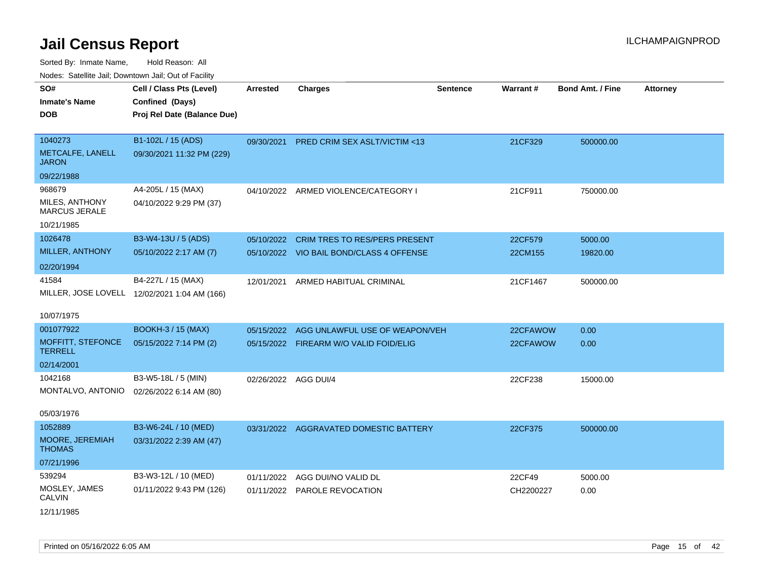# Jail Census Report

ILCHAMPAIGNPROD

Sorted By: Inmate Name, Hold Reason: All

Nodes: Satellite Jail; Downtown Jail; Out of Facility

| SO# / Inmate's Name / DOB | Cell / Class Pts (Level) / Confined (Days) / Proj Rel Date (Balance Due) | Arrested | Charges | Sentence | Warrant # | Bond Amt. / Fine | Attorney |
|---|---|---|---|---|---|---|---|
| 1040273<br>METCALFE, LANELL JARON<br>09/22/1988 | B1-102L / 15 (ADS)<br>09/30/2021 11:32 PM (229) | 09/30/2021 | PRED CRIM SEX ASLT/VICTIM <13 | | 21CF329 | 500000.00 | |
| 968679<br>MILES, ANTHONY MARCUS JERALE<br>10/21/1985 | A4-205L / 15 (MAX)<br>04/10/2022 9:29 PM (37) | 04/10/2022 | ARMED VIOLENCE/CATEGORY I | | 21CF911 | 750000.00 | |
| 1026478<br>MILLER, ANTHONY<br>02/20/1994 | B3-W4-13U / 5 (ADS)<br>05/10/2022 2:17 AM (7) | 05/10/2022 | CRIM TRES TO RES/PERS PRESENT | | 22CF579 | 5000.00 | |
| | | 05/10/2022 | VIO BAIL BOND/CLASS 4 OFFENSE | | 22CM155 | 19820.00 | |
| 41584<br>MILLER, JOSE LOVELL<br>10/07/1975 | B4-227L / 15 (MAX)<br>12/02/2021 1:04 AM (166) | 12/01/2021 | ARMED HABITUAL CRIMINAL | | 21CF1467 | 500000.00 | |
| 001077922<br>MOFFITT, STEFONCE TERRELL<br>02/14/2001 | BOOKH-3 / 15 (MAX)<br>05/15/2022 7:14 PM (2) | 05/15/2022 | AGG UNLAWFUL USE OF WEAPON/VEH | | 22CFAWOW | 0.00 | |
| | | 05/15/2022 | FIREARM W/O VALID FOID/ELIG | | 22CFAWOW | 0.00 | |
| 1042168<br>MONTALVO, ANTONIO<br>05/03/1976 | B3-W5-18L / 5 (MIN)<br>02/26/2022 6:14 AM (80) | 02/26/2022 | AGG DUI/4 | | 22CF238 | 15000.00 | |
| 1052889<br>MOORE, JEREMIAH THOMAS<br>07/21/1996 | B3-W6-24L / 10 (MED)<br>03/31/2022 2:39 AM (47) | 03/31/2022 | AGGRAVATED DOMESTIC BATTERY | | 22CF375 | 500000.00 | |
| 539294<br>MOSLEY, JAMES CALVIN<br>12/11/1985 | B3-W3-12L / 10 (MED)<br>01/11/2022 9:43 PM (126) | 01/11/2022 | AGG DUI/NO VALID DL | | 22CF49 | 5000.00 | |
| | | 01/11/2022 | PAROLE REVOCATION | | CH2200227 | 0.00 | |

Printed on 05/16/2022 6:05 AM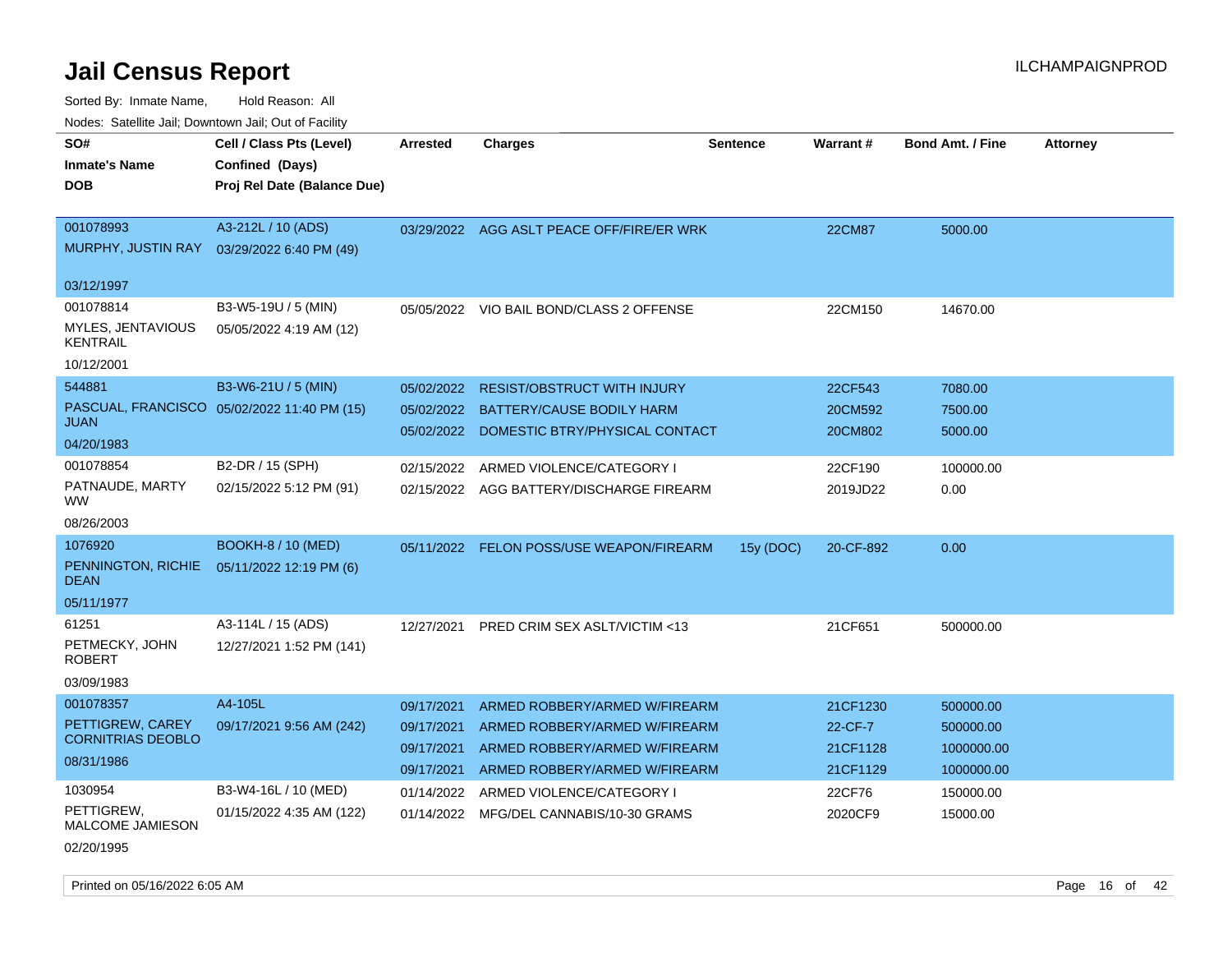# Jail Census Report

Sorted By: Inmate Name, Hold Reason: All

Nodes: Satellite Jail; Downtown Jail; Out of Facility

| SO# / Inmate's Name / DOB | Cell / Class Pts (Level) / Confined (Days) / Proj Rel Date (Balance Due) | Arrested | Charges | Sentence | Warrant # | Bond Amt. / Fine | Attorney |
|---|---|---|---|---|---|---|---|
| 001078993<br>MURPHY, JUSTIN RAY<br>03/12/1997 | A3-212L / 10 (ADS)<br>03/29/2022 6:40 PM (49) | 03/29/2022 | AGG ASLT PEACE OFF/FIRE/ER WRK | | 22CM87 | 5000.00 | |
| 001078814<br>MYLES, JENTAVIOUS KENTRAIL<br>10/12/2001 | B3-W5-19U / 5 (MIN)<br>05/05/2022 4:19 AM (12) | 05/05/2022 | VIO BAIL BOND/CLASS 2 OFFENSE | | 22CM150 | 14670.00 | |
| 544881<br>PASCUAL, FRANCISCO JUAN<br>04/20/1983 | B3-W6-21U / 5 (MIN)<br>05/02/2022 11:40 PM (15) | 05/02/2022 | RESIST/OBSTRUCT WITH INJURY | | 22CF543 | 7080.00 | |
| | | 05/02/2022 | BATTERY/CAUSE BODILY HARM | | 20CM592 | 7500.00 | |
| | | 05/02/2022 | DOMESTIC BTRY/PHYSICAL CONTACT | | 20CM802 | 5000.00 | |
| 001078854<br>PATNAUDE, MARTY WW<br>08/26/2003 | B2-DR / 15 (SPH)<br>02/15/2022 5:12 PM (91) | 02/15/2022 | ARMED VIOLENCE/CATEGORY I | | 22CF190 | 100000.00 | |
| | | 02/15/2022 | AGG BATTERY/DISCHARGE FIREARM | | 2019JD22 | 0.00 | |
| 1076920<br>PENNINGTON, RICHIE DEAN<br>05/11/1977 | BOOKH-8 / 10 (MED)<br>05/11/2022 12:19 PM (6) | 05/11/2022 | FELON POSS/USE WEAPON/FIREARM | 15y (DOC) | 20-CF-892 | 0.00 | |
| 61251<br>PETMECKY, JOHN ROBERT<br>03/09/1983 | A3-114L / 15 (ADS)<br>12/27/2021 1:52 PM (141) | 12/27/2021 | PRED CRIM SEX ASLT/VICTIM <13 | | 21CF651 | 500000.00 | |
| 001078357<br>PETTIGREW, CAREY CORNITRIAS DEOBLO<br>08/31/1986 | A4-105L<br>09/17/2021 9:56 AM (242) | 09/17/2021 | ARMED ROBBERY/ARMED W/FIREARM | | 21CF1230 | 500000.00 | |
| | | 09/17/2021 | ARMED ROBBERY/ARMED W/FIREARM | | 22-CF-7 | 500000.00 | |
| | | 09/17/2021 | ARMED ROBBERY/ARMED W/FIREARM | | 21CF1128 | 1000000.00 | |
| | | 09/17/2021 | ARMED ROBBERY/ARMED W/FIREARM | | 21CF1129 | 1000000.00 | |
| 1030954<br>PETTIGREW, MALCOME JAMIESON<br>02/20/1995 | B3-W4-16L / 10 (MED)<br>01/15/2022 4:35 AM (122) | 01/14/2022 | ARMED VIOLENCE/CATEGORY I | | 22CF76 | 150000.00 | |
| | | 01/14/2022 | MFG/DEL CANNABIS/10-30 GRAMS | | 2020CF9 | 15000.00 | |

Printed on 05/16/2022 6:05 AM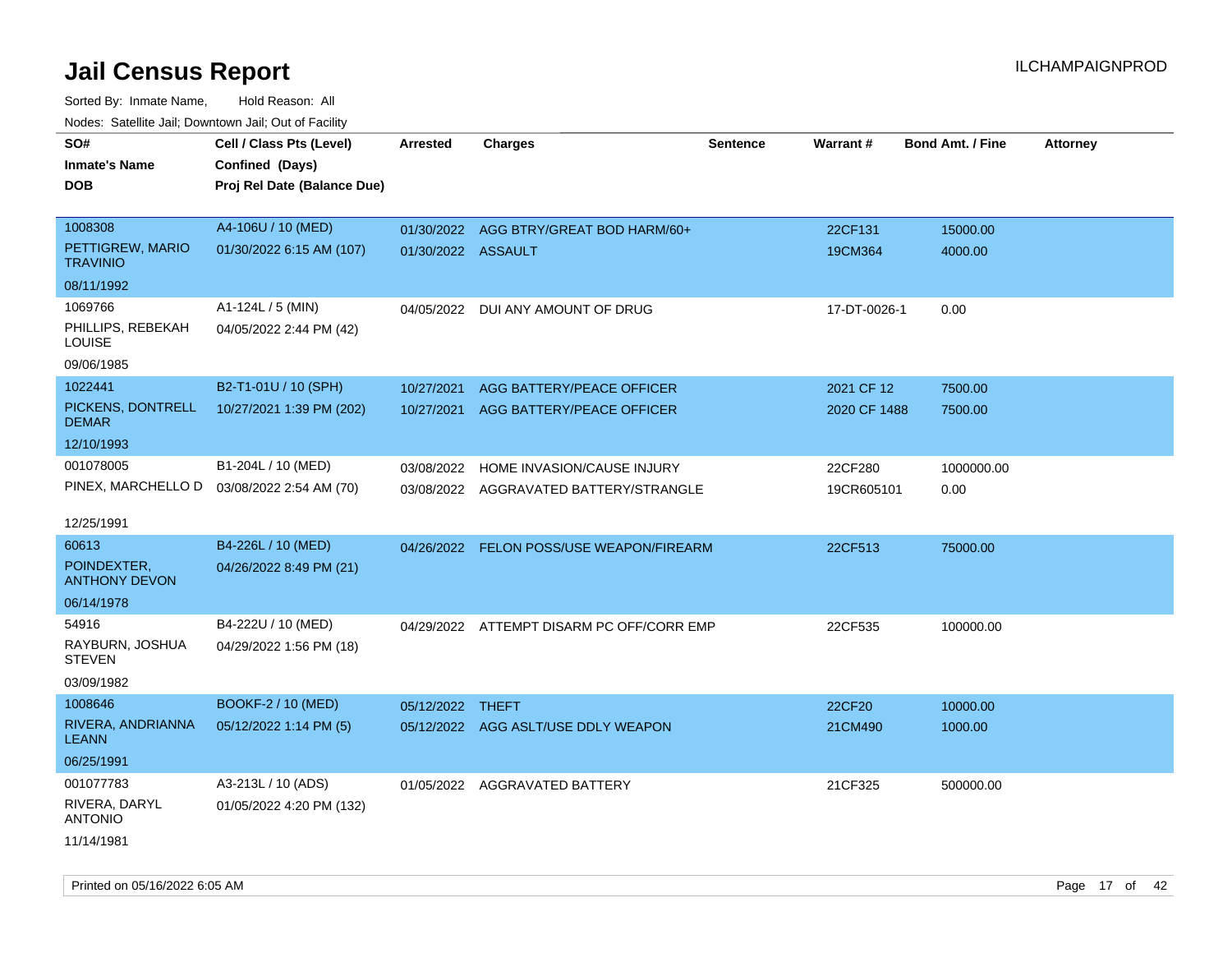# Jail Census Report

ILCHAMPAIGNPROD

Sorted By: Inmate Name, Hold Reason: All

Nodes: Satellite Jail; Downtown Jail; Out of Facility

| SO# / Inmate's Name / DOB | Cell / Class Pts (Level) / Confined (Days) / Proj Rel Date (Balance Due) | Arrested | Charges | Sentence | Warrant # | Bond Amt. / Fine | Attorney |
|---|---|---|---|---|---|---|---|
| 1008308<br>PETTIGREW, MARIO TRAVINIO<br>08/11/1992 | A4-106U / 10 (MED)<br>01/30/2022 6:15 AM (107) | 01/30/2022<br>01/30/2022 | AGG BTRY/GREAT BOD HARM/60+<br>ASSAULT | | 22CF131<br>19CM364 | 15000.00<br>4000.00 | |
| 1069766<br>PHILLIPS, REBEKAH LOUISE<br>09/06/1985 | A1-124L / 5 (MIN)<br>04/05/2022 2:44 PM (42) | 04/05/2022 | DUI ANY AMOUNT OF DRUG | | 17-DT-0026-1 | 0.00 | |
| 1022441<br>PICKENS, DONTRELL DEMAR<br>12/10/1993 | B2-T1-01U / 10 (SPH)<br>10/27/2021 1:39 PM (202) | 10/27/2021<br>10/27/2021 | AGG BATTERY/PEACE OFFICER<br>AGG BATTERY/PEACE OFFICER | | 2021 CF 12<br>2020 CF 1488 | 7500.00<br>7500.00 | |
| 001078005<br>PINEX, MARCHELLO D<br>12/25/1991 | B1-204L / 10 (MED)<br>03/08/2022 2:54 AM (70) | 03/08/2022<br>03/08/2022 | HOME INVASION/CAUSE INJURY<br>AGGRAVATED BATTERY/STRANGLE | | 22CF280<br>19CR605101 | 1000000.00<br>0.00 | |
| 60613<br>POINDEXTER, ANTHONY DEVON<br>06/14/1978 | B4-226L / 10 (MED)<br>04/26/2022 8:49 PM (21) | 04/26/2022 | FELON POSS/USE WEAPON/FIREARM | | 22CF513 | 75000.00 | |
| 54916<br>RAYBURN, JOSHUA STEVEN<br>03/09/1982 | B4-222U / 10 (MED)<br>04/29/2022 1:56 PM (18) | 04/29/2022 | ATTEMPT DISARM PC OFF/CORR EMP | | 22CF535 | 100000.00 | |
| 1008646<br>RIVERA, ANDRIANNA LEANN<br>06/25/1991 | BOOKF-2 / 10 (MED)<br>05/12/2022 1:14 PM (5) | 05/12/2022<br>05/12/2022 | THEFT<br>AGG ASLT/USE DDLY WEAPON | | 22CF20<br>21CM490 | 10000.00<br>1000.00 | |
| 001077783<br>RIVERA, DARYL ANTONIO<br>11/14/1981 | A3-213L / 10 (ADS)<br>01/05/2022 4:20 PM (132) | 01/05/2022 | AGGRAVATED BATTERY | | 21CF325 | 500000.00 | |

Printed on 05/16/2022 6:05 AM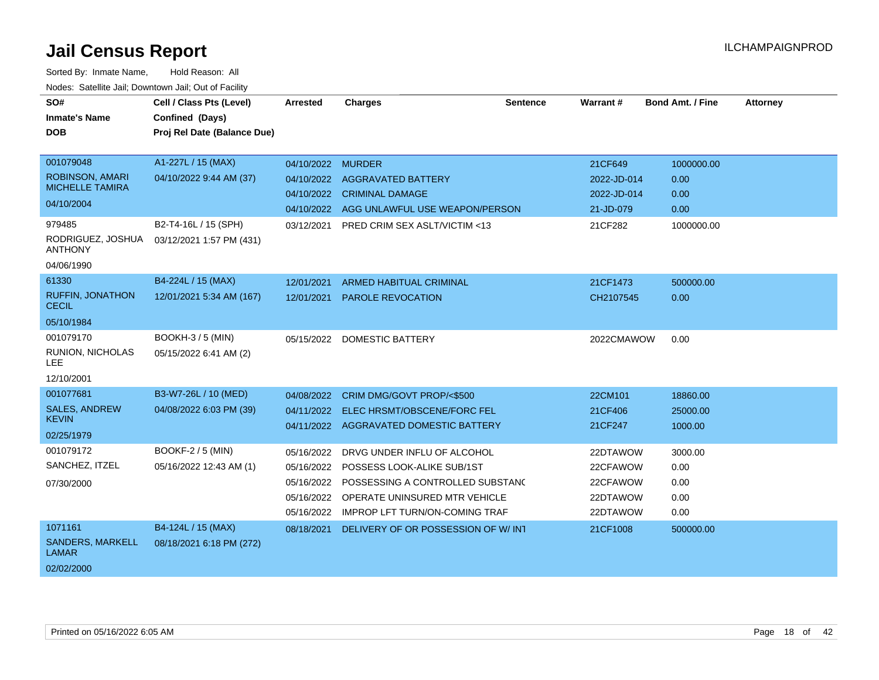# Jail Census Report

ILCHAMPAIGNPROD

Sorted By: Inmate Name, Hold Reason: All

Nodes: Satellite Jail; Downtown Jail; Out of Facility

| SO# / Inmate's Name / DOB | Cell / Class Pts (Level) / Confined (Days) / Proj Rel Date (Balance Due) | Arrested | Charges | Sentence | Warrant # | Bond Amt. / Fine | Attorney |
|---|---|---|---|---|---|---|---|
| 001079048<br>ROBINSON, AMARI MICHELLE TAMIRA<br>04/10/2004 | A1-227L / 15 (MAX)<br>04/10/2022 9:44 AM (37) | 04/10/2022 | MURDER | | 21CF649 | 1000000.00 | |
| | | 04/10/2022 | AGGRAVATED BATTERY | | 2022-JD-014 | 0.00 | |
| | | 04/10/2022 | CRIMINAL DAMAGE | | 2022-JD-014 | 0.00 | |
| | | 04/10/2022 | AGG UNLAWFUL USE WEAPON/PERSON | | 21-JD-079 | 0.00 | |
| 979485<br>RODRIGUEZ, JOSHUA ANTHONY<br>04/06/1990 | B2-T4-16L / 15 (SPH)<br>03/12/2021 1:57 PM (431) | 03/12/2021 | PRED CRIM SEX ASLT/VICTIM <13 | | 21CF282 | 1000000.00 | |
| 61330<br>RUFFIN, JONATHON CECIL<br>05/10/1984 | B4-224L / 15 (MAX)<br>12/01/2021 5:34 AM (167) | 12/01/2021 | ARMED HABITUAL CRIMINAL | | 21CF1473 | 500000.00 | |
| | | 12/01/2021 | PAROLE REVOCATION | | CH2107545 | 0.00 | |
| 001079170<br>RUNION, NICHOLAS LEE<br>12/10/2001 | BOOKH-3 / 5 (MIN)<br>05/15/2022 6:41 AM (2) | 05/15/2022 | DOMESTIC BATTERY | | 2022CMAWOW | 0.00 | |
| 001077681<br>SALES, ANDREW KEVIN<br>02/25/1979 | B3-W7-26L / 10 (MED)<br>04/08/2022 6:03 PM (39) | 04/08/2022 | CRIM DMG/GOVT PROP/<$500 | | 22CM101 | 18860.00 | |
| | | 04/11/2022 | ELEC HRSMT/OBSCENE/FORC FEL | | 21CF406 | 25000.00 | |
| | | 04/11/2022 | AGGRAVATED DOMESTIC BATTERY | | 21CF247 | 1000.00 | |
| 001079172<br>SANCHEZ, ITZEL<br>07/30/2000 | BOOKF-2 / 5 (MIN)<br>05/16/2022 12:43 AM (1) | 05/16/2022 | DRVG UNDER INFLU OF ALCOHOL | | 22DTAWOW | 3000.00 | |
| | | 05/16/2022 | POSSESS LOOK-ALIKE SUB/1ST | | 22CFAWOW | 0.00 | |
| | | 05/16/2022 | POSSESSING A CONTROLLED SUBSTANC | | 22CFAWOW | 0.00 | |
| | | 05/16/2022 | OPERATE UNINSURED MTR VEHICLE | | 22DTAWOW | 0.00 | |
| | | 05/16/2022 | IMPROP LFT TURN/ON-COMING TRAF | | 22DTAWOW | 0.00 | |
| 1071161<br>SANDERS, MARKELL LAMAR<br>02/02/2000 | B4-124L / 15 (MAX)<br>08/18/2021 6:18 PM (272) | 08/18/2021 | DELIVERY OF OR POSSESSION OF W/ INT | | 21CF1008 | 500000.00 | |

Printed on 05/16/2022 6:05 AM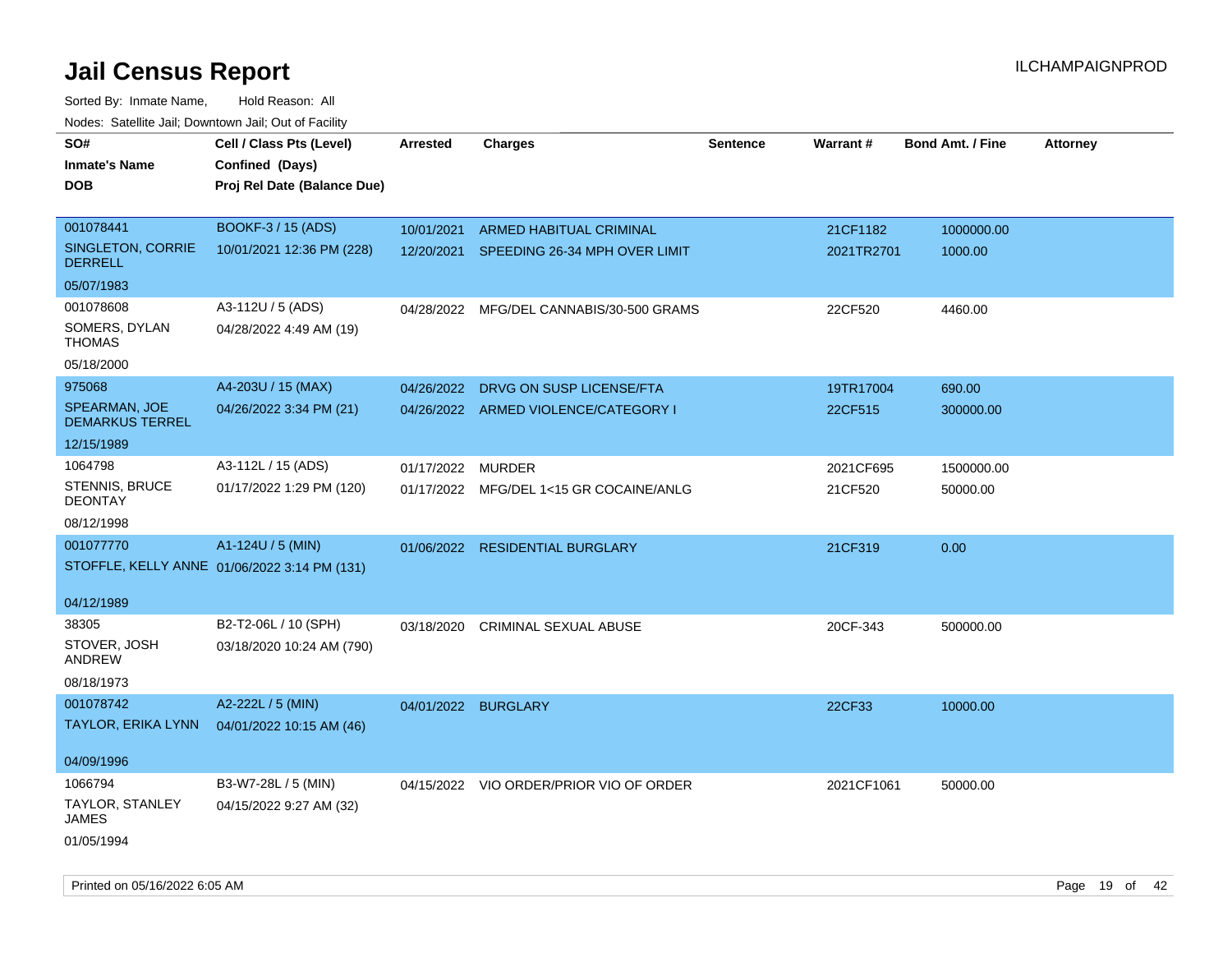# Jail Census Report

ILCHAMPAIGNPROD

Sorted By: Inmate Name, Hold Reason: All

Nodes: Satellite Jail; Downtown Jail; Out of Facility

| SO# / Inmate's Name / DOB | Cell / Class Pts (Level) / Confined (Days) / Proj Rel Date (Balance Due) | Arrested | Charges | Sentence | Warrant # | Bond Amt. / Fine | Attorney |
|---|---|---|---|---|---|---|---|
| 001078441<br>SINGLETON, CORRIE DERRELL<br>05/07/1983 | BOOKF-3 / 15 (ADS)<br>10/01/2021 12:36 PM (228) | 10/01/2021 | ARMED HABITUAL CRIMINAL | | 21CF1182 | 1000000.00 | |
| | | 12/20/2021 | SPEEDING 26-34 MPH OVER LIMIT | | 2021TR2701 | 1000.00 | |
| 001078608<br>SOMERS, DYLAN THOMAS<br>05/18/2000 | A3-112U / 5 (ADS)<br>04/28/2022 4:49 AM (19) | 04/28/2022 | MFG/DEL CANNABIS/30-500 GRAMS | | 22CF520 | 4460.00 | |
| 975068<br>SPEARMAN, JOE DEMARKUS TERREL<br>12/15/1989 | A4-203U / 15 (MAX)<br>04/26/2022 3:34 PM (21) | 04/26/2022 | DRVG ON SUSP LICENSE/FTA | | 19TR17004 | 690.00 | |
| | | 04/26/2022 | ARMED VIOLENCE/CATEGORY I | | 22CF515 | 300000.00 | |
| 1064798<br>STENNIS, BRUCE DEONTAY<br>08/12/1998 | A3-112L / 15 (ADS)<br>01/17/2022 1:29 PM (120) | 01/17/2022 | MURDER | | 2021CF695 | 1500000.00 | |
| | | 01/17/2022 | MFG/DEL 1<15 GR COCAINE/ANLG | | 21CF520 | 50000.00 | |
| 001077770<br>STOFFLE, KELLY ANNE<br>04/12/1989 | A1-124U / 5 (MIN)<br>01/06/2022 3:14 PM (131) | 01/06/2022 | RESIDENTIAL BURGLARY | | 21CF319 | 0.00 | |
| 38305<br>STOVER, JOSH ANDREW<br>08/18/1973 | B2-T2-06L / 10 (SPH)<br>03/18/2020 10:24 AM (790) | 03/18/2020 | CRIMINAL SEXUAL ABUSE | | 20CF-343 | 500000.00 | |
| 001078742<br>TAYLOR, ERIKA LYNN<br>04/09/1996 | A2-222L / 5 (MIN)<br>04/01/2022 10:15 AM (46) | 04/01/2022 | BURGLARY | | 22CF33 | 10000.00 | |
| 1066794<br>TAYLOR, STANLEY JAMES<br>01/05/1994 | B3-W7-28L / 5 (MIN)<br>04/15/2022 9:27 AM (32) | 04/15/2022 | VIO ORDER/PRIOR VIO OF ORDER | | 2021CF1061 | 50000.00 | |

Printed on 05/16/2022 6:05 AM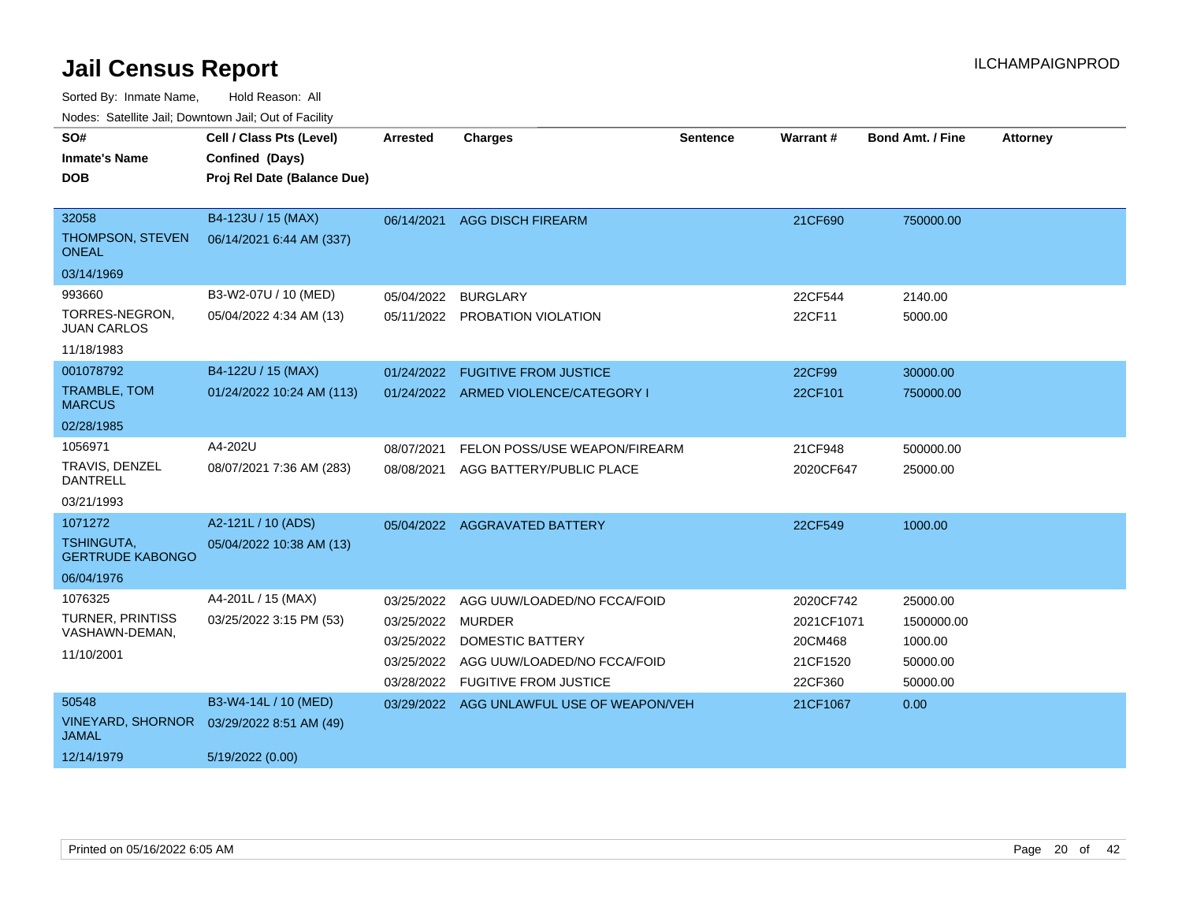# Jail Census Report

ILCHAMPAIGNPROD

Sorted By: Inmate Name, Hold Reason: All

Nodes: Satellite Jail; Downtown Jail; Out of Facility

| SO# / Inmate's Name / DOB | Cell / Class Pts (Level) / Confined (Days) / Proj Rel Date (Balance Due) | Arrested | Charges | Sentence | Warrant # | Bond Amt. / Fine | Attorney |
|---|---|---|---|---|---|---|---|
| 32058<br>THOMPSON, STEVEN ONEAL<br>03/14/1969 | B4-123U / 15 (MAX)<br>06/14/2021 6:44 AM (337) | 06/14/2021 | AGG DISCH FIREARM | | 21CF690 | 750000.00 | |
| 993660<br>TORRES-NEGRON, JUAN CARLOS<br>11/18/1983 | B3-W2-07U / 10 (MED)<br>05/04/2022 4:34 AM (13) | 05/04/2022 | BURGLARY | | 22CF544 | 2140.00 | |
| | | 05/11/2022 | PROBATION VIOLATION | | 22CF11 | 5000.00 | |
| 001078792<br>TRAMBLE, TOM MARCUS<br>02/28/1985 | B4-122U / 15 (MAX)<br>01/24/2022 10:24 AM (113) | 01/24/2022 | FUGITIVE FROM JUSTICE | | 22CF99 | 30000.00 | |
| | | 01/24/2022 | ARMED VIOLENCE/CATEGORY I | | 22CF101 | 750000.00 | |
| 1056971<br>TRAVIS, DENZEL DANTRELL<br>03/21/1993 | A4-202U<br>08/07/2021 7:36 AM (283) | 08/07/2021 | FELON POSS/USE WEAPON/FIREARM | | 21CF948 | 500000.00 | |
| | | 08/08/2021 | AGG BATTERY/PUBLIC PLACE | | 2020CF647 | 25000.00 | |
| 1071272<br>TSHINGUTA, GERTRUDE KABONGO<br>06/04/1976 | A2-121L / 10 (ADS)<br>05/04/2022 10:38 AM (13) | 05/04/2022 | AGGRAVATED BATTERY | | 22CF549 | 1000.00 | |
| 1076325<br>TURNER, PRINTISS VASHAWN-DEMAN,<br>11/10/2001 | A4-201L / 15 (MAX)<br>03/25/2022 3:15 PM (53) | 03/25/2022 | AGG UUW/LOADED/NO FCCA/FOID | | 2020CF742 | 25000.00 | |
| | | 03/25/2022 | MURDER | | 2021CF1071 | 1500000.00 | |
| | | 03/25/2022 | DOMESTIC BATTERY | | 20CM468 | 1000.00 | |
| | | 03/25/2022 | AGG UUW/LOADED/NO FCCA/FOID | | 21CF1520 | 50000.00 | |
| | | 03/28/2022 | FUGITIVE FROM JUSTICE | | 22CF360 | 50000.00 | |
| 50548<br>VINEYARD, SHORNOR JAMAL<br>12/14/1979 | B3-W4-14L / 10 (MED)<br>03/29/2022 8:51 AM (49)<br>5/19/2022 (0.00) | 03/29/2022 | AGG UNLAWFUL USE OF WEAPON/VEH | | 21CF1067 | 0.00 | |

Printed on 05/16/2022 6:05 AM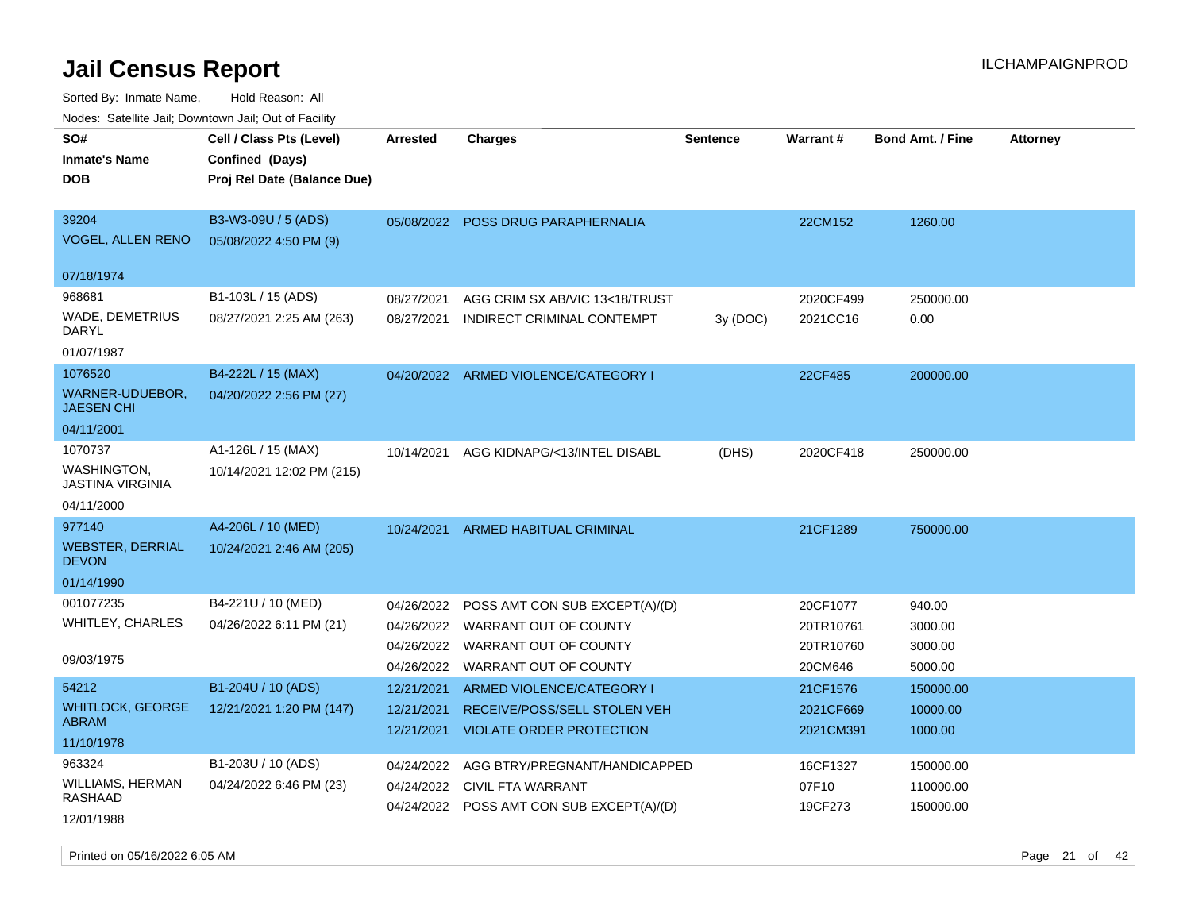# Jail Census Report

ILCHAMPAIGNPROD

Sorted By: Inmate Name, Hold Reason: All

Nodes: Satellite Jail; Downtown Jail; Out of Facility

| SO# / Inmate's Name / DOB | Cell / Class Pts (Level) / Confined (Days) / Proj Rel Date (Balance Due) | Arrested | Charges | Sentence | Warrant # | Bond Amt. / Fine | Attorney |
|---|---|---|---|---|---|---|---|
| 39204<br>VOGEL, ALLEN RENO<br>07/18/1974 | B3-W3-09U / 5 (ADS)<br>05/08/2022 4:50 PM (9) | 05/08/2022 | POSS DRUG PARAPHERNALIA | | 22CM152 | 1260.00 | |
| 968681<br>WADE, DEMETRIUS DARYL<br>01/07/1987 | B1-103L / 15 (ADS)<br>08/27/2021 2:25 AM (263) | 08/27/2021 | AGG CRIM SX AB/VIC 13<18/TRUST | | 2020CF499 | 250000.00 | |
| | | 08/27/2021 | INDIRECT CRIMINAL CONTEMPT | 3y (DOC) | 2021CC16 | 0.00 | |
| 1076520<br>WARNER-UDUEBOR, JAESEN CHI<br>04/11/2001 | B4-222L / 15 (MAX)<br>04/20/2022 2:56 PM (27) | 04/20/2022 | ARMED VIOLENCE/CATEGORY I | | 22CF485 | 200000.00 | |
| 1070737<br>WASHINGTON, JASTINA VIRGINIA<br>04/11/2000 | A1-126L / 15 (MAX)<br>10/14/2021 12:02 PM (215) | 10/14/2021 | AGG KIDNAPG/<13/INTEL DISABL | (DHS) | 2020CF418 | 250000.00 | |
| 977140<br>WEBSTER, DERRIAL DEVON<br>01/14/1990 | A4-206L / 10 (MED)<br>10/24/2021 2:46 AM (205) | 10/24/2021 | ARMED HABITUAL CRIMINAL | | 21CF1289 | 750000.00 | |
| 001077235<br>WHITLEY, CHARLES<br>09/03/1975 | B4-221U / 10 (MED)<br>04/26/2022 6:11 PM (21) | 04/26/2022 | POSS AMT CON SUB EXCEPT(A)/(D) | | 20CF1077 | 940.00 | |
| | | 04/26/2022 | WARRANT OUT OF COUNTY | | 20TR10761 | 3000.00 | |
| | | 04/26/2022 | WARRANT OUT OF COUNTY | | 20TR10760 | 3000.00 | |
| | | 04/26/2022 | WARRANT OUT OF COUNTY | | 20CM646 | 5000.00 | |
| 54212<br>WHITLOCK, GEORGE ABRAM<br>11/10/1978 | B1-204U / 10 (ADS)<br>12/21/2021 1:20 PM (147) | 12/21/2021 | ARMED VIOLENCE/CATEGORY I | | 21CF1576 | 150000.00 | |
| | | 12/21/2021 | RECEIVE/POSS/SELL STOLEN VEH | | 2021CF669 | 10000.00 | |
| | | 12/21/2021 | VIOLATE ORDER PROTECTION | | 2021CM391 | 1000.00 | |
| 963324<br>WILLIAMS, HERMAN RASHAAD<br>12/01/1988 | B1-203U / 10 (ADS)<br>04/24/2022 6:46 PM (23) | 04/24/2022 | AGG BTRY/PREGNANT/HANDICAPPED | | 16CF1327 | 150000.00 | |
| | | 04/24/2022 | CIVIL FTA WARRANT | | 07F10 | 110000.00 | |
| | | 04/24/2022 | POSS AMT CON SUB EXCEPT(A)/(D) | | 19CF273 | 150000.00 | |

Printed on 05/16/2022 6:05 AM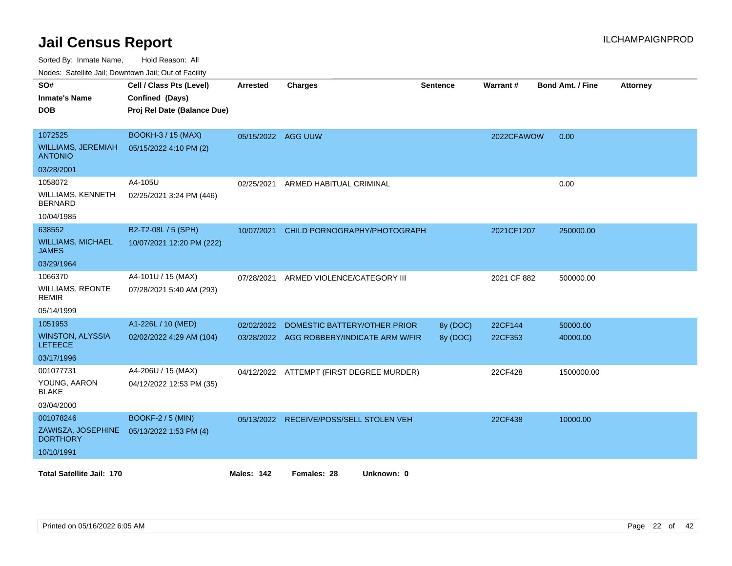# Jail Census Report

ILCHAMPAIGNPROD

Sorted By: Inmate Name, Hold Reason: All

Nodes: Satellite Jail; Downtown Jail; Out of Facility

| SO# / Inmate's Name / DOB | Cell / Class Pts (Level) / Confined (Days) / Proj Rel Date (Balance Due) | Arrested | Charges | Sentence | Warrant # | Bond Amt. / Fine | Attorney |
|---|---|---|---|---|---|---|---|
| 1072525 WILLIAMS, JEREMIAH ANTONIO 03/28/2001 | BOOKH-3 / 15 (MAX) 05/15/2022 4:10 PM (2) | 05/15/2022 | AGG UUW | | 2022CFAWOW | 0.00 | |
| 1058072 WILLIAMS, KENNETH BERNARD 10/04/1985 | A4-105U 02/25/2021 3:24 PM (446) | 02/25/2021 | ARMED HABITUAL CRIMINAL | | | 0.00 | |
| 638552 WILLIAMS, MICHAEL JAMES 03/29/1964 | B2-T2-08L / 5 (SPH) 10/07/2021 12:20 PM (222) | 10/07/2021 | CHILD PORNOGRAPHY/PHOTOGRAPH | | 2021CF1207 | 250000.00 | |
| 1066370 WILLIAMS, REONTE REMIR 05/14/1999 | A4-101U / 15 (MAX) 07/28/2021 5:40 AM (293) | 07/28/2021 | ARMED VIOLENCE/CATEGORY III | | 2021 CF 882 | 500000.00 | |
| 1051953 WINSTON, ALYSSIA LETEECE 03/17/1996 | A1-226L / 10 (MED) 02/02/2022 4:29 AM (104) | 02/02/2022 | DOMESTIC BATTERY/OTHER PRIOR | 8y (DOC) | 22CF144 | 50000.00 | |
| | | 03/28/2022 | AGG ROBBERY/INDICATE ARM W/FIR | 8y (DOC) | 22CF353 | 40000.00 | |
| 001077731 YOUNG, AARON BLAKE 03/04/2000 | A4-206U / 15 (MAX) 04/12/2022 12:53 PM (35) | 04/12/2022 | ATTEMPT (FIRST DEGREE MURDER) | | 22CF428 | 1500000.00 | |
| 001078246 ZAWISZA, JOSEPHINE DORTHORY 10/10/1991 | BOOKF-2 / 5 (MIN) 05/13/2022 1:53 PM (4) | 05/13/2022 | RECEIVE/POSS/SELL STOLEN VEH | | 22CF438 | 10000.00 | |

**Total Satellite Jail: 170** **Males: 142** **Females: 28** **Unknown: 0**

Printed on 05/16/2022 6:05 AM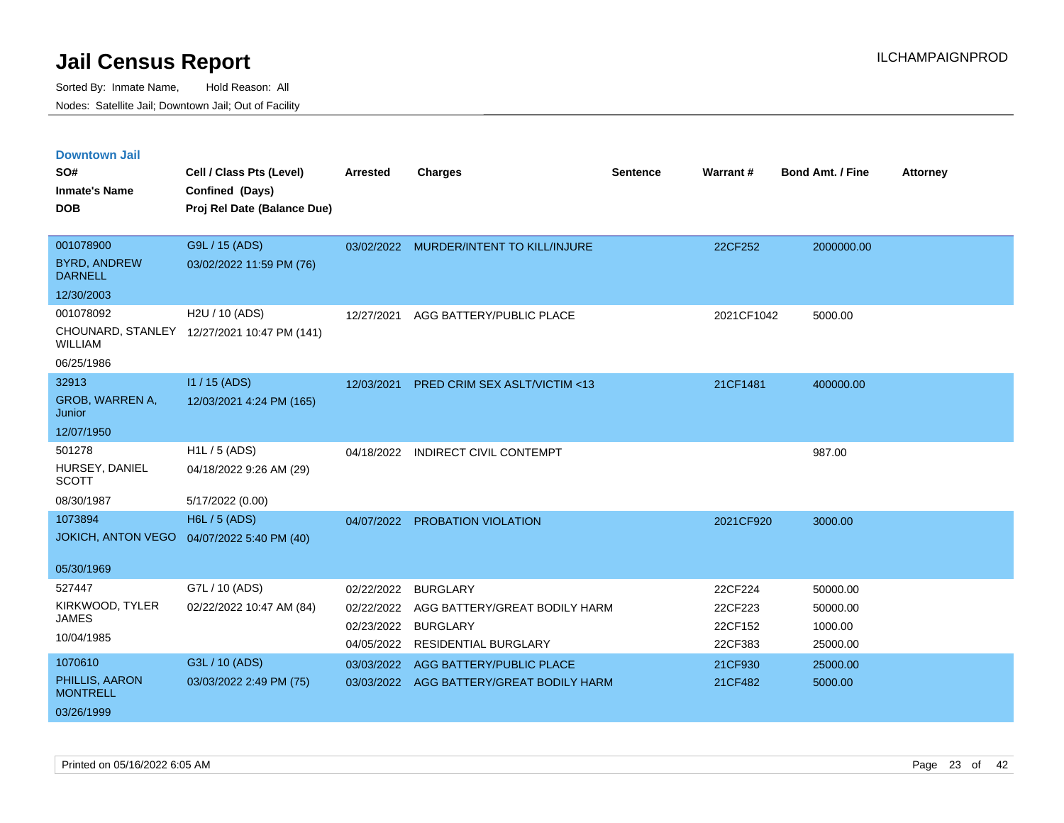# Jail Census Report

Sorted By: Inmate Name, Hold Reason: All

Nodes: Satellite Jail; Downtown Jail; Out of Facility

## Downtown Jail

| SO# / Inmate's Name / DOB | Cell / Class Pts (Level) / Confined (Days) / Proj Rel Date (Balance Due) | Arrested | Charges | Sentence | Warrant # | Bond Amt. / Fine | Attorney |
|---|---|---|---|---|---|---|---|
| 001078900<br>BYRD, ANDREW DARNELL<br>12/30/2003 | G9L / 15 (ADS)<br>03/02/2022 11:59 PM (76) | 03/02/2022 | MURDER/INTENT TO KILL/INJURE | | 22CF252 | 2000000.00 | |
| 001078092<br>CHOUNARD, STANLEY WILLIAM<br>06/25/1986 | H2U / 10 (ADS)<br>12/27/2021 10:47 PM (141) | 12/27/2021 | AGG BATTERY/PUBLIC PLACE | | 2021CF1042 | 5000.00 | |
| 32913<br>GROB, WARREN A, Junior<br>12/07/1950 | I1 / 15 (ADS)<br>12/03/2021 4:24 PM (165) | 12/03/2021 | PRED CRIM SEX ASLT/VICTIM <13 | | 21CF1481 | 400000.00 | |
| 501278<br>HURSEY, DANIEL SCOTT<br>08/30/1987 | H1L / 5 (ADS)<br>04/18/2022 9:26 AM (29)<br>5/17/2022 (0.00) | 04/18/2022 | INDIRECT CIVIL CONTEMPT | | | 987.00 | |
| 1073894<br>JOKICH, ANTON VEGO<br>05/30/1969 | H6L / 5 (ADS)<br>04/07/2022 5:40 PM (40) | 04/07/2022 | PROBATION VIOLATION | | 2021CF920 | 3000.00 | |
| 527447<br>KIRKWOOD, TYLER JAMES<br>10/04/1985 | G7L / 10 (ADS)<br>02/22/2022 10:47 AM (84) | 02/22/2022 | BURGLARY | | 22CF224 | 50000.00 | |
| | | 02/22/2022 | AGG BATTERY/GREAT BODILY HARM | | 22CF223 | 50000.00 | |
| | | 02/23/2022 | BURGLARY | | 22CF152 | 1000.00 | |
| | | 04/05/2022 | RESIDENTIAL BURGLARY | | 22CF383 | 25000.00 | |
| 1070610<br>PHILLIS, AARON MONTRELL<br>03/26/1999 | G3L / 10 (ADS)<br>03/03/2022 2:49 PM (75) | 03/03/2022 | AGG BATTERY/PUBLIC PLACE | | 21CF930 | 25000.00 | |
| | | 03/03/2022 | AGG BATTERY/GREAT BODILY HARM | | 21CF482 | 5000.00 | |

Printed on 05/16/2022 6:05 AM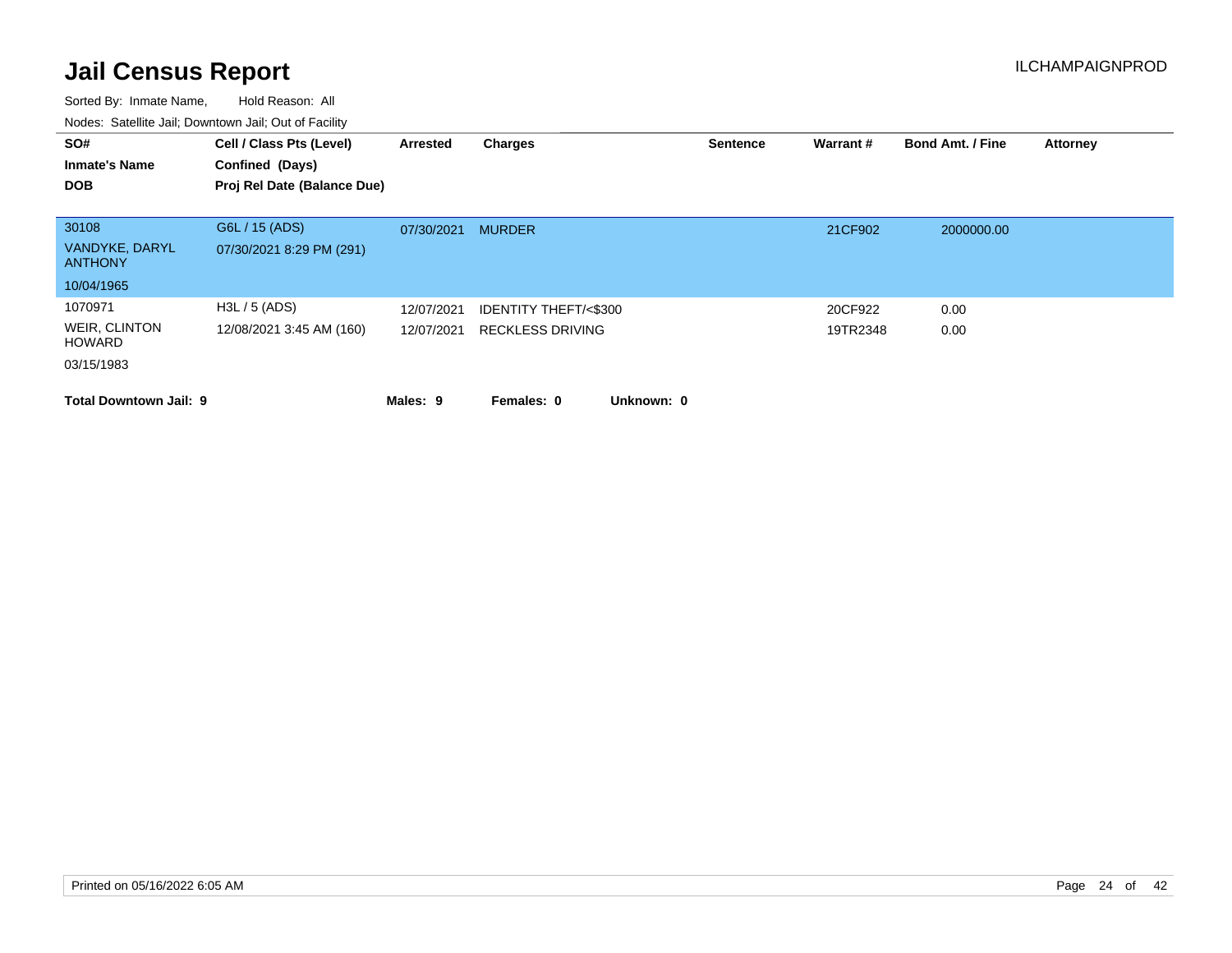# Jail Census Report

ILCHAMPAIGNPROD

Sorted By: Inmate Name, Hold Reason: All

Nodes: Satellite Jail; Downtown Jail; Out of Facility

| SO# / Inmate's Name / DOB | Cell / Class Pts (Level) / Confined (Days) / Proj Rel Date (Balance Due) | Arrested | Charges | Sentence | Warrant # | Bond Amt. / Fine | Attorney |
|---|---|---|---|---|---|---|---|
| 30108 VANDYKE, DARYL ANTHONY 10/04/1965 | G6L / 15 (ADS) 07/30/2021 8:29 PM (291) | 07/30/2021 | MURDER | | 21CF902 | 2000000.00 | |
| 1070971 WEIR, CLINTON HOWARD 03/15/1983 | H3L / 5 (ADS) 12/08/2021 3:45 AM (160) | 12/07/2021 | IDENTITY THEFT/<$300 | | 20CF922 | 0.00 | |
| | | 12/07/2021 | RECKLESS DRIVING | | 19TR2348 | 0.00 | |

**Total Downtown Jail: 9** **Males: 9** **Females: 0** **Unknown: 0**

Printed on 05/16/2022 6:05 AM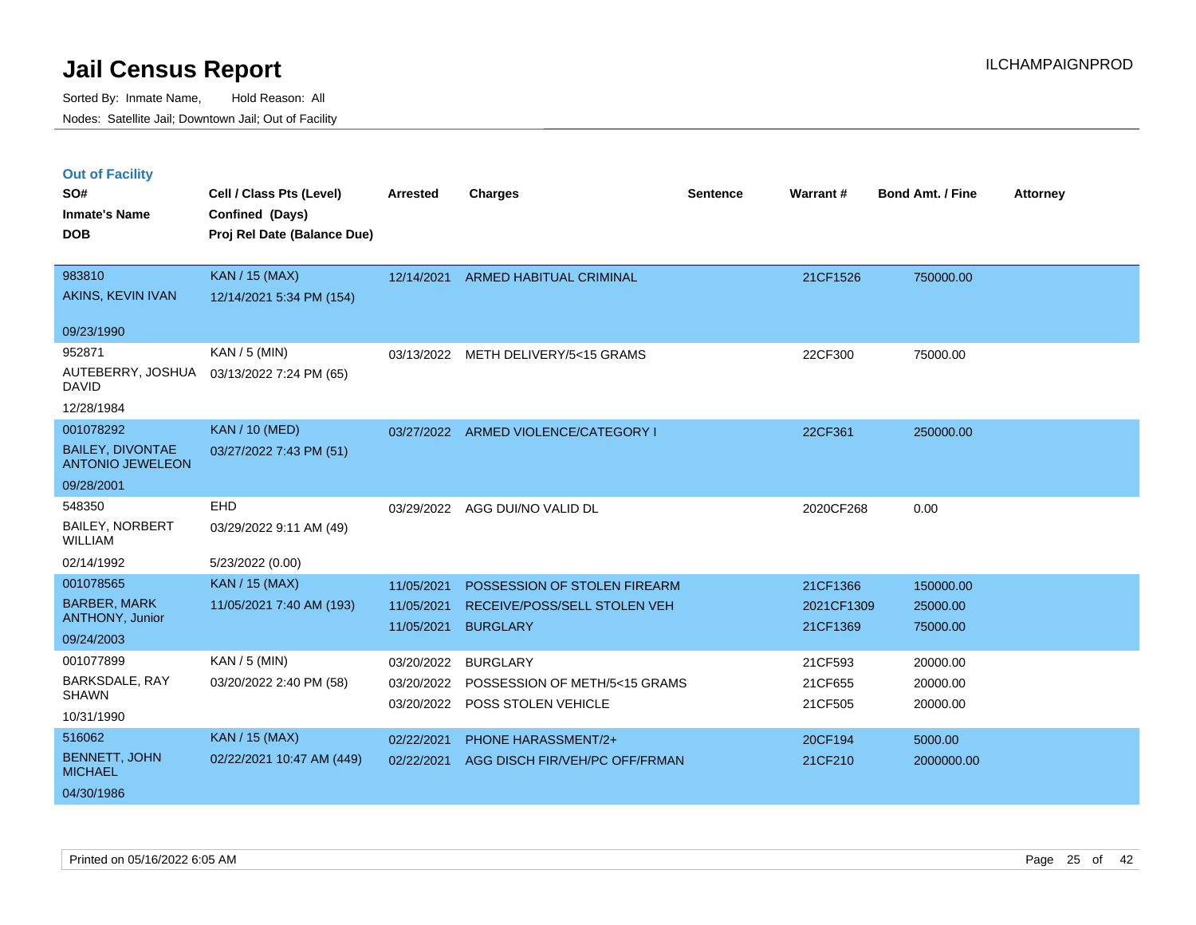# Jail Census Report

Sorted By: Inmate Name, Hold Reason: All

Nodes: Satellite Jail; Downtown Jail; Out of Facility

ILCHAMPAIGNPROD

## Out of Facility

| SO# / Inmate's Name / DOB | Cell / Class Pts (Level) / Confined (Days) / Proj Rel Date (Balance Due) | Arrested | Charges | Sentence | Warrant # | Bond Amt. / Fine | Attorney |
|---|---|---|---|---|---|---|---|
| 983810<br>AKINS, KEVIN IVAN<br>09/23/1990 | KAN / 15 (MAX)<br>12/14/2021 5:34 PM (154) | 12/14/2021 | ARMED HABITUAL CRIMINAL | | 21CF1526 | 750000.00 | |
| 952871<br>AUTEBERRY, JOSHUA DAVID<br>12/28/1984 | KAN / 5 (MIN)<br>03/13/2022 7:24 PM (65) | 03/13/2022 | METH DELIVERY/5<15 GRAMS | | 22CF300 | 75000.00 | |
| 001078292<br>BAILEY, DIVONTAE ANTONIO JEWELEON<br>09/28/2001 | KAN / 10 (MED)<br>03/27/2022 7:43 PM (51) | 03/27/2022 | ARMED VIOLENCE/CATEGORY I | | 22CF361 | 250000.00 | |
| 548350<br>BAILEY, NORBERT WILLIAM<br>02/14/1992 | EHD<br>03/29/2022 9:11 AM (49)<br>5/23/2022 (0.00) | 03/29/2022 | AGG DUI/NO VALID DL | | 2020CF268 | 0.00 | |
| 001078565<br>BARBER, MARK ANTHONY, Junior<br>09/24/2003 | KAN / 15 (MAX)<br>11/05/2021 7:40 AM (193) | 11/05/2021<br>11/05/2021<br>11/05/2021 | POSSESSION OF STOLEN FIREARM<br>RECEIVE/POSS/SELL STOLEN VEH<br>BURGLARY | | 21CF1366<br>2021CF1309<br>21CF1369 | 150000.00<br>25000.00<br>75000.00 | |
| 001077899<br>BARKSDALE, RAY SHAWN<br>10/31/1990 | KAN / 5 (MIN)<br>03/20/2022 2:40 PM (58) | 03/20/2022<br>03/20/2022<br>03/20/2022 | BURGLARY<br>POSSESSION OF METH/5<15 GRAMS<br>POSS STOLEN VEHICLE | | 21CF593<br>21CF655<br>21CF505 | 20000.00<br>20000.00<br>20000.00 | |
| 516062<br>BENNETT, JOHN MICHAEL<br>04/30/1986 | KAN / 15 (MAX)<br>02/22/2021 10:47 AM (449) | 02/22/2021<br>02/22/2021 | PHONE HARASSMENT/2+<br>AGG DISCH FIR/VEH/PC OFF/FRMAN | | 20CF194<br>21CF210 | 5000.00<br>2000000.00 | |

Printed on 05/16/2022 6:05 AM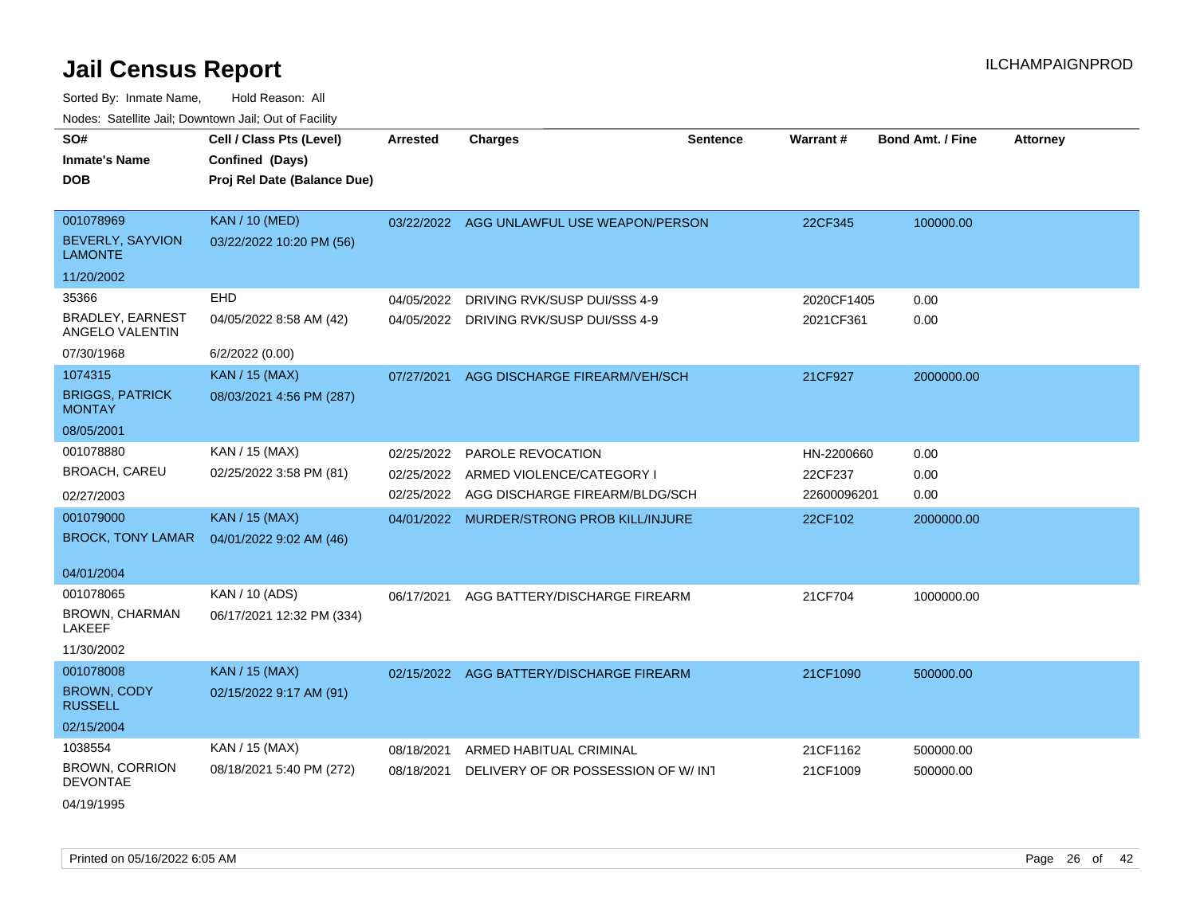# Jail Census Report

ILCHAMPAIGNPROD

Sorted By: Inmate Name, Hold Reason: All

Nodes: Satellite Jail; Downtown Jail; Out of Facility

| SO# / Inmate's Name / DOB | Cell / Class Pts (Level) / Confined (Days) / Proj Rel Date (Balance Due) | Arrested | Charges | Sentence | Warrant # | Bond Amt. / Fine | Attorney |
|---|---|---|---|---|---|---|---|
| 001078969<br>BEVERLY, SAYVION LAMONTE<br>11/20/2002 | KAN / 10 (MED)<br>03/22/2022 10:20 PM (56) | 03/22/2022 | AGG UNLAWFUL USE WEAPON/PERSON | | 22CF345 | 100000.00 | |
| 35366<br>BRADLEY, EARNEST ANGELO VALENTIN<br>07/30/1968 | EHD<br>04/05/2022 8:58 AM (42)<br>6/2/2022 (0.00) | 04/05/2022 | DRIVING RVK/SUSP DUI/SSS 4-9 | | 2020CF1405 | 0.00 | |
| | | 04/05/2022 | DRIVING RVK/SUSP DUI/SSS 4-9 | | 2021CF361 | 0.00 | |
| 1074315<br>BRIGGS, PATRICK MONTAY<br>08/05/2001 | KAN / 15 (MAX)<br>08/03/2021 4:56 PM (287) | 07/27/2021 | AGG DISCHARGE FIREARM/VEH/SCH | | 21CF927 | 2000000.00 | |
| 001078880<br>BROACH, CAREU<br>02/27/2003 | KAN / 15 (MAX)<br>02/25/2022 3:58 PM (81) | 02/25/2022 | PAROLE REVOCATION | | HN-2200660 | 0.00 | |
| | | 02/25/2022 | ARMED VIOLENCE/CATEGORY I | | 22CF237 | 0.00 | |
| | | 02/25/2022 | AGG DISCHARGE FIREARM/BLDG/SCH | | 22600096201 | 0.00 | |
| 001079000<br>BROCK, TONY LAMAR<br>04/01/2004 | KAN / 15 (MAX)<br>04/01/2022 9:02 AM (46) | 04/01/2022 | MURDER/STRONG PROB KILL/INJURE | | 22CF102 | 2000000.00 | |
| 001078065<br>BROWN, CHARMAN LAKEEF<br>11/30/2002 | KAN / 10 (ADS)<br>06/17/2021 12:32 PM (334) | 06/17/2021 | AGG BATTERY/DISCHARGE FIREARM | | 21CF704 | 1000000.00 | |
| 001078008<br>BROWN, CODY RUSSELL<br>02/15/2004 | KAN / 15 (MAX)<br>02/15/2022 9:17 AM (91) | 02/15/2022 | AGG BATTERY/DISCHARGE FIREARM | | 21CF1090 | 500000.00 | |
| 1038554<br>BROWN, CORRION DEVONTAE<br>04/19/1995 | KAN / 15 (MAX)<br>08/18/2021 5:40 PM (272) | 08/18/2021 | ARMED HABITUAL CRIMINAL | | 21CF1162 | 500000.00 | |
| | | 08/18/2021 | DELIVERY OF OR POSSESSION OF W/ INT | | 21CF1009 | 500000.00 | |

Printed on 05/16/2022 6:05 AM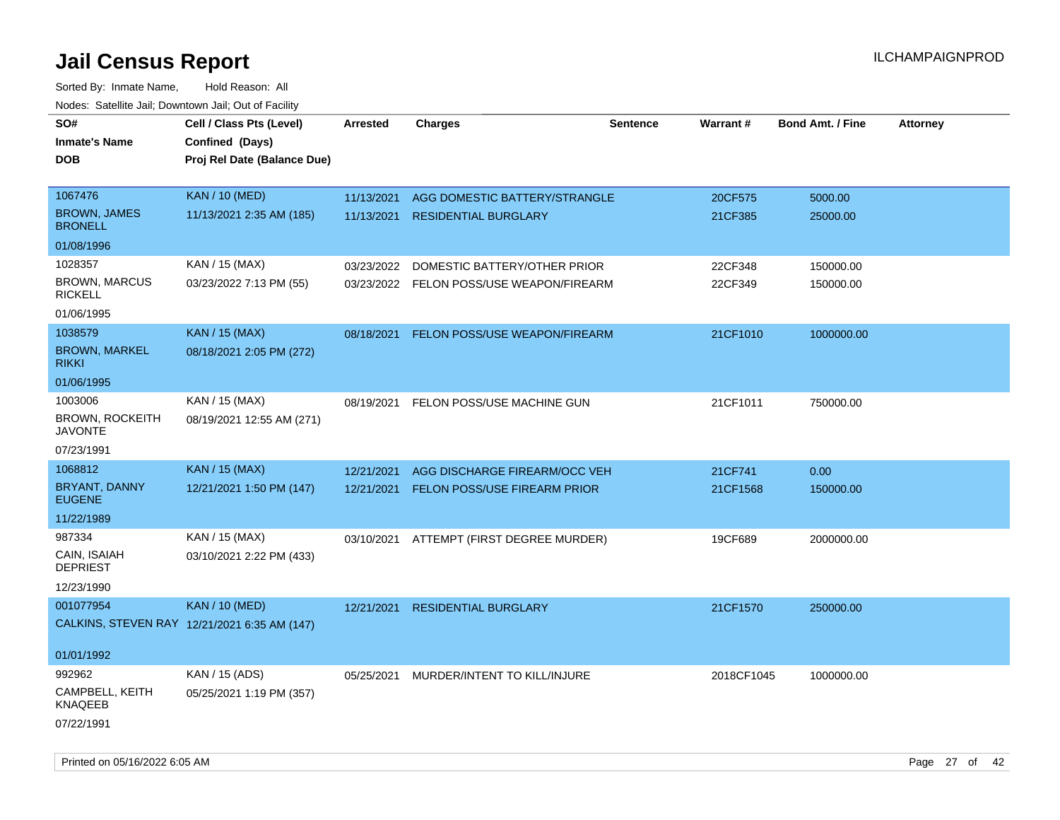# Jail Census Report

Sorted By: Inmate Name, Hold Reason: All

Nodes: Satellite Jail; Downtown Jail; Out of Facility

| SO# / Inmate's Name / DOB | Cell / Class Pts (Level) / Confined (Days) / Proj Rel Date (Balance Due) | Arrested | Charges | Sentence | Warrant # | Bond Amt. / Fine | Attorney |
|---|---|---|---|---|---|---|---|
| 1067476<br>BROWN, JAMES BRONELL<br>01/08/1996 | KAN / 10 (MED)<br>11/13/2021 2:35 AM (185) | 11/13/2021<br>11/13/2021 | AGG DOMESTIC BATTERY/STRANGLE<br>RESIDENTIAL BURGLARY | | 20CF575<br>21CF385 | 5000.00<br>25000.00 | |
| 1028357<br>BROWN, MARCUS RICKELL<br>01/06/1995 | KAN / 15 (MAX)<br>03/23/2022 7:13 PM (55) | 03/23/2022<br>03/23/2022 | DOMESTIC BATTERY/OTHER PRIOR<br>FELON POSS/USE WEAPON/FIREARM | | 22CF348<br>22CF349 | 150000.00<br>150000.00 | |
| 1038579<br>BROWN, MARKEL RIKKI<br>01/06/1995 | KAN / 15 (MAX)<br>08/18/2021 2:05 PM (272) | 08/18/2021 | FELON POSS/USE WEAPON/FIREARM | | 21CF1010 | 1000000.00 | |
| 1003006<br>BROWN, ROCKEITH JAVONTE<br>07/23/1991 | KAN / 15 (MAX)<br>08/19/2021 12:55 AM (271) | 08/19/2021 | FELON POSS/USE MACHINE GUN | | 21CF1011 | 750000.00 | |
| 1068812<br>BRYANT, DANNY EUGENE<br>11/22/1989 | KAN / 15 (MAX)<br>12/21/2021 1:50 PM (147) | 12/21/2021<br>12/21/2021 | AGG DISCHARGE FIREARM/OCC VEH<br>FELON POSS/USE FIREARM PRIOR | | 21CF741<br>21CF1568 | 0.00<br>150000.00 | |
| 987334<br>CAIN, ISAIAH DEPRIEST<br>12/23/1990 | KAN / 15 (MAX)<br>03/10/2021 2:22 PM (433) | 03/10/2021 | ATTEMPT (FIRST DEGREE MURDER) | | 19CF689 | 2000000.00 | |
| 001077954<br>CALKINS, STEVEN RAY<br>01/01/1992 | KAN / 10 (MED)<br>12/21/2021 6:35 AM (147) | 12/21/2021 | RESIDENTIAL BURGLARY | | 21CF1570 | 250000.00 | |
| 992962<br>CAMPBELL, KEITH KNAQEEB<br>07/22/1991 | KAN / 15 (ADS)<br>05/25/2021 1:19 PM (357) | 05/25/2021 | MURDER/INTENT TO KILL/INJURE | | 2018CF1045 | 1000000.00 | |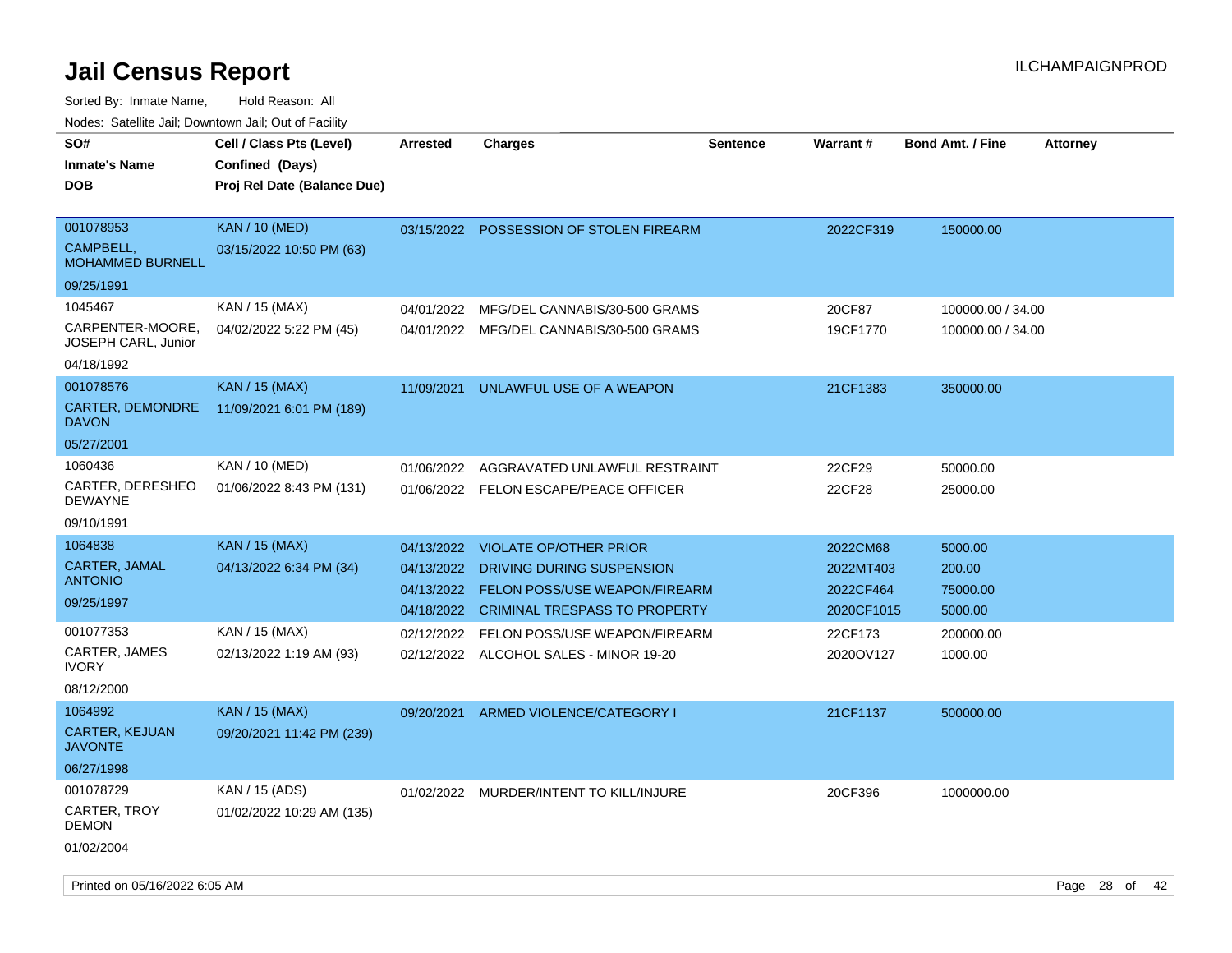# Jail Census Report

ILCHAMPAIGNPROD

Sorted By: Inmate Name, Hold Reason: All

Nodes: Satellite Jail; Downtown Jail; Out of Facility

| SO# / Inmate's Name / DOB | Cell / Class Pts (Level) / Confined (Days) / Proj Rel Date (Balance Due) | Arrested | Charges | Sentence | Warrant # | Bond Amt. / Fine | Attorney |
|---|---|---|---|---|---|---|---|
| 001078953<br>CAMPBELL, MOHAMMED BURNELL<br>09/25/1991 | KAN / 10 (MED)<br>03/15/2022 10:50 PM (63) | 03/15/2022 | POSSESSION OF STOLEN FIREARM | | 2022CF319 | 150000.00 | |
| 1045467<br>CARPENTER-MOORE, JOSEPH CARL, Junior<br>04/18/1992 | KAN / 15 (MAX)<br>04/02/2022 5:22 PM (45) | 04/01/2022 | MFG/DEL CANNABIS/30-500 GRAMS | | 20CF87 | 100000.00 / 34.00 | |
| | | 04/01/2022 | MFG/DEL CANNABIS/30-500 GRAMS | | 19CF1770 | 100000.00 / 34.00 | |
| 001078576<br>CARTER, DEMONDRE DAVON<br>05/27/2001 | KAN / 15 (MAX)<br>11/09/2021 6:01 PM (189) | 11/09/2021 | UNLAWFUL USE OF A WEAPON | | 21CF1383 | 350000.00 | |
| 1060436<br>CARTER, DERESHEO DEWAYNE<br>09/10/1991 | KAN / 10 (MED)<br>01/06/2022 8:43 PM (131) | 01/06/2022 | AGGRAVATED UNLAWFUL RESTRAINT | | 22CF29 | 50000.00 | |
| | | 01/06/2022 | FELON ESCAPE/PEACE OFFICER | | 22CF28 | 25000.00 | |
| 1064838<br>CARTER, JAMAL ANTONIO<br>09/25/1997 | KAN / 15 (MAX)<br>04/13/2022 6:34 PM (34) | 04/13/2022 | VIOLATE OP/OTHER PRIOR | | 2022CM68 | 5000.00 | |
| | | 04/13/2022 | DRIVING DURING SUSPENSION | | 2022MT403 | 200.00 | |
| | | 04/13/2022 | FELON POSS/USE WEAPON/FIREARM | | 2022CF464 | 75000.00 | |
| | | 04/18/2022 | CRIMINAL TRESPASS TO PROPERTY | | 2020CF1015 | 5000.00 | |
| 001077353<br>CARTER, JAMES IVORY<br>08/12/2000 | KAN / 15 (MAX)<br>02/13/2022 1:19 AM (93) | 02/12/2022 | FELON POSS/USE WEAPON/FIREARM | | 22CF173 | 200000.00 | |
| | | 02/12/2022 | ALCOHOL SALES - MINOR 19-20 | | 2020OV127 | 1000.00 | |
| 1064992<br>CARTER, KEJUAN JAVONTE<br>06/27/1998 | KAN / 15 (MAX)<br>09/20/2021 11:42 PM (239) | 09/20/2021 | ARMED VIOLENCE/CATEGORY I | | 21CF1137 | 500000.00 | |
| 001078729<br>CARTER, TROY DEMON<br>01/02/2004 | KAN / 15 (ADS)<br>01/02/2022 10:29 AM (135) | 01/02/2022 | MURDER/INTENT TO KILL/INJURE | | 20CF396 | 1000000.00 | |

Printed on 05/16/2022 6:05 AM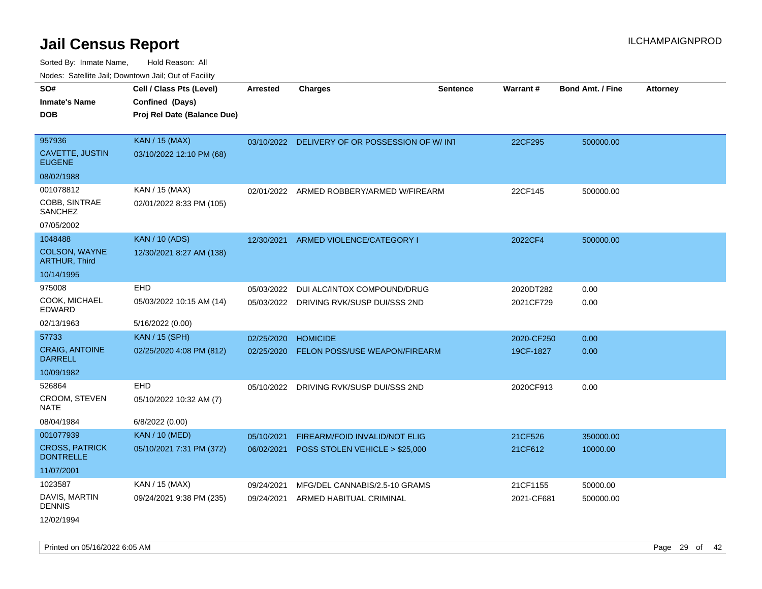# Jail Census Report

ILCHAMPAIGNPROD

Sorted By: Inmate Name, Hold Reason: All

Nodes: Satellite Jail; Downtown Jail; Out of Facility

| SO# / Inmate's Name / DOB | Cell / Class Pts (Level) / Confined (Days) / Proj Rel Date (Balance Due) | Arrested | Charges | Sentence | Warrant # | Bond Amt. / Fine | Attorney |
|---|---|---|---|---|---|---|---|
| 957936 CAVETTE, JUSTIN EUGENE 08/02/1988 | KAN / 15 (MAX) 03/10/2022 12:10 PM (68) | 03/10/2022 | DELIVERY OF OR POSSESSION OF W/ INT | | 22CF295 | 500000.00 | |
| 001078812 COBB, SINTRAE SANCHEZ 07/05/2002 | KAN / 15 (MAX) 02/01/2022 8:33 PM (105) | 02/01/2022 | ARMED ROBBERY/ARMED W/FIREARM | | 22CF145 | 500000.00 | |
| 1048488 COLSON, WAYNE ARTHUR, Third 10/14/1995 | KAN / 10 (ADS) 12/30/2021 8:27 AM (138) | 12/30/2021 | ARMED VIOLENCE/CATEGORY I | | 2022CF4 | 500000.00 | |
| 975008 COOK, MICHAEL EDWARD 02/13/1963 | EHD 05/03/2022 10:15 AM (14) 5/16/2022 (0.00) | 05/03/2022 | DUI ALC/INTOX COMPOUND/DRUG | | 2020DT282 | 0.00 | |
| | | 05/03/2022 | DRIVING RVK/SUSP DUI/SSS 2ND | | 2021CF729 | 0.00 | |
| 57733 CRAIG, ANTOINE DARRELL 10/09/1982 | KAN / 15 (SPH) 02/25/2020 4:08 PM (812) | 02/25/2020 | HOMICIDE | | 2020-CF250 | 0.00 | |
| | | 02/25/2020 | FELON POSS/USE WEAPON/FIREARM | | 19CF-1827 | 0.00 | |
| 526864 CROOM, STEVEN NATE 08/04/1984 | EHD 05/10/2022 10:32 AM (7) 6/8/2022 (0.00) | 05/10/2022 | DRIVING RVK/SUSP DUI/SSS 2ND | | 2020CF913 | 0.00 | |
| 001077939 CROSS, PATRICK DONTRELLE 11/07/2001 | KAN / 10 (MED) 05/10/2021 7:31 PM (372) | 05/10/2021 | FIREARM/FOID INVALID/NOT ELIG | | 21CF526 | 350000.00 | |
| | | 06/02/2021 | POSS STOLEN VEHICLE > $25,000 | | 21CF612 | 10000.00 | |
| 1023587 DAVIS, MARTIN DENNIS 12/02/1994 | KAN / 15 (MAX) 09/24/2021 9:38 PM (235) | 09/24/2021 | MFG/DEL CANNABIS/2.5-10 GRAMS | | 21CF1155 | 50000.00 | |
| | | 09/24/2021 | ARMED HABITUAL CRIMINAL | | 2021-CF681 | 500000.00 | |

Printed on 05/16/2022 6:05 AM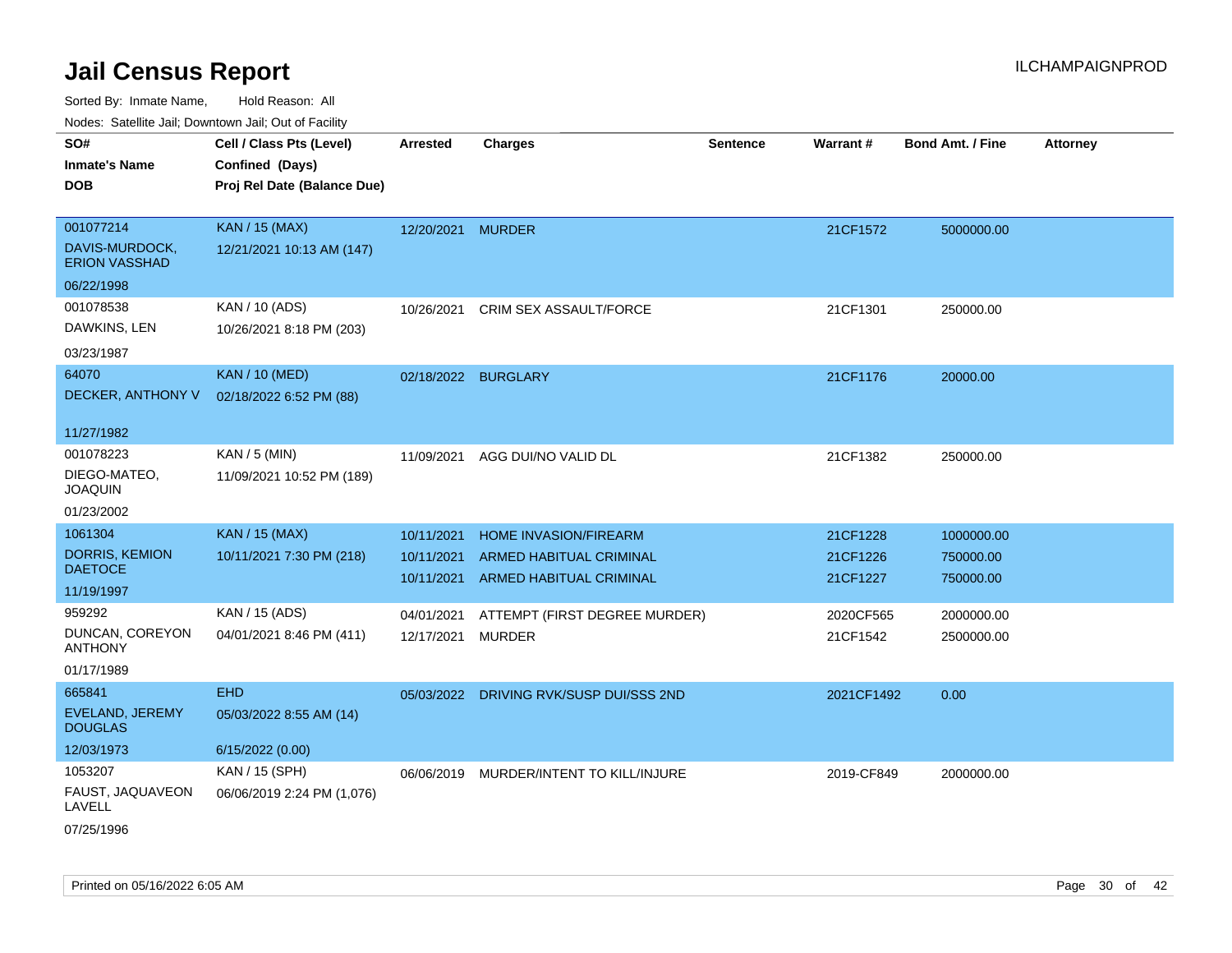# Jail Census Report

ILCHAMPAIGNPROD

Sorted By: Inmate Name, Hold Reason: All

Nodes: Satellite Jail; Downtown Jail; Out of Facility

| SO# / Inmate's Name / DOB | Cell / Class Pts (Level) / Confined (Days) / Proj Rel Date (Balance Due) | Arrested | Charges | Sentence | Warrant # | Bond Amt. / Fine | Attorney |
|---|---|---|---|---|---|---|---|
| 001077214<br>DAVIS-MURDOCK, ERION VASSHAD<br>06/22/1998 | KAN / 15 (MAX)<br>12/21/2021 10:13 AM (147) | 12/20/2021 | MURDER | | 21CF1572 | 5000000.00 | |
| 001078538<br>DAWKINS, LEN<br>03/23/1987 | KAN / 10 (ADS)<br>10/26/2021 8:18 PM (203) | 10/26/2021 | CRIM SEX ASSAULT/FORCE | | 21CF1301 | 250000.00 | |
| 64070<br>DECKER, ANTHONY V<br>11/27/1982 | KAN / 10 (MED)<br>02/18/2022 6:52 PM (88) | 02/18/2022 | BURGLARY | | 21CF1176 | 20000.00 | |
| 001078223<br>DIEGO-MATEO, JOAQUIN<br>01/23/2002 | KAN / 5 (MIN)<br>11/09/2021 10:52 PM (189) | 11/09/2021 | AGG DUI/NO VALID DL | | 21CF1382 | 250000.00 | |
| 1061304<br>DORRIS, KEMION DAETOCE<br>11/19/1997 | KAN / 15 (MAX)<br>10/11/2021 7:30 PM (218) | 10/11/2021 | HOME INVASION/FIREARM | | 21CF1228 | 1000000.00 | |
| | | 10/11/2021 | ARMED HABITUAL CRIMINAL | | 21CF1226 | 750000.00 | |
| | | 10/11/2021 | ARMED HABITUAL CRIMINAL | | 21CF1227 | 750000.00 | |
| 959292<br>DUNCAN, COREYON ANTHONY<br>01/17/1989 | KAN / 15 (ADS)<br>04/01/2021 8:46 PM (411) | 04/01/2021 | ATTEMPT (FIRST DEGREE MURDER) | | 2020CF565 | 2000000.00 | |
| | | 12/17/2021 | MURDER | | 21CF1542 | 2500000.00 | |
| 665841<br>EVELAND, JEREMY DOUGLAS<br>12/03/1973 | EHD<br>05/03/2022 8:55 AM (14)<br>6/15/2022 (0.00) | 05/03/2022 | DRIVING RVK/SUSP DUI/SSS 2ND | | 2021CF1492 | 0.00 | |
| 1053207<br>FAUST, JAQUAVEON LAVELL<br>07/25/1996 | KAN / 15 (SPH)<br>06/06/2019 2:24 PM (1,076) | 06/06/2019 | MURDER/INTENT TO KILL/INJURE | | 2019-CF849 | 2000000.00 | |

Printed on 05/16/2022 6:05 AM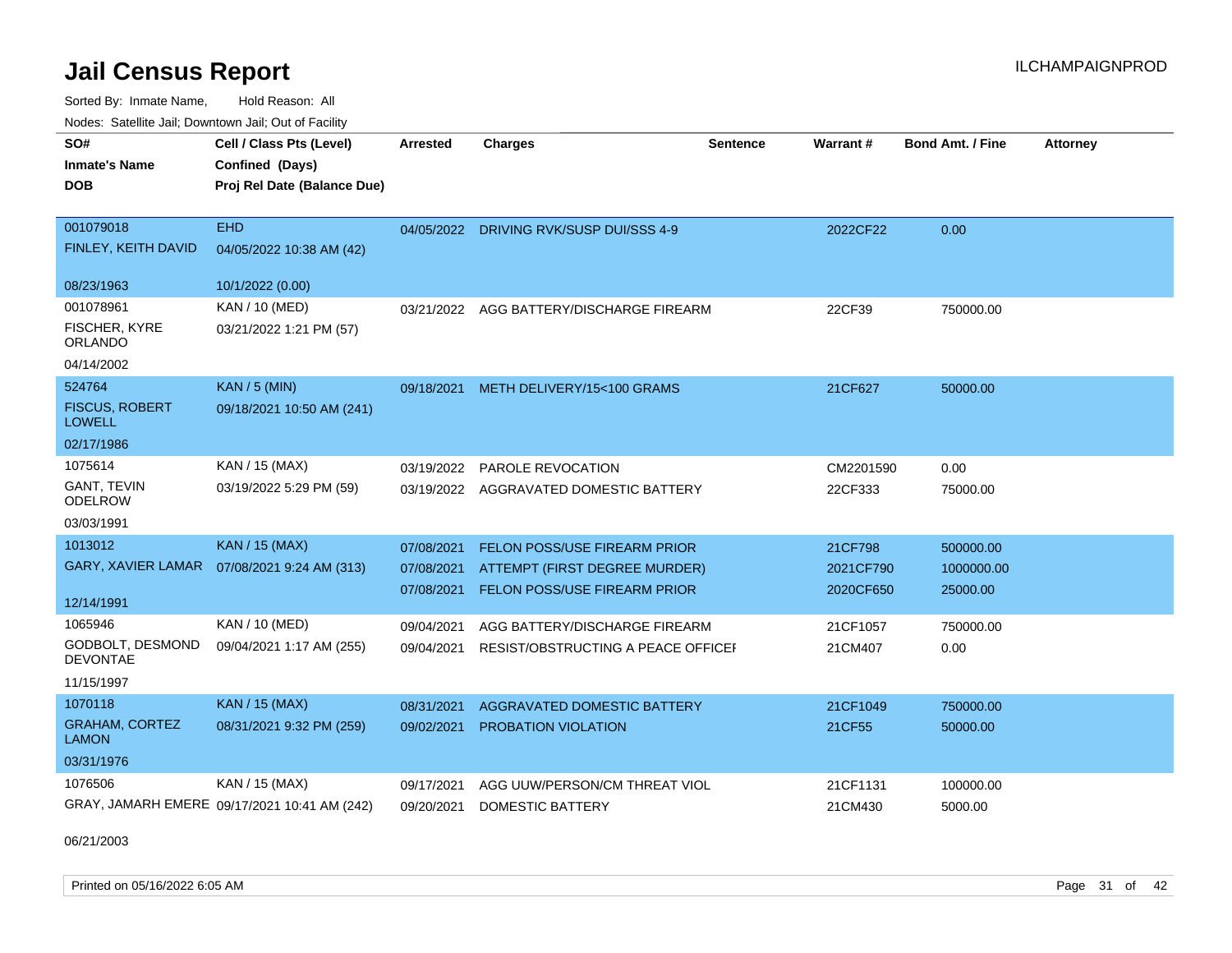# Jail Census Report

Sorted By: Inmate Name, Hold Reason: All

Nodes: Satellite Jail; Downtown Jail; Out of Facility

| SO# / Inmate's Name / DOB | Cell / Class Pts (Level) / Confined (Days) / Proj Rel Date (Balance Due) | Arrested | Charges | Sentence | Warrant # | Bond Amt. / Fine | Attorney |
|---|---|---|---|---|---|---|---|
| 001079018 FINLEY, KEITH DAVID 08/23/1963 | EHD 04/05/2022 10:38 AM (42) 10/1/2022 (0.00) | 04/05/2022 | DRIVING RVK/SUSP DUI/SSS 4-9 | | 2022CF22 | 0.00 | |
| 001078961 FISCHER, KYRE ORLANDO 04/14/2002 | KAN / 10 (MED) 03/21/2022 1:21 PM (57) | 03/21/2022 | AGG BATTERY/DISCHARGE FIREARM | | 22CF39 | 750000.00 | |
| 524764 FISCUS, ROBERT LOWELL 02/17/1986 | KAN / 5 (MIN) 09/18/2021 10:50 AM (241) | 09/18/2021 | METH DELIVERY/15<100 GRAMS | | 21CF627 | 50000.00 | |
| 1075614 GANT, TEVIN ODELROW 03/03/1991 | KAN / 15 (MAX) 03/19/2022 5:29 PM (59) | 03/19/2022 | PAROLE REVOCATION | | CM2201590 | 0.00 | |
| | | 03/19/2022 | AGGRAVATED DOMESTIC BATTERY | | 22CF333 | 75000.00 | |
| 1013012 GARY, XAVIER LAMAR 12/14/1991 | KAN / 15 (MAX) 07/08/2021 9:24 AM (313) | 07/08/2021 | FELON POSS/USE FIREARM PRIOR | | 21CF798 | 500000.00 | |
| | | 07/08/2021 | ATTEMPT (FIRST DEGREE MURDER) | | 2021CF790 | 1000000.00 | |
| | | 07/08/2021 | FELON POSS/USE FIREARM PRIOR | | 2020CF650 | 25000.00 | |
| 1065946 GODBOLT, DESMOND DEVONTAE 11/15/1997 | KAN / 10 (MED) 09/04/2021 1:17 AM (255) | 09/04/2021 | AGG BATTERY/DISCHARGE FIREARM | | 21CF1057 | 750000.00 | |
| | | 09/04/2021 | RESIST/OBSTRUCTING A PEACE OFFICEI | | 21CM407 | 0.00 | |
| 1070118 GRAHAM, CORTEZ LAMON 03/31/1976 | KAN / 15 (MAX) 08/31/2021 9:32 PM (259) | 08/31/2021 | AGGRAVATED DOMESTIC BATTERY | | 21CF1049 | 750000.00 | |
| | | 09/02/2021 | PROBATION VIOLATION | | 21CF55 | 50000.00 | |
| 1076506 GRAY, JAMARH EMERE 06/21/2003 | KAN / 15 (MAX) 09/17/2021 10:41 AM (242) | 09/17/2021 | AGG UUW/PERSON/CM THREAT VIOL | | 21CF1131 | 100000.00 | |
| | | 09/20/2021 | DOMESTIC BATTERY | | 21CM430 | 5000.00 | |

Printed on 05/16/2022 6:05 AM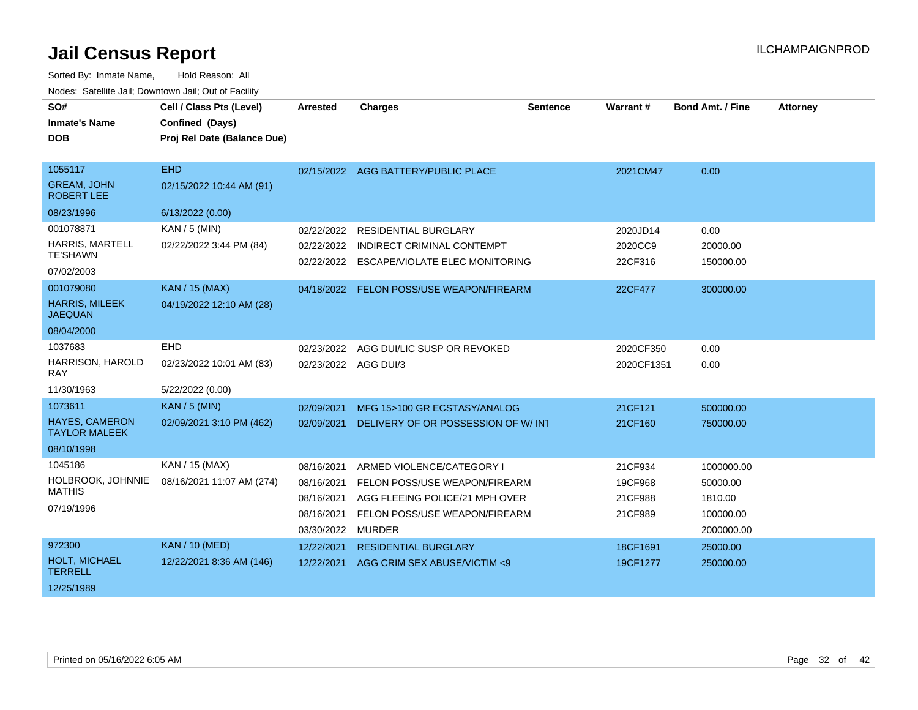# Jail Census Report

ILCHAMPAIGNPROD

Sorted By: Inmate Name, Hold Reason: All

Nodes: Satellite Jail; Downtown Jail; Out of Facility

| SO# / Inmate's Name / DOB | Cell / Class Pts (Level) / Confined (Days) / Proj Rel Date (Balance Due) | Arrested | Charges | Sentence | Warrant # | Bond Amt. / Fine | Attorney |
|---|---|---|---|---|---|---|---|
| 1055117<br>GREAM, JOHN ROBERT LEE<br>08/23/1996 | EHD<br>02/15/2022 10:44 AM (91)<br>6/13/2022 (0.00) | 02/15/2022 | AGG BATTERY/PUBLIC PLACE | | 2021CM47 | 0.00 | |
| 001078871<br>HARRIS, MARTELL TE'SHAWN<br>07/02/2003 | KAN / 5 (MIN)<br>02/22/2022 3:44 PM (84) | 02/22/2022 | RESIDENTIAL BURGLARY | | 2020JD14 | 0.00 | |
| | | 02/22/2022 | INDIRECT CRIMINAL CONTEMPT | | 2020CC9 | 20000.00 | |
| | | 02/22/2022 | ESCAPE/VIOLATE ELEC MONITORING | | 22CF316 | 150000.00 | |
| 001079080<br>HARRIS, MILEEK JAEQUAN<br>08/04/2000 | KAN / 15 (MAX)<br>04/19/2022 12:10 AM (28) | 04/18/2022 | FELON POSS/USE WEAPON/FIREARM | | 22CF477 | 300000.00 | |
| 1037683<br>HARRISON, HAROLD RAY<br>11/30/1963 | EHD<br>02/23/2022 10:01 AM (83)<br>5/22/2022 (0.00) | 02/23/2022 | AGG DUI/LIC SUSP OR REVOKED | | 2020CF350 | 0.00 | |
| | | 02/23/2022 | AGG DUI/3 | | 2020CF1351 | 0.00 | |
| 1073611<br>HAYES, CAMERON TAYLOR MALEEK<br>08/10/1998 | KAN / 5 (MIN)<br>02/09/2021 3:10 PM (462) | 02/09/2021 | MFG 15>100 GR ECSTASY/ANALOG | | 21CF121 | 500000.00 | |
| | | 02/09/2021 | DELIVERY OF OR POSSESSION OF W/ INT | | 21CF160 | 750000.00 | |
| 1045186<br>HOLBROOK, JOHNNIE MATHIS<br>07/19/1996 | KAN / 15 (MAX)<br>08/16/2021 11:07 AM (274) | 08/16/2021 | ARMED VIOLENCE/CATEGORY I | | 21CF934 | 1000000.00 | |
| | | 08/16/2021 | FELON POSS/USE WEAPON/FIREARM | | 19CF968 | 50000.00 | |
| | | 08/16/2021 | AGG FLEEING POLICE/21 MPH OVER | | 21CF988 | 1810.00 | |
| | | 08/16/2021 | FELON POSS/USE WEAPON/FIREARM | | 21CF989 | 100000.00 | |
| | | 03/30/2022 | MURDER | | | 2000000.00 | |
| 972300<br>HOLT, MICHAEL TERRELL<br>12/25/1989 | KAN / 10 (MED)<br>12/22/2021 8:36 AM (146) | 12/22/2021 | RESIDENTIAL BURGLARY | | 18CF1691 | 25000.00 | |
| | | 12/22/2021 | AGG CRIM SEX ABUSE/VICTIM <9 | | 19CF1277 | 250000.00 | |

Printed on 05/16/2022 6:05 AM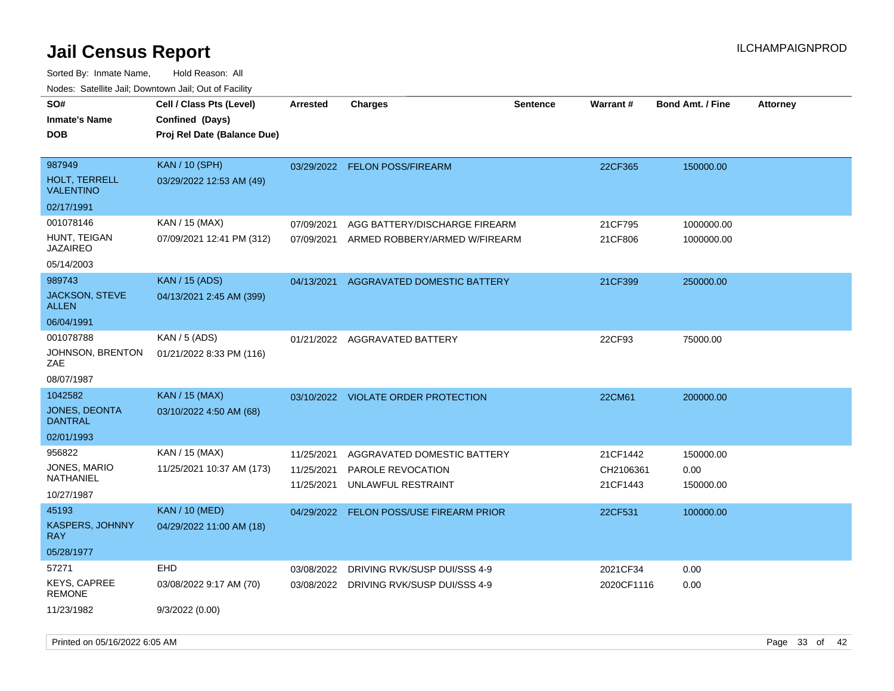# Jail Census Report

Sorted By: Inmate Name, Hold Reason: All

Nodes: Satellite Jail; Downtown Jail; Out of Facility

| SO# / Inmate's Name / DOB | Cell / Class Pts (Level) / Confined (Days) / Proj Rel Date (Balance Due) | Arrested | Charges | Sentence | Warrant # | Bond Amt. / Fine | Attorney |
|---|---|---|---|---|---|---|---|
| 987949<br>HOLT, TERRELL VALENTINO<br>02/17/1991 | KAN / 10 (SPH)<br>03/29/2022 12:53 AM (49) | 03/29/2022 | FELON POSS/FIREARM | | 22CF365 | 150000.00 | |
| 001078146<br>HUNT, TEIGAN JAZAIREO<br>05/14/2003 | KAN / 15 (MAX)<br>07/09/2021 12:41 PM (312) | 07/09/2021<br>07/09/2021 | AGG BATTERY/DISCHARGE FIREARM<br>ARMED ROBBERY/ARMED W/FIREARM | | 21CF795<br>21CF806 | 1000000.00<br>1000000.00 | |
| 989743<br>JACKSON, STEVE ALLEN<br>06/04/1991 | KAN / 15 (ADS)<br>04/13/2021 2:45 AM (399) | 04/13/2021 | AGGRAVATED DOMESTIC BATTERY | | 21CF399 | 250000.00 | |
| 001078788<br>JOHNSON, BRENTON ZAE<br>08/07/1987 | KAN / 5 (ADS)<br>01/21/2022 8:33 PM (116) | 01/21/2022 | AGGRAVATED BATTERY | | 22CF93 | 75000.00 | |
| 1042582<br>JONES, DEONTA DANTRAL<br>02/01/1993 | KAN / 15 (MAX)<br>03/10/2022 4:50 AM (68) | 03/10/2022 | VIOLATE ORDER PROTECTION | | 22CM61 | 200000.00 | |
| 956822<br>JONES, MARIO NATHANIEL<br>10/27/1987 | KAN / 15 (MAX)<br>11/25/2021 10:37 AM (173) | 11/25/2021<br>11/25/2021<br>11/25/2021 | AGGRAVATED DOMESTIC BATTERY<br>PAROLE REVOCATION<br>UNLAWFUL RESTRAINT | | 21CF1442<br>CH2106361<br>21CF1443 | 150000.00<br>0.00<br>150000.00 | |
| 45193<br>KASPERS, JOHNNY RAY<br>05/28/1977 | KAN / 10 (MED)<br>04/29/2022 11:00 AM (18) | 04/29/2022 | FELON POSS/USE FIREARM PRIOR | | 22CF531 | 100000.00 | |
| 57271<br>KEYS, CAPREE REMONE<br>11/23/1982 | EHD<br>03/08/2022 9:17 AM (70)<br>9/3/2022 (0.00) | 03/08/2022<br>03/08/2022 | DRIVING RVK/SUSP DUI/SSS 4-9<br>DRIVING RVK/SUSP DUI/SSS 4-9 | | 2021CF34<br>2020CF1116 | 0.00<br>0.00 | |

Printed on 05/16/2022 6:05 AM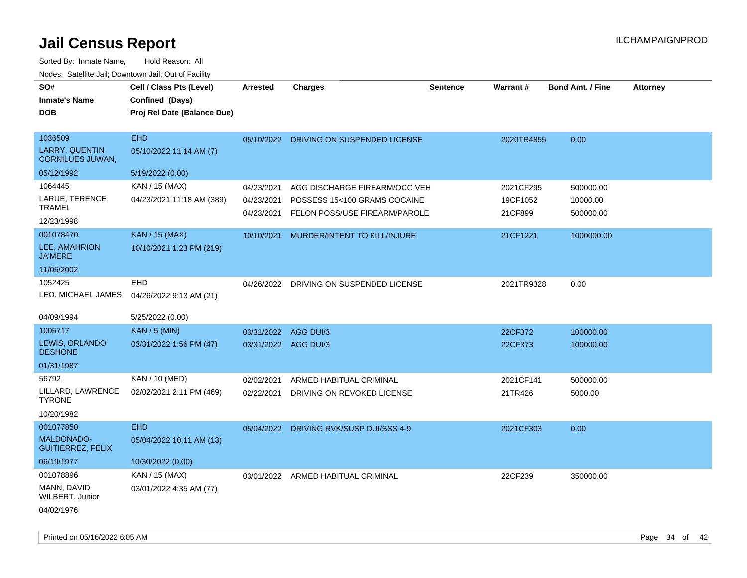# Jail Census Report

Sorted By: Inmate Name, Hold Reason: All

Nodes: Satellite Jail; Downtown Jail; Out of Facility

| SO# / Inmate's Name / DOB | Cell / Class Pts (Level) / Confined (Days) / Proj Rel Date (Balance Due) | Arrested | Charges | Sentence | Warrant # | Bond Amt. / Fine | Attorney |
|---|---|---|---|---|---|---|---|
| 1036509<br>LARRY, QUENTIN CORNILUES JUWAN,<br>05/12/1992 | EHD<br>05/10/2022 11:14 AM (7)<br>5/19/2022 (0.00) | 05/10/2022 | DRIVING ON SUSPENDED LICENSE | | 2020TR4855 | 0.00 | |
| 1064445<br>LARUE, TERENCE TRAMEL<br>12/23/1998 | KAN / 15 (MAX)<br>04/23/2021 11:18 AM (389) | 04/23/2021 | AGG DISCHARGE FIREARM/OCC VEH | | 2021CF295 | 500000.00 | |
| | | 04/23/2021 | POSSESS 15<100 GRAMS COCAINE | | 19CF1052 | 10000.00 | |
| | | 04/23/2021 | FELON POSS/USE FIREARM/PAROLE | | 21CF899 | 500000.00 | |
| 001078470<br>LEE, AMAHRION JA'MERE<br>11/05/2002 | KAN / 15 (MAX)<br>10/10/2021 1:23 PM (219) | 10/10/2021 | MURDER/INTENT TO KILL/INJURE | | 21CF1221 | 1000000.00 | |
| 1052425<br>LEO, MICHAEL JAMES<br>04/09/1994 | EHD<br>04/26/2022 9:13 AM (21)<br>5/25/2022 (0.00) | 04/26/2022 | DRIVING ON SUSPENDED LICENSE | | 2021TR9328 | 0.00 | |
| 1005717<br>LEWIS, ORLANDO DESHONE<br>01/31/1987 | KAN / 5 (MIN)<br>03/31/2022 1:56 PM (47) | 03/31/2022 | AGG DUI/3 | | 22CF372 | 100000.00 | |
| | | 03/31/2022 | AGG DUI/3 | | 22CF373 | 100000.00 | |
| 56792<br>LILLARD, LAWRENCE TYRONE<br>10/20/1982 | KAN / 10 (MED)<br>02/02/2021 2:11 PM (469) | 02/02/2021 | ARMED HABITUAL CRIMINAL | | 2021CF141 | 500000.00 | |
| | | 02/22/2021 | DRIVING ON REVOKED LICENSE | | 21TR426 | 5000.00 | |
| 001077850<br>MALDONADO-GUITIERREZ, FELIX<br>06/19/1977 | EHD<br>05/04/2022 10:11 AM (13)<br>10/30/2022 (0.00) | 05/04/2022 | DRIVING RVK/SUSP DUI/SSS 4-9 | | 2021CF303 | 0.00 | |
| 001078896<br>MANN, DAVID WILBERT, Junior<br>04/02/1976 | KAN / 15 (MAX)<br>03/01/2022 4:35 AM (77) | 03/01/2022 | ARMED HABITUAL CRIMINAL | | 22CF239 | 350000.00 | |

Printed on 05/16/2022 6:05 AM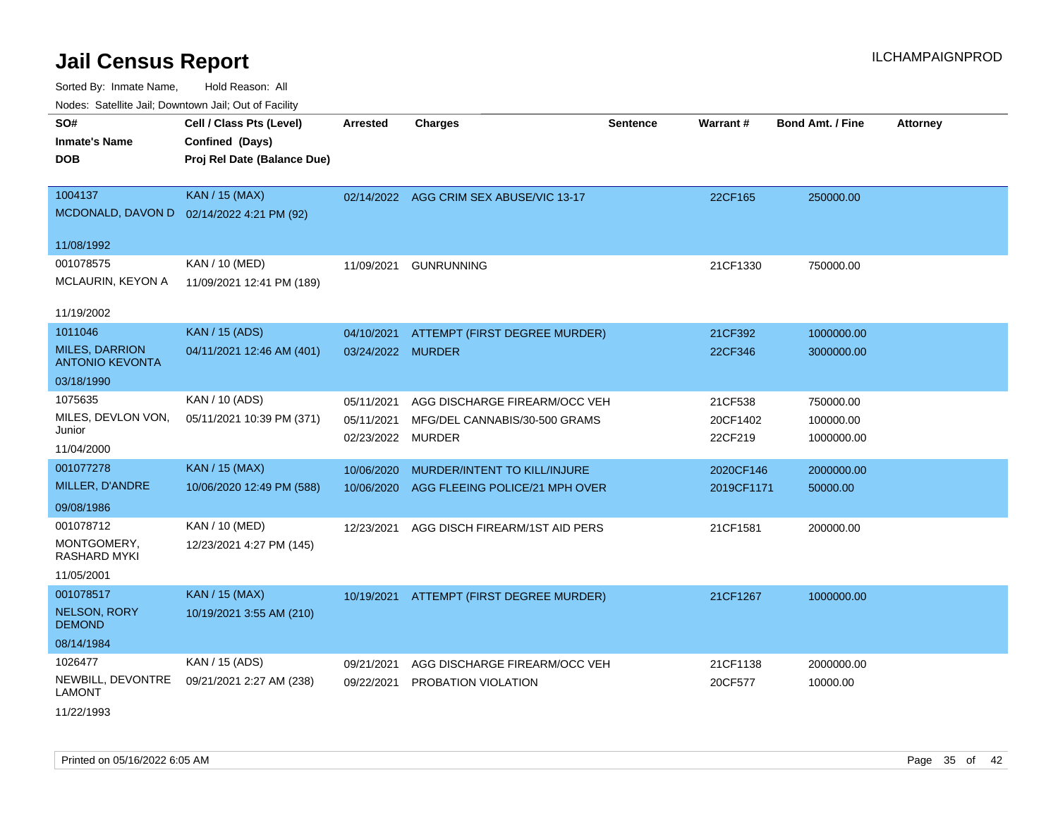# Jail Census Report

ILCHAMPAIGNPROD

Sorted By: Inmate Name, Hold Reason: All

Nodes: Satellite Jail; Downtown Jail; Out of Facility

| SO# / Inmate's Name / DOB | Cell / Class Pts (Level) / Confined (Days) / Proj Rel Date (Balance Due) | Arrested | Charges | Sentence | Warrant # | Bond Amt. / Fine | Attorney |
|---|---|---|---|---|---|---|---|
| 1004137<br>MCDONALD, DAVON D<br>11/08/1992 | KAN / 15 (MAX)<br>02/14/2022 4:21 PM (92) | 02/14/2022 | AGG CRIM SEX ABUSE/VIC 13-17 | | 22CF165 | 250000.00 | |
| 001078575<br>MCLAURIN, KEYON A<br>11/19/2002 | KAN / 10 (MED)<br>11/09/2021 12:41 PM (189) | 11/09/2021 | GUNRUNNING | | 21CF1330 | 750000.00 | |
| 1011046<br>MILES, DARRION ANTONIO KEVONTA<br>03/18/1990 | KAN / 15 (ADS)<br>04/11/2021 12:46 AM (401) | 04/10/2021<br>03/24/2022 | ATTEMPT (FIRST DEGREE MURDER)<br>MURDER | | 21CF392<br>22CF346 | 1000000.00<br>3000000.00 | |
| 1075635<br>MILES, DEVLON VON, Junior<br>11/04/2000 | KAN / 10 (ADS)<br>05/11/2021 10:39 PM (371) | 05/11/2021<br>05/11/2021<br>02/23/2022 | AGG DISCHARGE FIREARM/OCC VEH<br>MFG/DEL CANNABIS/30-500 GRAMS<br>MURDER | | 21CF538<br>20CF1402<br>22CF219 | 750000.00<br>100000.00<br>1000000.00 | |
| 001077278<br>MILLER, D'ANDRE<br>09/08/1986 | KAN / 15 (MAX)<br>10/06/2020 12:49 PM (588) | 10/06/2020<br>10/06/2020 | MURDER/INTENT TO KILL/INJURE<br>AGG FLEEING POLICE/21 MPH OVER | | 2020CF146<br>2019CF1171 | 2000000.00<br>50000.00 | |
| 001078712<br>MONTGOMERY, RASHARD MYKI<br>11/05/2001 | KAN / 10 (MED)<br>12/23/2021 4:27 PM (145) | 12/23/2021 | AGG DISCH FIREARM/1ST AID PERS | | 21CF1581 | 200000.00 | |
| 001078517<br>NELSON, RORY DEMOND<br>08/14/1984 | KAN / 15 (MAX)<br>10/19/2021 3:55 AM (210) | 10/19/2021 | ATTEMPT (FIRST DEGREE MURDER) | | 21CF1267 | 1000000.00 | |
| 1026477<br>NEWBILL, DEVONTRE LAMONT<br>11/22/1993 | KAN / 15 (ADS)<br>09/21/2021 2:27 AM (238) | 09/21/2021<br>09/22/2021 | AGG DISCHARGE FIREARM/OCC VEH<br>PROBATION VIOLATION | | 21CF1138<br>20CF577 | 2000000.00<br>10000.00 | |

Printed on 05/16/2022 6:05 AM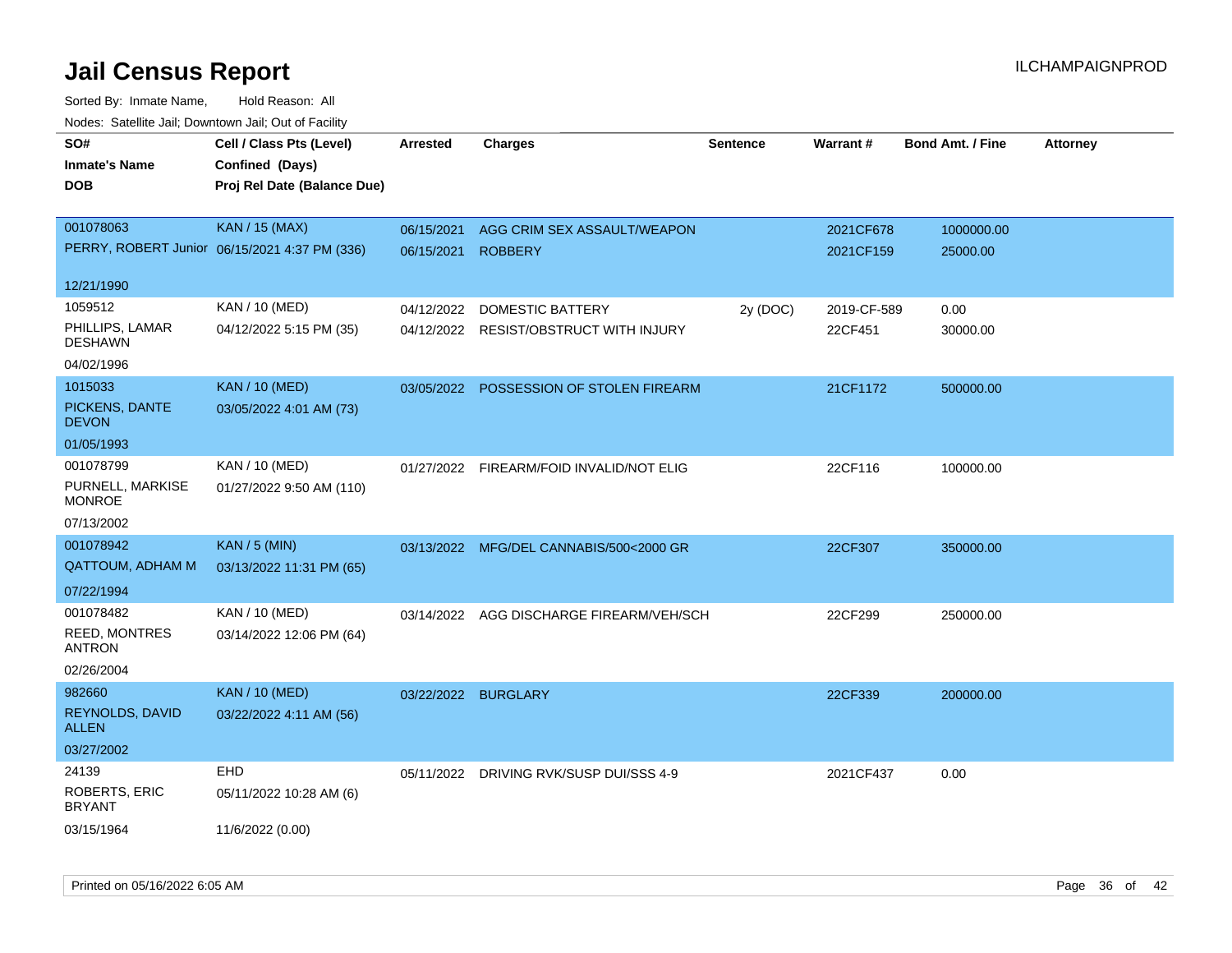# Jail Census Report

Sorted By: Inmate Name, Hold Reason: All

Nodes: Satellite Jail; Downtown Jail; Out of Facility

| SO# / Inmate's Name / DOB | Cell / Class Pts (Level) / Confined (Days) / Proj Rel Date (Balance Due) | Arrested | Charges | Sentence | Warrant # | Bond Amt. / Fine | Attorney |
|---|---|---|---|---|---|---|---|
| 001078063<br>PERRY, ROBERT Junior<br>12/21/1990 | KAN / 15 (MAX)<br>06/15/2021 4:37 PM (336) | 06/15/2021<br>06/15/2021 | AGG CRIM SEX ASSAULT/WEAPON<br>ROBBERY | | 2021CF678<br>2021CF159 | 1000000.00<br>25000.00 | |
| 1059512<br>PHILLIPS, LAMAR DESHAWN<br>04/02/1996 | KAN / 10 (MED)<br>04/12/2022 5:15 PM (35) | 04/12/2022<br>04/12/2022 | DOMESTIC BATTERY<br>RESIST/OBSTRUCT WITH INJURY | 2y (DOC) | 2019-CF-589<br>22CF451 | 0.00<br>30000.00 | |
| 1015033<br>PICKENS, DANTE DEVON<br>01/05/1993 | KAN / 10 (MED)<br>03/05/2022 4:01 AM (73) | 03/05/2022 | POSSESSION OF STOLEN FIREARM | | 21CF1172 | 500000.00 | |
| 001078799<br>PURNELL, MARKISE MONROE<br>07/13/2002 | KAN / 10 (MED)<br>01/27/2022 9:50 AM (110) | 01/27/2022 | FIREARM/FOID INVALID/NOT ELIG | | 22CF116 | 100000.00 | |
| 001078942<br>QATTOUM, ADHAM M<br>07/22/1994 | KAN / 5 (MIN)<br>03/13/2022 11:31 PM (65) | 03/13/2022 | MFG/DEL CANNABIS/500<2000 GR | | 22CF307 | 350000.00 | |
| 001078482<br>REED, MONTRES ANTRON<br>02/26/2004 | KAN / 10 (MED)<br>03/14/2022 12:06 PM (64) | 03/14/2022 | AGG DISCHARGE FIREARM/VEH/SCH | | 22CF299 | 250000.00 | |
| 982660<br>REYNOLDS, DAVID ALLEN<br>03/27/2002 | KAN / 10 (MED)<br>03/22/2022 4:11 AM (56) | 03/22/2022 | BURGLARY | | 22CF339 | 200000.00 | |
| 24139<br>ROBERTS, ERIC BRYANT<br>03/15/1964 | EHD<br>05/11/2022 10:28 AM (6)<br>11/6/2022 (0.00) | 05/11/2022 | DRIVING RVK/SUSP DUI/SSS 4-9 | | 2021CF437 | 0.00 | |

Printed on 05/16/2022 6:05 AM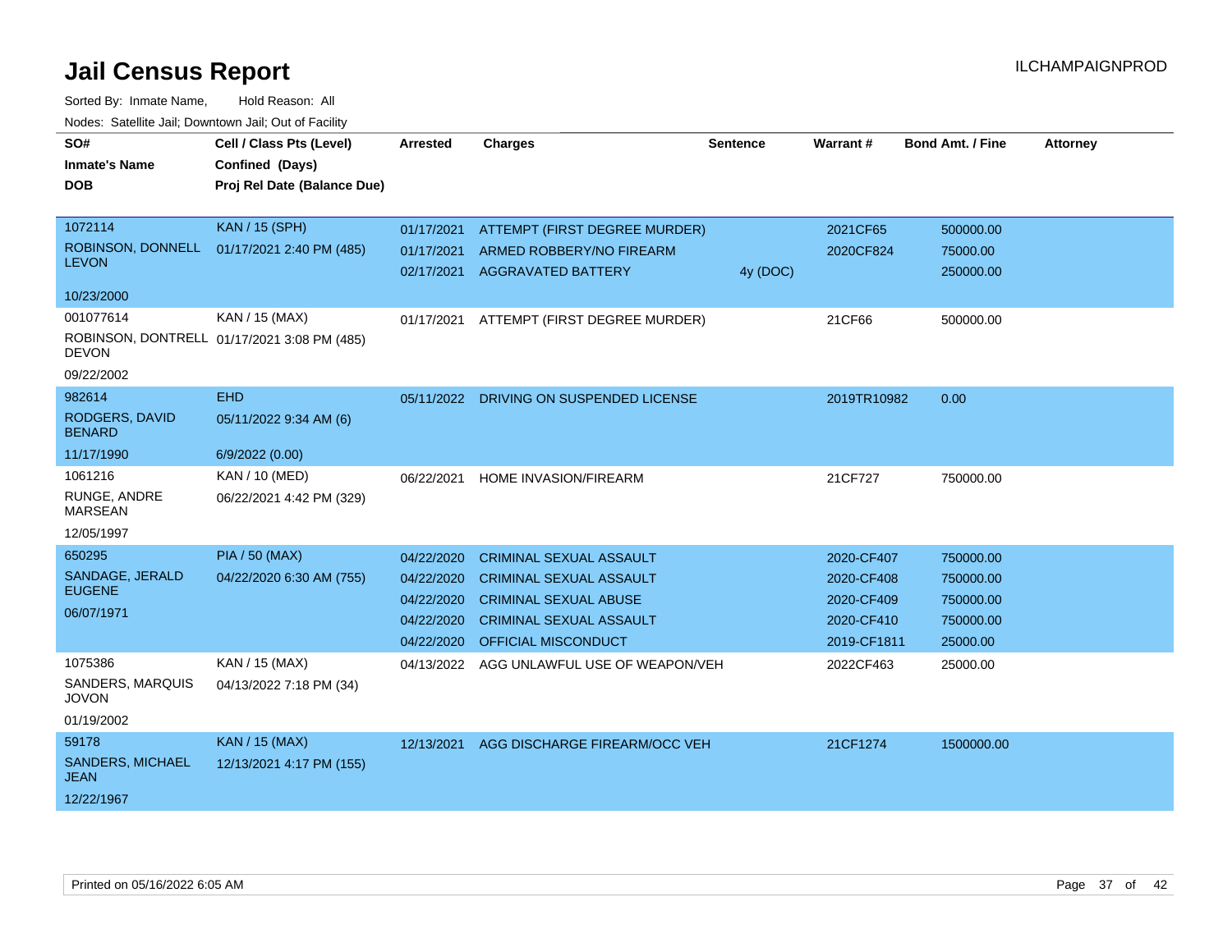# Jail Census Report

ILCHAMPAIGNPROD

Sorted By: Inmate Name, Hold Reason: All

Nodes: Satellite Jail; Downtown Jail; Out of Facility

| SO# / Inmate's Name / DOB | Cell / Class Pts (Level) / Confined (Days) / Proj Rel Date (Balance Due) | Arrested | Charges | Sentence | Warrant # | Bond Amt. / Fine | Attorney |
|---|---|---|---|---|---|---|---|
| 1072114 ROBINSON, DONNELL LEVON 10/23/2000 | KAN / 15 (SPH) 01/17/2021 2:40 PM (485) | 01/17/2021 | ATTEMPT (FIRST DEGREE MURDER) | | 2021CF65 | 500000.00 | |
| | | 01/17/2021 | ARMED ROBBERY/NO FIREARM | | 2020CF824 | 75000.00 | |
| | | 02/17/2021 | AGGRAVATED BATTERY | 4y (DOC) | | 250000.00 | |
| 001077614 ROBINSON, DONTRELL DEVON 09/22/2002 | KAN / 15 (MAX) 01/17/2021 3:08 PM (485) | 01/17/2021 | ATTEMPT (FIRST DEGREE MURDER) | | 21CF66 | 500000.00 | |
| 982614 RODGERS, DAVID BENARD 11/17/1990 | EHD 05/11/2022 9:34 AM (6) 6/9/2022 (0.00) | 05/11/2022 | DRIVING ON SUSPENDED LICENSE | | 2019TR10982 | 0.00 | |
| 1061216 RUNGE, ANDRE MARSEAN 12/05/1997 | KAN / 10 (MED) 06/22/2021 4:42 PM (329) | 06/22/2021 | HOME INVASION/FIREARM | | 21CF727 | 750000.00 | |
| 650295 SANDAGE, JERALD EUGENE 06/07/1971 | PIA / 50 (MAX) 04/22/2020 6:30 AM (755) | 04/22/2020 | CRIMINAL SEXUAL ASSAULT | | 2020-CF407 | 750000.00 | |
| | | 04/22/2020 | CRIMINAL SEXUAL ASSAULT | | 2020-CF408 | 750000.00 | |
| | | 04/22/2020 | CRIMINAL SEXUAL ABUSE | | 2020-CF409 | 750000.00 | |
| | | 04/22/2020 | CRIMINAL SEXUAL ASSAULT | | 2020-CF410 | 750000.00 | |
| | | 04/22/2020 | OFFICIAL MISCONDUCT | | 2019-CF1811 | 25000.00 | |
| 1075386 SANDERS, MARQUIS JOVON 01/19/2002 | KAN / 15 (MAX) 04/13/2022 7:18 PM (34) | 04/13/2022 | AGG UNLAWFUL USE OF WEAPON/VEH | | 2022CF463 | 25000.00 | |
| 59178 SANDERS, MICHAEL JEAN 12/22/1967 | KAN / 15 (MAX) 12/13/2021 4:17 PM (155) | 12/13/2021 | AGG DISCHARGE FIREARM/OCC VEH | | 21CF1274 | 1500000.00 | |

Printed on 05/16/2022 6:05 AM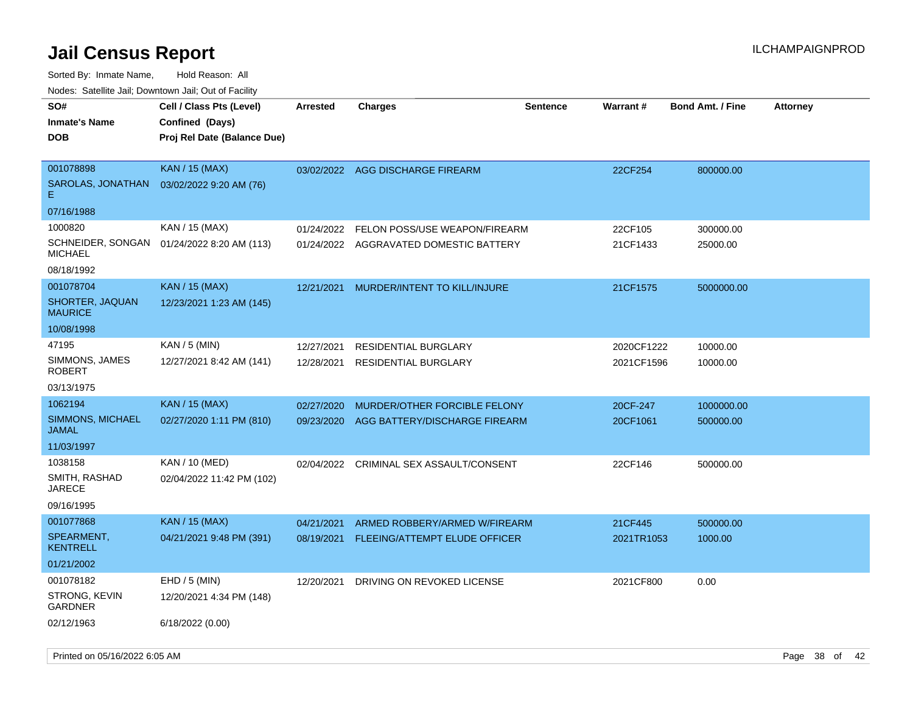# Jail Census Report

ILCHAMPAIGNPROD

Sorted By: Inmate Name, Hold Reason: All

Nodes: Satellite Jail; Downtown Jail; Out of Facility

| SO# / Inmate's Name / DOB | Cell / Class Pts (Level) / Confined (Days) / Proj Rel Date (Balance Due) | Arrested | Charges | Sentence | Warrant # | Bond Amt. / Fine | Attorney |
|---|---|---|---|---|---|---|---|
| 001078898<br>SAROLAS, JONATHAN E<br>07/16/1988 | KAN / 15 (MAX)<br>03/02/2022 9:20 AM (76) | 03/02/2022 | AGG DISCHARGE FIREARM | | 22CF254 | 800000.00 | |
| 1000820<br>SCHNEIDER, SONGAN MICHAEL<br>08/18/1992 | KAN / 15 (MAX)<br>01/24/2022 8:20 AM (113) | 01/24/2022<br>01/24/2022 | FELON POSS/USE WEAPON/FIREARM<br>AGGRAVATED DOMESTIC BATTERY | | 22CF105<br>21CF1433 | 300000.00<br>25000.00 | |
| 001078704<br>SHORTER, JAQUAN MAURICE<br>10/08/1998 | KAN / 15 (MAX)<br>12/23/2021 1:23 AM (145) | 12/21/2021 | MURDER/INTENT TO KILL/INJURE | | 21CF1575 | 5000000.00 | |
| 47195<br>SIMMONS, JAMES ROBERT<br>03/13/1975 | KAN / 5 (MIN)<br>12/27/2021 8:42 AM (141) | 12/27/2021<br>12/28/2021 | RESIDENTIAL BURGLARY<br>RESIDENTIAL BURGLARY | | 2020CF1222<br>2021CF1596 | 10000.00<br>10000.00 | |
| 1062194<br>SIMMONS, MICHAEL JAMAL<br>11/03/1997 | KAN / 15 (MAX)<br>02/27/2020 1:11 PM (810) | 02/27/2020<br>09/23/2020 | MURDER/OTHER FORCIBLE FELONY<br>AGG BATTERY/DISCHARGE FIREARM | | 20CF-247<br>20CF1061 | 1000000.00<br>500000.00 | |
| 1038158<br>SMITH, RASHAD JARECE<br>09/16/1995 | KAN / 10 (MED)<br>02/04/2022 11:42 PM (102) | 02/04/2022 | CRIMINAL SEX ASSAULT/CONSENT | | 22CF146 | 500000.00 | |
| 001077868<br>SPEARMENT, KENTRELL<br>01/21/2002 | KAN / 15 (MAX)<br>04/21/2021 9:48 PM (391) | 04/21/2021<br>08/19/2021 | ARMED ROBBERY/ARMED W/FIREARM<br>FLEEING/ATTEMPT ELUDE OFFICER | | 21CF445<br>2021TR1053 | 500000.00<br>1000.00 | |
| 001078182<br>STRONG, KEVIN GARDNER<br>02/12/1963 | EHD / 5 (MIN)<br>12/20/2021 4:34 PM (148)<br>6/18/2022 (0.00) | 12/20/2021 | DRIVING ON REVOKED LICENSE | | 2021CF800 | 0.00 | |

Printed on 05/16/2022 6:05 AM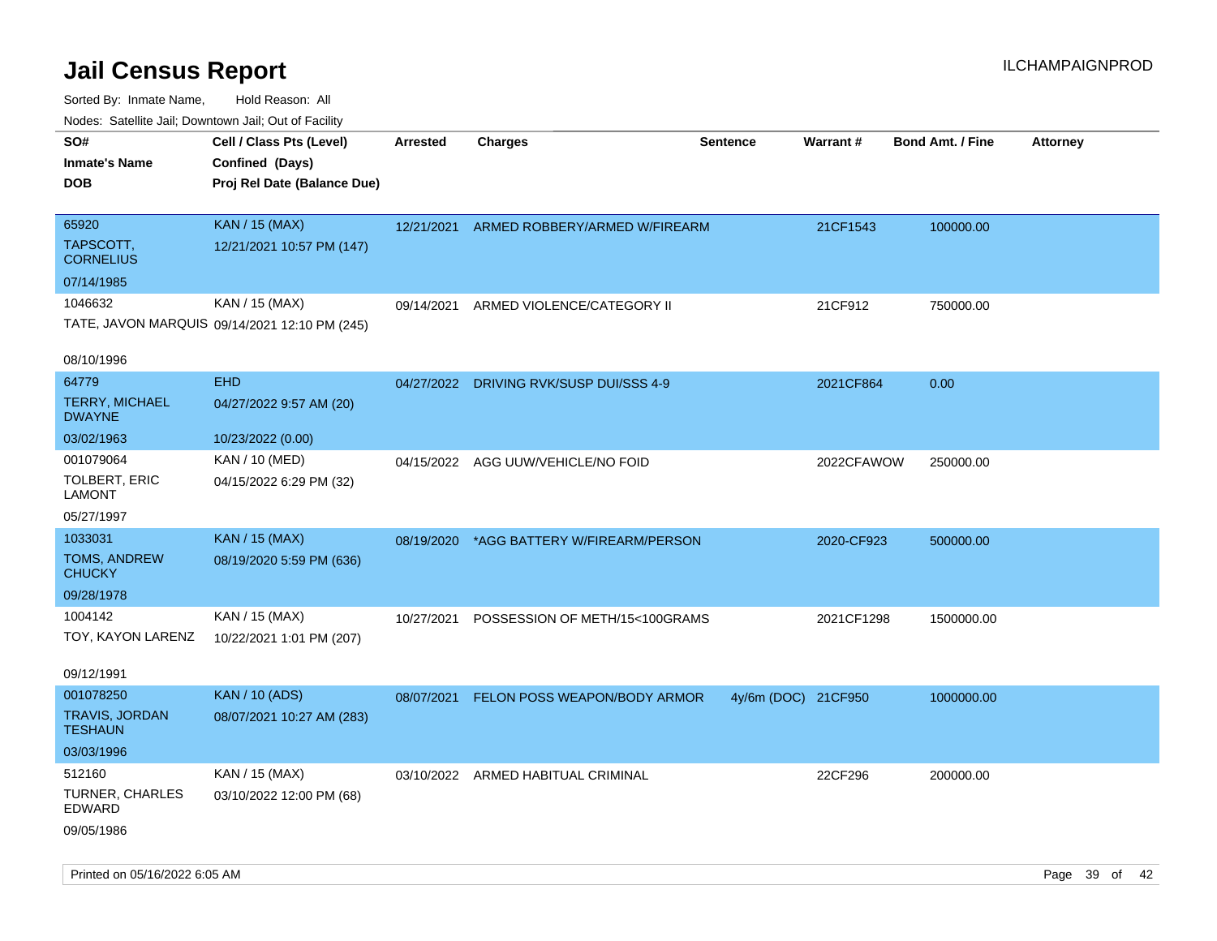# Jail Census Report

Sorted By: Inmate Name, Hold Reason: All

Nodes: Satellite Jail; Downtown Jail; Out of Facility

| SO# / Inmate's Name / DOB | Cell / Class Pts (Level) / Confined (Days) / Proj Rel Date (Balance Due) | Arrested | Charges | Sentence | Warrant # | Bond Amt. / Fine | Attorney |
|---|---|---|---|---|---|---|---|
| 65920<br>TAPSCOTT, CORNELIUS<br>07/14/1985 | KAN / 15 (MAX)<br>12/21/2021 10:57 PM (147) | 12/21/2021 | ARMED ROBBERY/ARMED W/FIREARM | | 21CF1543 | 100000.00 | |
| 1046632<br>TATE, JAVON MARQUIS<br>08/10/1996 | KAN / 15 (MAX)<br>09/14/2021 12:10 PM (245) | 09/14/2021 | ARMED VIOLENCE/CATEGORY II | | 21CF912 | 750000.00 | |
| 64779<br>TERRY, MICHAEL DWAYNE<br>03/02/1963 | EHD<br>04/27/2022 9:57 AM (20)<br>10/23/2022 (0.00) | 04/27/2022 | DRIVING RVK/SUSP DUI/SSS 4-9 | | 2021CF864 | 0.00 | |
| 001079064<br>TOLBERT, ERIC LAMONT<br>05/27/1997 | KAN / 10 (MED)<br>04/15/2022 6:29 PM (32) | 04/15/2022 | AGG UUW/VEHICLE/NO FOID | | 2022CFAWOW | 250000.00 | |
| 1033031<br>TOMS, ANDREW CHUCKY<br>09/28/1978 | KAN / 15 (MAX)<br>08/19/2020 5:59 PM (636) | 08/19/2020 | *AGG BATTERY W/FIREARM/PERSON | | 2020-CF923 | 500000.00 | |
| 1004142<br>TOY, KAYON LARENZ<br>09/12/1991 | KAN / 15 (MAX)<br>10/22/2021 1:01 PM (207) | 10/27/2021 | POSSESSION OF METH/15<100GRAMS | | 2021CF1298 | 1500000.00 | |
| 001078250<br>TRAVIS, JORDAN TESHAUN<br>03/03/1996 | KAN / 10 (ADS)<br>08/07/2021 10:27 AM (283) | 08/07/2021 | FELON POSS WEAPON/BODY ARMOR | 4y/6m (DOC) | 21CF950 | 1000000.00 | |
| 512160<br>TURNER, CHARLES EDWARD<br>09/05/1986 | KAN / 15 (MAX)<br>03/10/2022 12:00 PM (68) | 03/10/2022 | ARMED HABITUAL CRIMINAL | | 22CF296 | 200000.00 | |

Printed on 05/16/2022 6:05 AM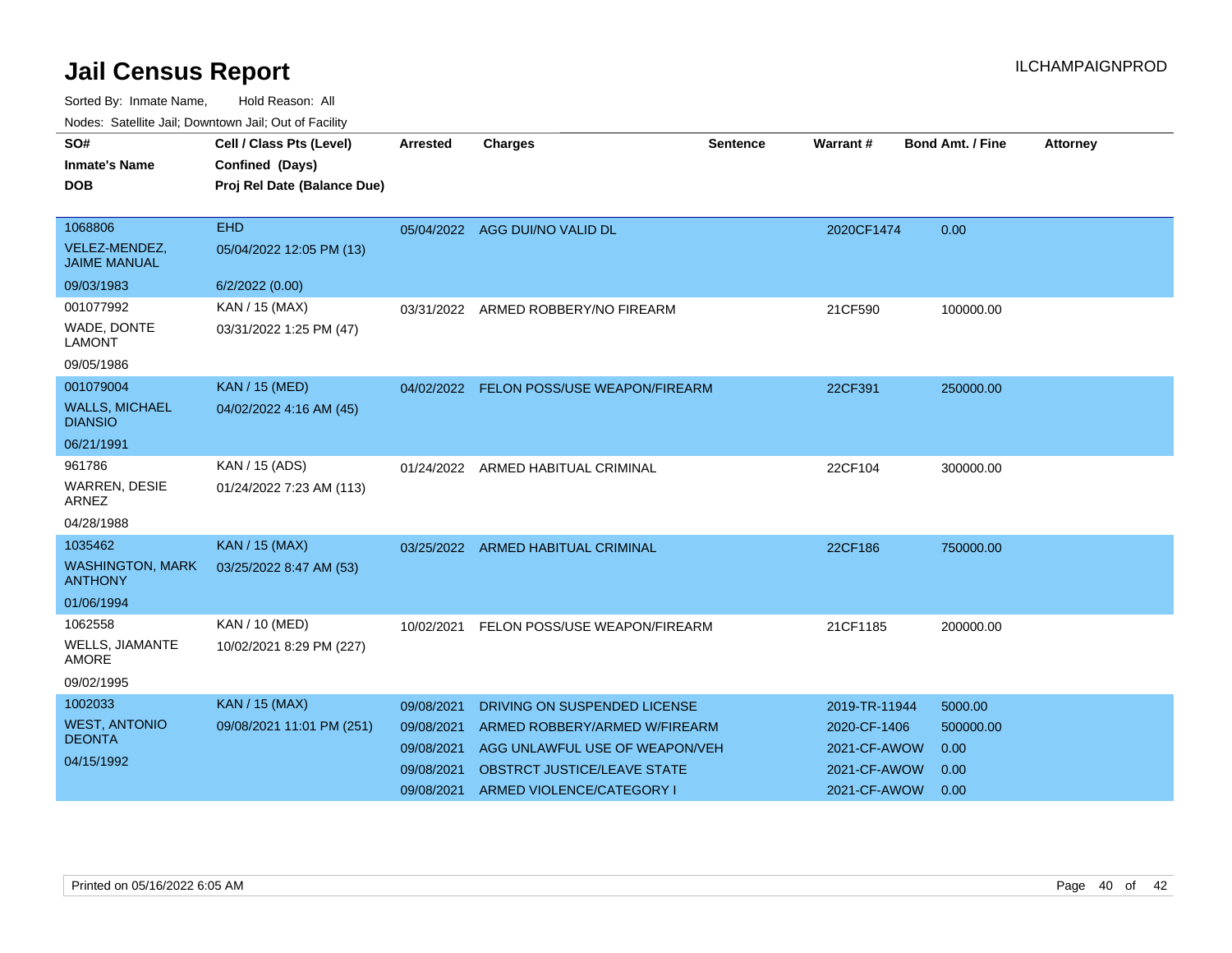# Jail Census Report

Sorted By: Inmate Name, Hold Reason: All

Nodes: Satellite Jail; Downtown Jail; Out of Facility

| SO# / Inmate's Name / DOB | Cell / Class Pts (Level) / Confined (Days) / Proj Rel Date (Balance Due) | Arrested | Charges | Sentence | Warrant # | Bond Amt. / Fine | Attorney |
|---|---|---|---|---|---|---|---|
| 1068806<br>VELEZ-MENDEZ, JAIME MANUAL<br>09/03/1983 | EHD<br>05/04/2022 12:05 PM (13)<br>6/2/2022 (0.00) | 05/04/2022 | AGG DUI/NO VALID DL | | 2020CF1474 | 0.00 | |
| 001077992<br>WADE, DONTE LAMONT<br>09/05/1986 | KAN / 15 (MAX)<br>03/31/2022 1:25 PM (47) | 03/31/2022 | ARMED ROBBERY/NO FIREARM | | 21CF590 | 100000.00 | |
| 001079004<br>WALLS, MICHAEL DIANSIO<br>06/21/1991 | KAN / 15 (MED)<br>04/02/2022 4:16 AM (45) | 04/02/2022 | FELON POSS/USE WEAPON/FIREARM | | 22CF391 | 250000.00 | |
| 961786<br>WARREN, DESIE ARNEZ<br>04/28/1988 | KAN / 15 (ADS)<br>01/24/2022 7:23 AM (113) | 01/24/2022 | ARMED HABITUAL CRIMINAL | | 22CF104 | 300000.00 | |
| 1035462<br>WASHINGTON, MARK ANTHONY<br>01/06/1994 | KAN / 15 (MAX)<br>03/25/2022 8:47 AM (53) | 03/25/2022 | ARMED HABITUAL CRIMINAL | | 22CF186 | 750000.00 | |
| 1062558<br>WELLS, JIAMANTE AMORE<br>09/02/1995 | KAN / 10 (MED)<br>10/02/2021 8:29 PM (227) | 10/02/2021 | FELON POSS/USE WEAPON/FIREARM | | 21CF1185 | 200000.00 | |
| 1002033<br>WEST, ANTONIO DEONTA<br>04/15/1992 | KAN / 15 (MAX)<br>09/08/2021 11:01 PM (251) | 09/08/2021 | DRIVING ON SUSPENDED LICENSE | | 2019-TR-11944 | 5000.00 | |
| | | 09/08/2021 | ARMED ROBBERY/ARMED W/FIREARM | | 2020-CF-1406 | 500000.00 | |
| | | 09/08/2021 | AGG UNLAWFUL USE OF WEAPON/VEH | | 2021-CF-AWOW | 0.00 | |
| | | 09/08/2021 | OBSTRCT JUSTICE/LEAVE STATE | | 2021-CF-AWOW | 0.00 | |
| | | 09/08/2021 | ARMED VIOLENCE/CATEGORY I | | 2021-CF-AWOW | 0.00 | |

Printed on 05/16/2022 6:05 AM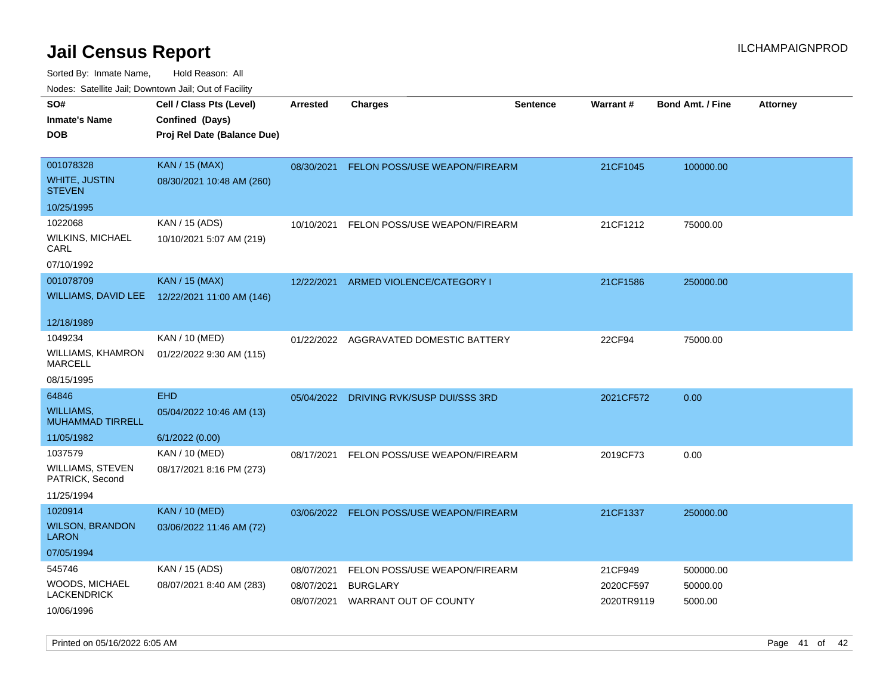# Jail Census Report

Sorted By: Inmate Name, Hold Reason: All

Nodes: Satellite Jail; Downtown Jail; Out of Facility

| SO# / Inmate's Name / DOB | Cell / Class Pts (Level) / Confined (Days) / Proj Rel Date (Balance Due) | Arrested | Charges | Sentence | Warrant # | Bond Amt. / Fine | Attorney |
|---|---|---|---|---|---|---|---|
| 001078328<br>WHITE, JUSTIN STEVEN<br>10/25/1995 | KAN / 15 (MAX)<br>08/30/2021 10:48 AM (260) | 08/30/2021 | FELON POSS/USE WEAPON/FIREARM | | 21CF1045 | 100000.00 | |
| 1022068<br>WILKINS, MICHAEL CARL<br>07/10/1992 | KAN / 15 (ADS)<br>10/10/2021 5:07 AM (219) | 10/10/2021 | FELON POSS/USE WEAPON/FIREARM | | 21CF1212 | 75000.00 | |
| 001078709<br>WILLIAMS, DAVID LEE<br>12/18/1989 | KAN / 15 (MAX)<br>12/22/2021 11:00 AM (146) | 12/22/2021 | ARMED VIOLENCE/CATEGORY I | | 21CF1586 | 250000.00 | |
| 1049234<br>WILLIAMS, KHAMRON MARCELL<br>08/15/1995 | KAN / 10 (MED)<br>01/22/2022 9:30 AM (115) | 01/22/2022 | AGGRAVATED DOMESTIC BATTERY | | 22CF94 | 75000.00 | |
| 64846<br>WILLIAMS, MUHAMMAD TIRRELL<br>11/05/1982 | EHD<br>05/04/2022 10:46 AM (13)<br>6/1/2022 (0.00) | 05/04/2022 | DRIVING RVK/SUSP DUI/SSS 3RD | | 2021CF572 | 0.00 | |
| 1037579<br>WILLIAMS, STEVEN PATRICK, Second<br>11/25/1994 | KAN / 10 (MED)<br>08/17/2021 8:16 PM (273) | 08/17/2021 | FELON POSS/USE WEAPON/FIREARM | | 2019CF73 | 0.00 | |
| 1020914<br>WILSON, BRANDON LARON<br>07/05/1994 | KAN / 10 (MED)<br>03/06/2022 11:46 AM (72) | 03/06/2022 | FELON POSS/USE WEAPON/FIREARM | | 21CF1337 | 250000.00 | |
| 545746<br>WOODS, MICHAEL LACKENDRICK<br>10/06/1996 | KAN / 15 (ADS)<br>08/07/2021 8:40 AM (283) | 08/07/2021<br>08/07/2021<br>08/07/2021 | FELON POSS/USE WEAPON/FIREARM<br>BURGLARY<br>WARRANT OUT OF COUNTY | | 21CF949<br>2020CF597<br>2020TR9119 | 500000.00<br>50000.00<br>5000.00 | |

Printed on 05/16/2022 6:05 AM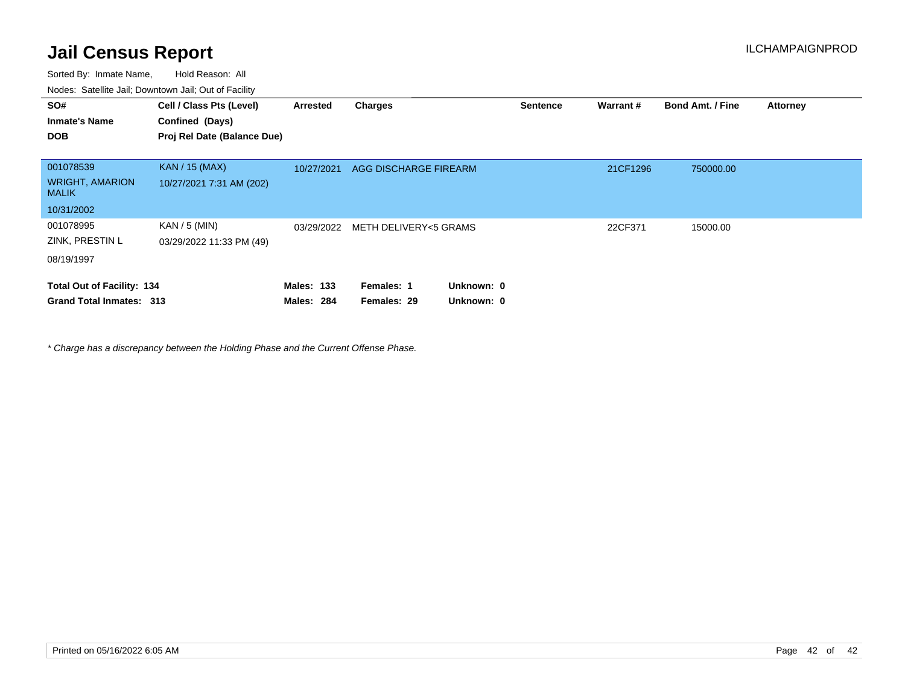# Jail Census Report

ILCHAMPAIGNPROD

Sorted By: Inmate Name, Hold Reason: All

Nodes: Satellite Jail; Downtown Jail; Out of Facility

| SO# / Inmate's Name / DOB | Cell / Class Pts (Level) / Confined (Days) / Proj Rel Date (Balance Due) | Arrested | Charges | Sentence | Warrant # | Bond Amt. / Fine | Attorney |
|---|---|---|---|---|---|---|---|
| 001078539<br>WRIGHT, AMARION MALIK<br>10/31/2002 | KAN / 15 (MAX)<br>10/27/2021 7:31 AM (202) | 10/27/2021 | AGG DISCHARGE FIREARM | | 21CF1296 | 750000.00 | |
| 001078995<br>ZINK, PRESTIN L<br>08/19/1997 | KAN / 5 (MIN)<br>03/29/2022 11:33 PM (49) | 03/29/2022 | METH DELIVERY<5 GRAMS | | 22CF371 | 15000.00 | |

**Total Out of Facility: 134** **Males: 133** **Females: 1** **Unknown: 0**

**Grand Total Inmates: 313** **Males: 284** **Females: 29** **Unknown: 0**

*\* Charge has a discrepancy between the Holding Phase and the Current Offense Phase.*

Printed on 05/16/2022 6:05 AM